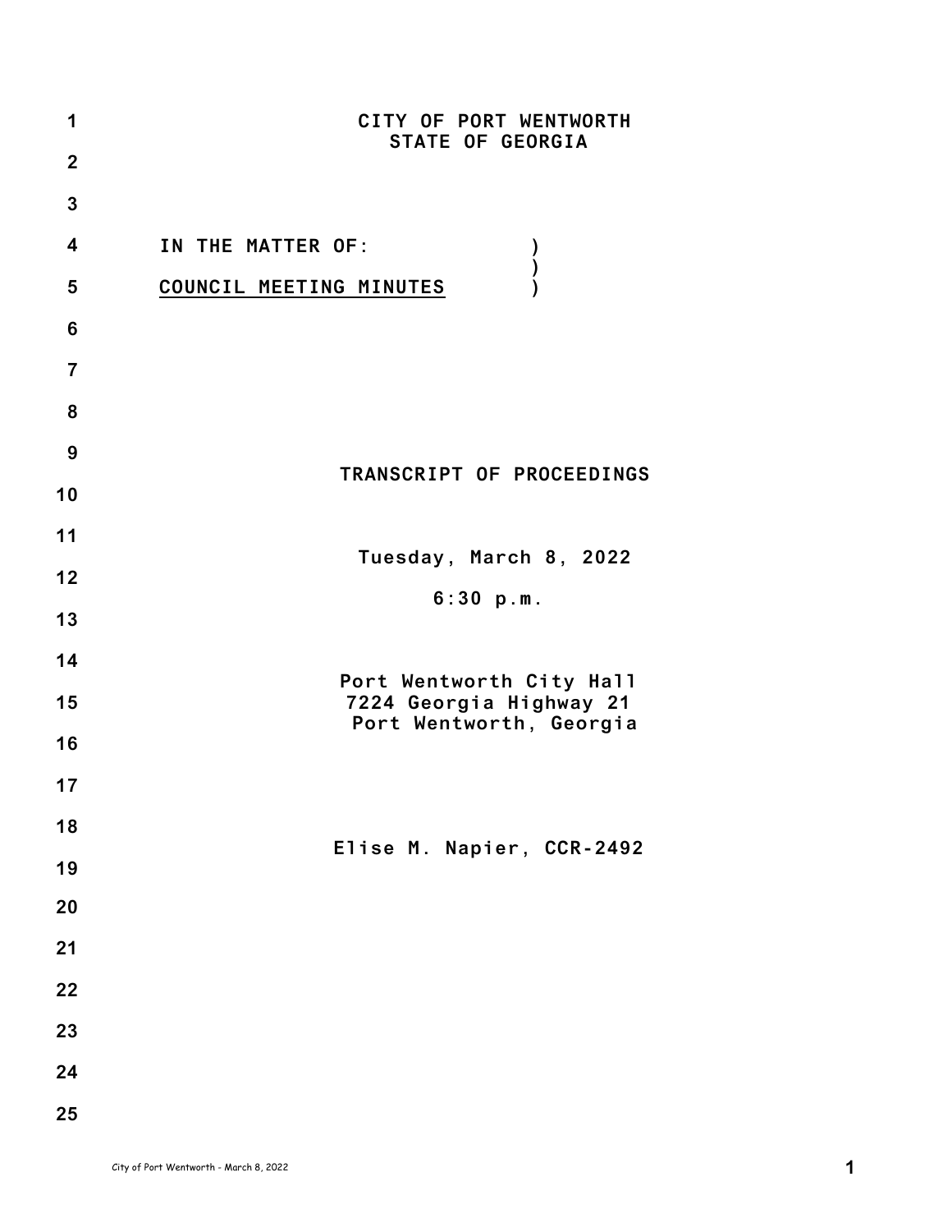CITY OF PORT WENTWORTH
STATE OF GEORGIA

IN THE MATTER OF: )
)
<u>COUNCIL MEETING MINUTES</u> )

TRANSCRIPT OF PROCEEDINGS

Tuesday, March 8, 2022

6:30 p.m.

Port Wentworth City Hall
7224 Georgia Highway 21
Port Wentworth, Georgia

Elise M. Napier, CCR-2492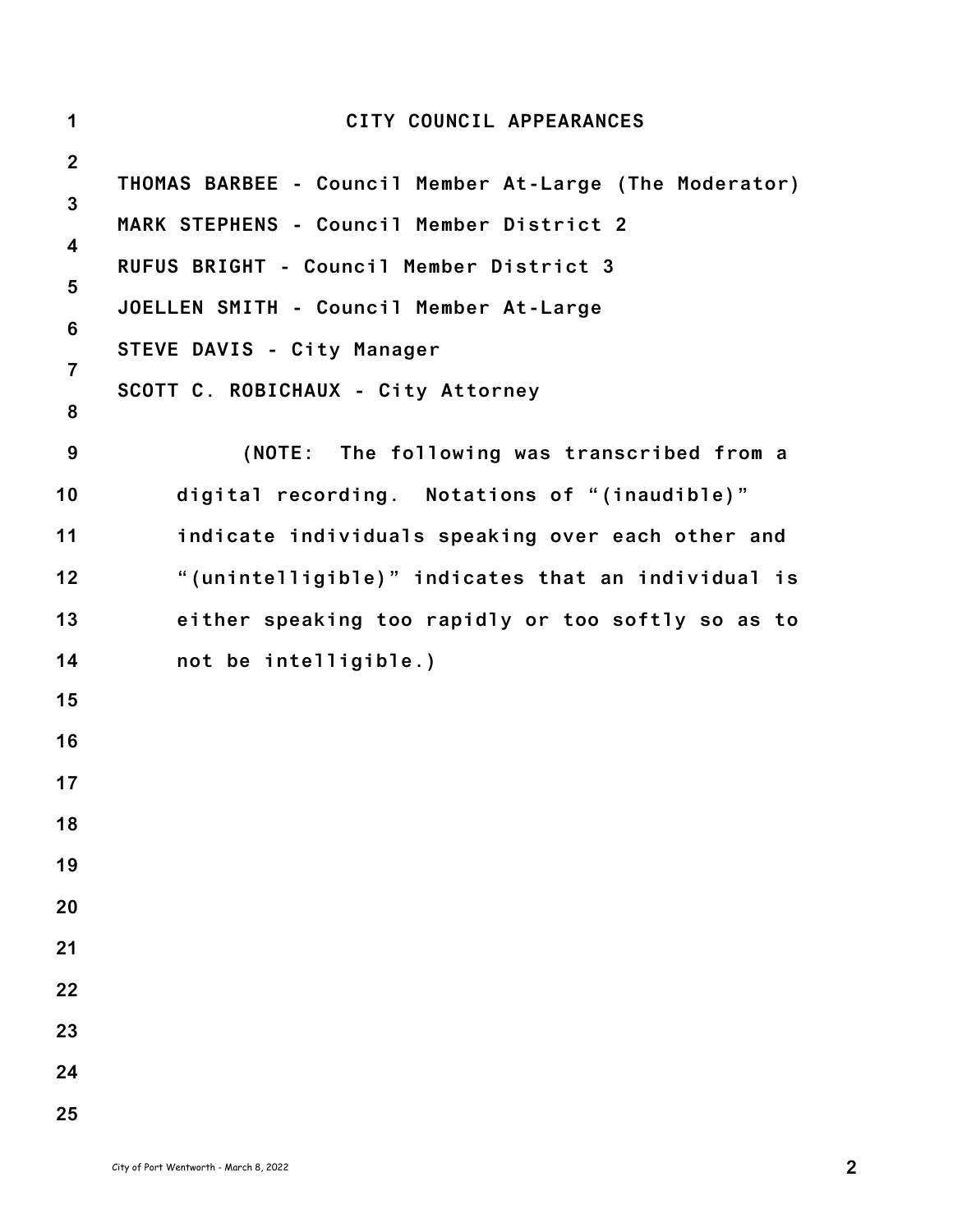# CITY COUNCIL APPEARANCES

THOMAS BARBEE - Council Member At-Large (The Moderator)

MARK STEPHENS - Council Member District 2

RUFUS BRIGHT - Council Member District 3

JOELLEN SMITH - Council Member At-Large

STEVE DAVIS - City Manager

SCOTT C. ROBICHAUX - City Attorney

(NOTE: The following was transcribed from a digital recording. Notations of "(inaudible)" indicate individuals speaking over each other and "(unintelligible)" indicates that an individual is either speaking too rapidly or too softly so as to not be intelligible.)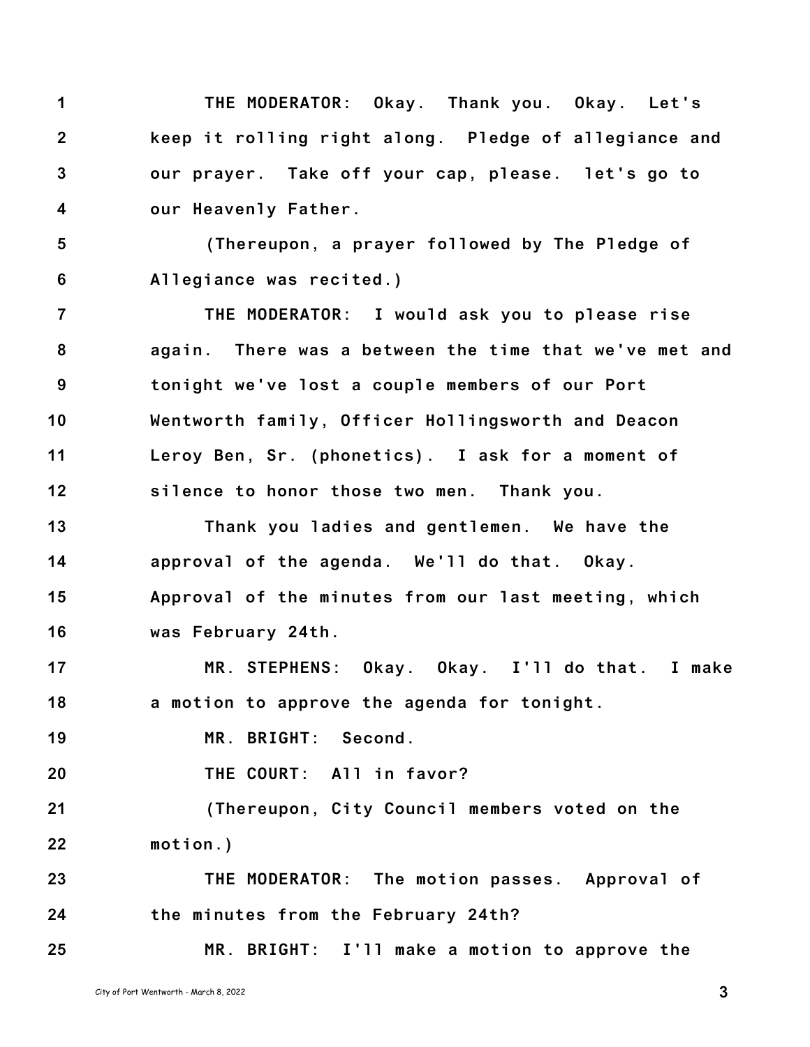1 THE MODERATOR: Okay. Thank you. Okay. Let's
2 keep it rolling right along. Pledge of allegiance and
3 our prayer. Take off your cap, please. let's go to
4 our Heavenly Father.

5 (Thereupon, a prayer followed by The Pledge of
6 Allegiance was recited.)

7 THE MODERATOR: I would ask you to please rise
8 again. There was a between the time that we've met and
9 tonight we've lost a couple members of our Port
10 Wentworth family, Officer Hollingsworth and Deacon
11 Leroy Ben, Sr. (phonetics). I ask for a moment of
12 silence to honor those two men. Thank you.

13 Thank you ladies and gentlemen. We have the
14 approval of the agenda. We'll do that. Okay.
15 Approval of the minutes from our last meeting, which
16 was February 24th.

17 MR. STEPHENS: Okay. Okay. I'll do that. I make
18 a motion to approve the agenda for tonight.

19 MR. BRIGHT: Second.

20 THE COURT: All in favor?

21 (Thereupon, City Council members voted on the
22 motion.)

23 THE MODERATOR: The motion passes. Approval of
24 the minutes from the February 24th?

25 MR. BRIGHT: I'll make a motion to approve the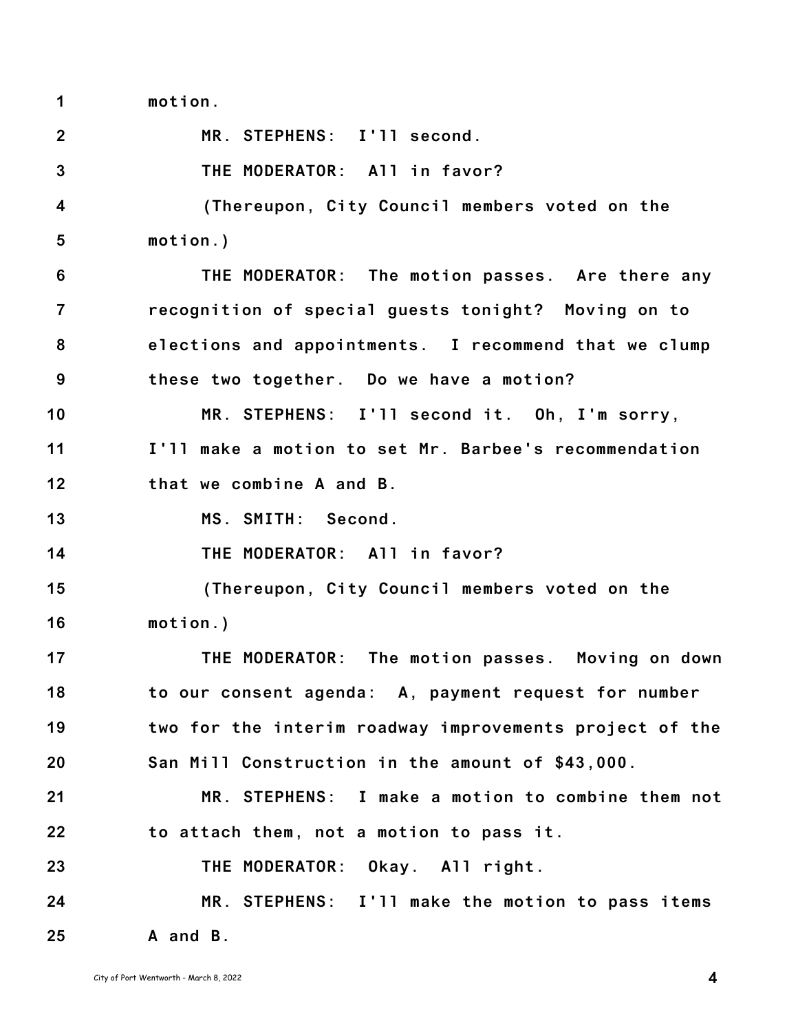motion.

MR. STEPHENS: I'll second.

THE MODERATOR: All in favor?

(Thereupon, City Council members voted on the motion.)

THE MODERATOR: The motion passes. Are there any recognition of special guests tonight? Moving on to elections and appointments. I recommend that we clump these two together. Do we have a motion?

MR. STEPHENS: I'll second it. Oh, I'm sorry, I'll make a motion to set Mr. Barbee's recommendation that we combine A and B.

MS. SMITH: Second.

THE MODERATOR: All in favor?

(Thereupon, City Council members voted on the motion.)

THE MODERATOR: The motion passes. Moving on down to our consent agenda: A, payment request for number two for the interim roadway improvements project of the San Mill Construction in the amount of $43,000.

MR. STEPHENS: I make a motion to combine them not to attach them, not a motion to pass it.

THE MODERATOR: Okay. All right.

MR. STEPHENS: I'll make the motion to pass items A and B.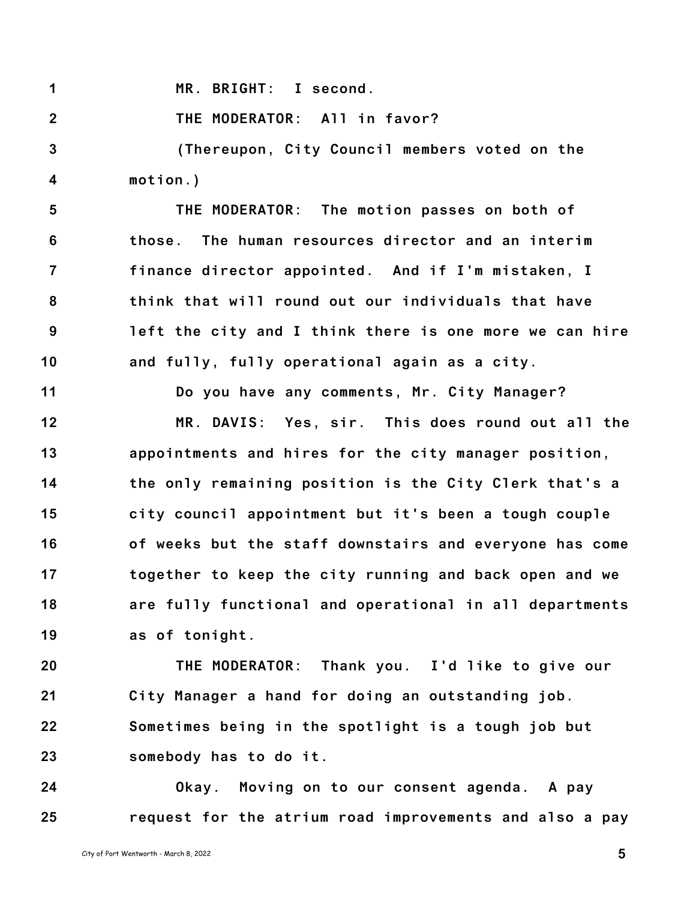MR. BRIGHT: I second.

THE MODERATOR: All in favor?

(Thereupon, City Council members voted on the motion.)

THE MODERATOR: The motion passes on both of those. The human resources director and an interim finance director appointed. And if I'm mistaken, I think that will round out our individuals that have left the city and I think there is one more we can hire and fully, fully operational again as a city.

Do you have any comments, Mr. City Manager?

MR. DAVIS: Yes, sir. This does round out all the appointments and hires for the city manager position, the only remaining position is the City Clerk that's a city council appointment but it's been a tough couple of weeks but the staff downstairs and everyone has come together to keep the city running and back open and we are fully functional and operational in all departments as of tonight.

THE MODERATOR: Thank you. I'd like to give our City Manager a hand for doing an outstanding job. Sometimes being in the spotlight is a tough job but somebody has to do it.

Okay. Moving on to our consent agenda. A pay request for the atrium road improvements and also a pay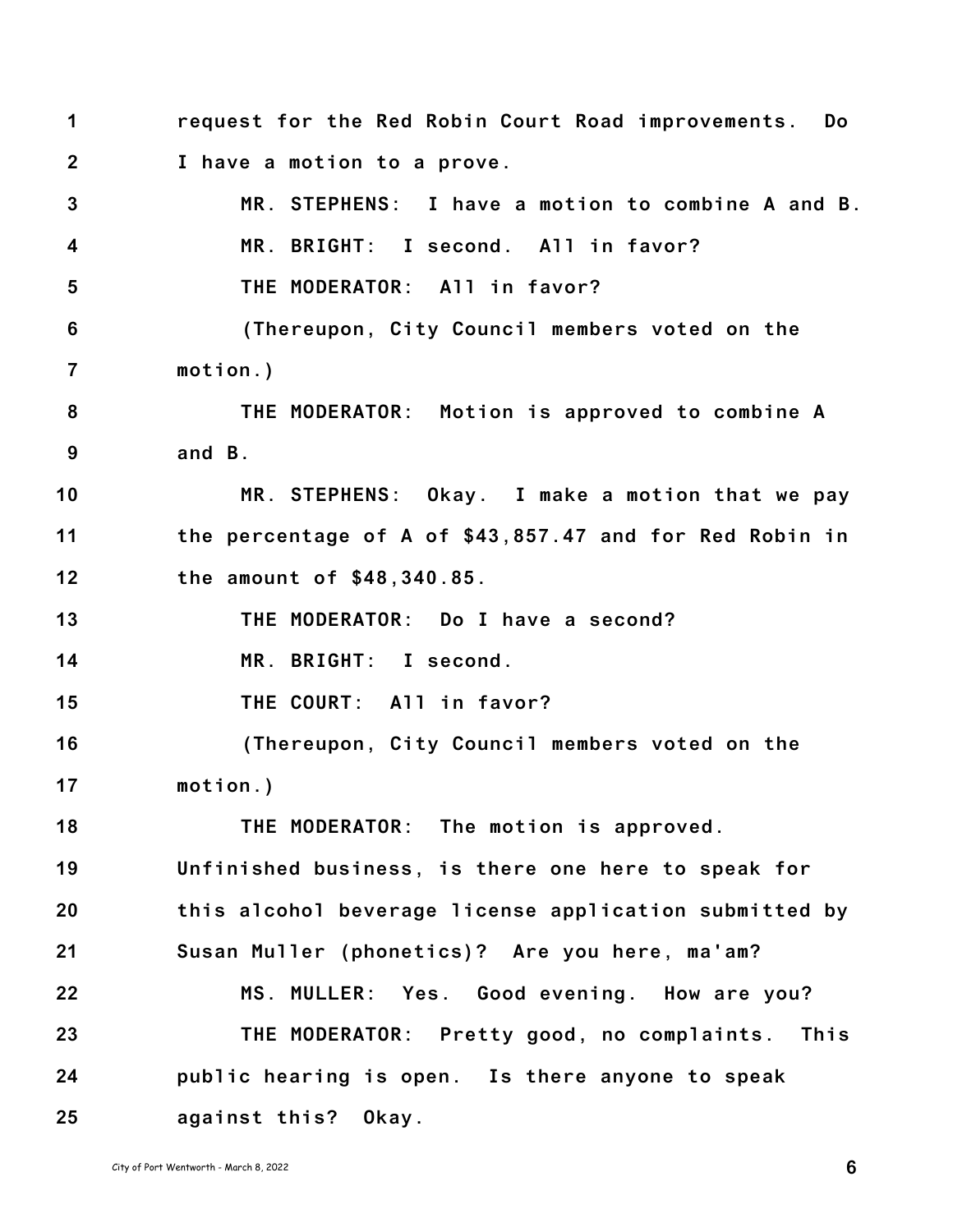request for the Red Robin Court Road improvements. Do I have a motion to a prove.

MR. STEPHENS: I have a motion to combine A and B.

MR. BRIGHT: I second. All in favor?

THE MODERATOR: All in favor?

(Thereupon, City Council members voted on the motion.)

THE MODERATOR: Motion is approved to combine A and B.

MR. STEPHENS: Okay. I make a motion that we pay the percentage of A of $43,857.47 and for Red Robin in the amount of $48,340.85.

THE MODERATOR: Do I have a second?

MR. BRIGHT: I second.

THE COURT: All in favor?

(Thereupon, City Council members voted on the motion.)

THE MODERATOR: The motion is approved. Unfinished business, is there one here to speak for this alcohol beverage license application submitted by Susan Muller (phonetics)? Are you here, ma'am?

MS. MULLER: Yes. Good evening. How are you?

THE MODERATOR: Pretty good, no complaints. This public hearing is open. Is there anyone to speak against this? Okay.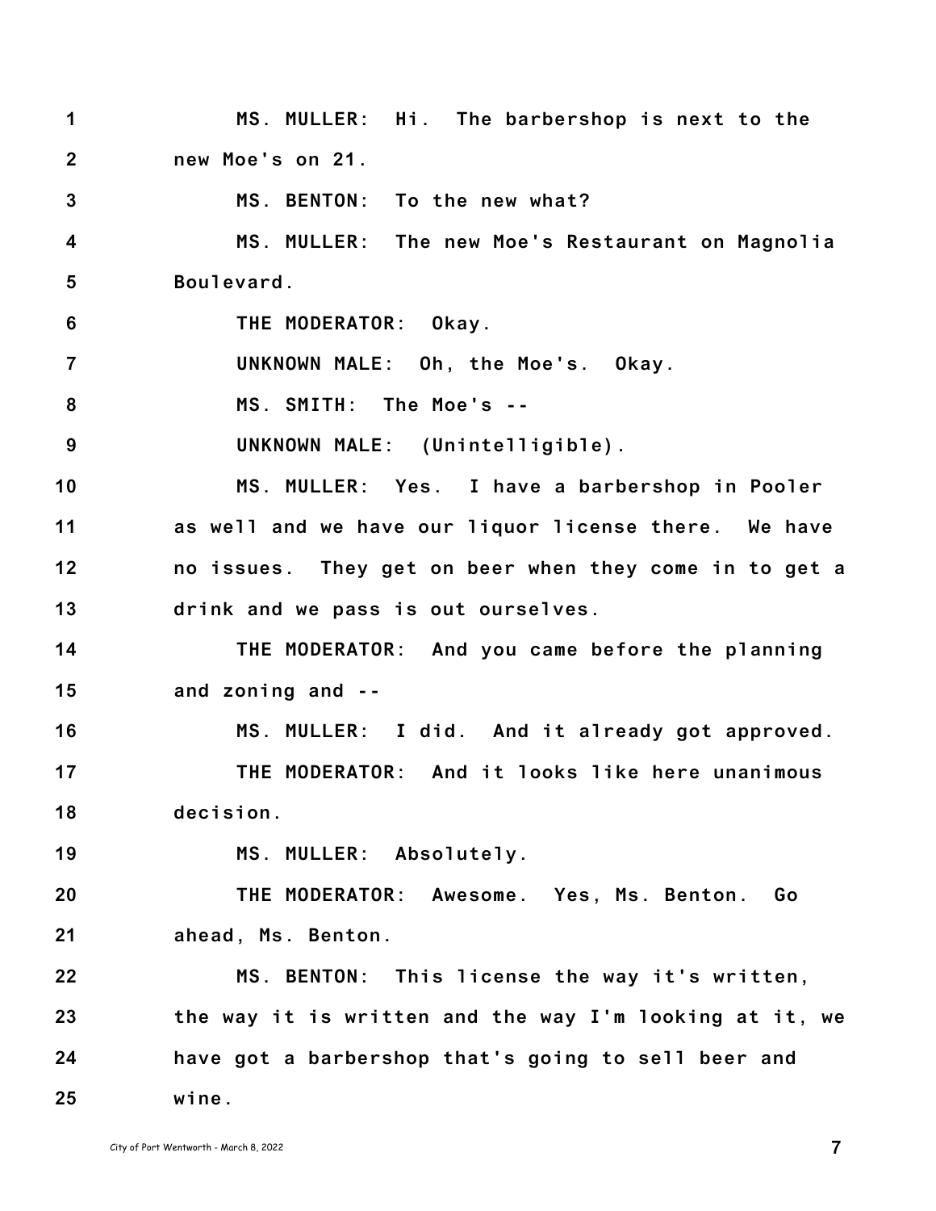MS. MULLER: Hi. The barbershop is next to the new Moe's on 21.

MS. BENTON: To the new what?

MS. MULLER: The new Moe's Restaurant on Magnolia Boulevard.

THE MODERATOR: Okay.

UNKNOWN MALE: Oh, the Moe's. Okay.

MS. SMITH: The Moe's --

UNKNOWN MALE: (Unintelligible).

MS. MULLER: Yes. I have a barbershop in Pooler as well and we have our liquor license there. We have no issues. They get on beer when they come in to get a drink and we pass is out ourselves.

THE MODERATOR: And you came before the planning and zoning and --

MS. MULLER: I did. And it already got approved.

THE MODERATOR: And it looks like here unanimous decision.

MS. MULLER: Absolutely.

THE MODERATOR: Awesome. Yes, Ms. Benton. Go ahead, Ms. Benton.

MS. BENTON: This license the way it's written, the way it is written and the way I'm looking at it, we have got a barbershop that's going to sell beer and wine.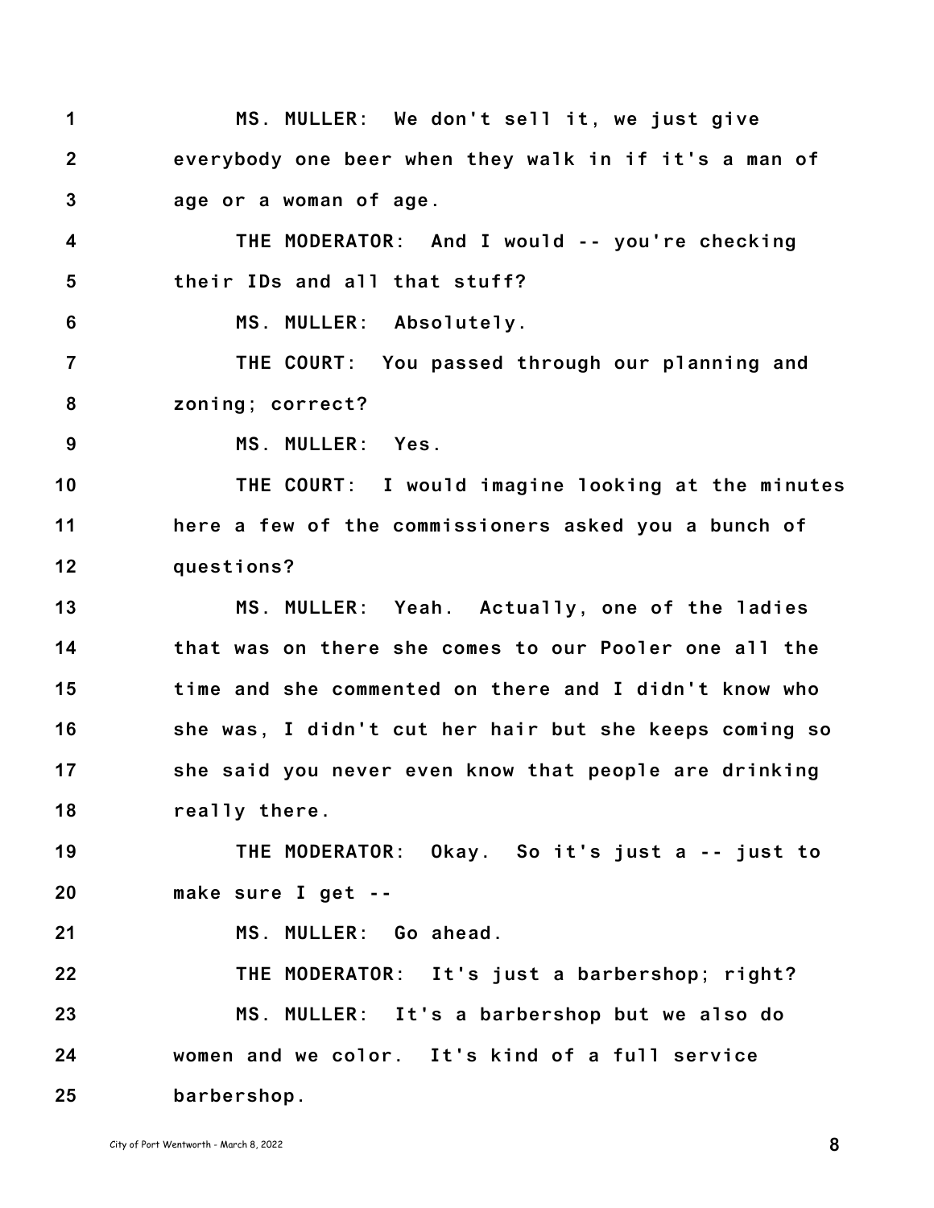1 MS. MULLER: We don't sell it, we just give
2 everybody one beer when they walk in if it's a man of
3 age or a woman of age.
4 THE MODERATOR: And I would -- you're checking
5 their IDs and all that stuff?
6 MS. MULLER: Absolutely.
7 THE COURT: You passed through our planning and
8 zoning; correct?
9 MS. MULLER: Yes.
10 THE COURT: I would imagine looking at the minutes
11 here a few of the commissioners asked you a bunch of
12 questions?
13 MS. MULLER: Yeah. Actually, one of the ladies
14 that was on there she comes to our Pooler one all the
15 time and she commented on there and I didn't know who
16 she was, I didn't cut her hair but she keeps coming so
17 she said you never even know that people are drinking
18 really there.
19 THE MODERATOR: Okay. So it's just a -- just to
20 make sure I get --
21 MS. MULLER: Go ahead.
22 THE MODERATOR: It's just a barbershop; right?
23 MS. MULLER: It's a barbershop but we also do
24 women and we color. It's kind of a full service
25 barbershop.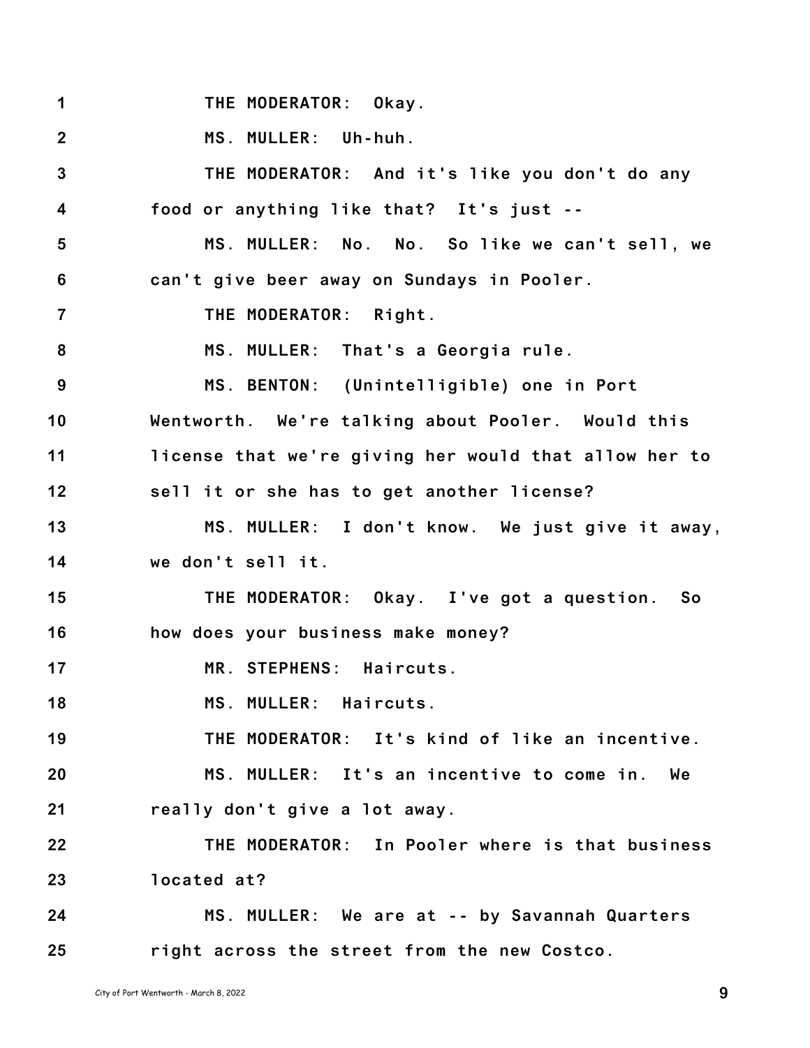THE MODERATOR: Okay.

MS. MULLER: Uh-huh.

THE MODERATOR: And it's like you don't do any food or anything like that? It's just --

MS. MULLER: No. No. So like we can't sell, we can't give beer away on Sundays in Pooler.

THE MODERATOR: Right.

MS. MULLER: That's a Georgia rule.

MS. BENTON: (Unintelligible) one in Port Wentworth. We're talking about Pooler. Would this license that we're giving her would that allow her to sell it or she has to get another license?

MS. MULLER: I don't know. We just give it away, we don't sell it.

THE MODERATOR: Okay. I've got a question. So how does your business make money?

MR. STEPHENS: Haircuts.

MS. MULLER: Haircuts.

THE MODERATOR: It's kind of like an incentive.

MS. MULLER: It's an incentive to come in. We really don't give a lot away.

THE MODERATOR: In Pooler where is that business located at?

MS. MULLER: We are at -- by Savannah Quarters right across the street from the new Costco.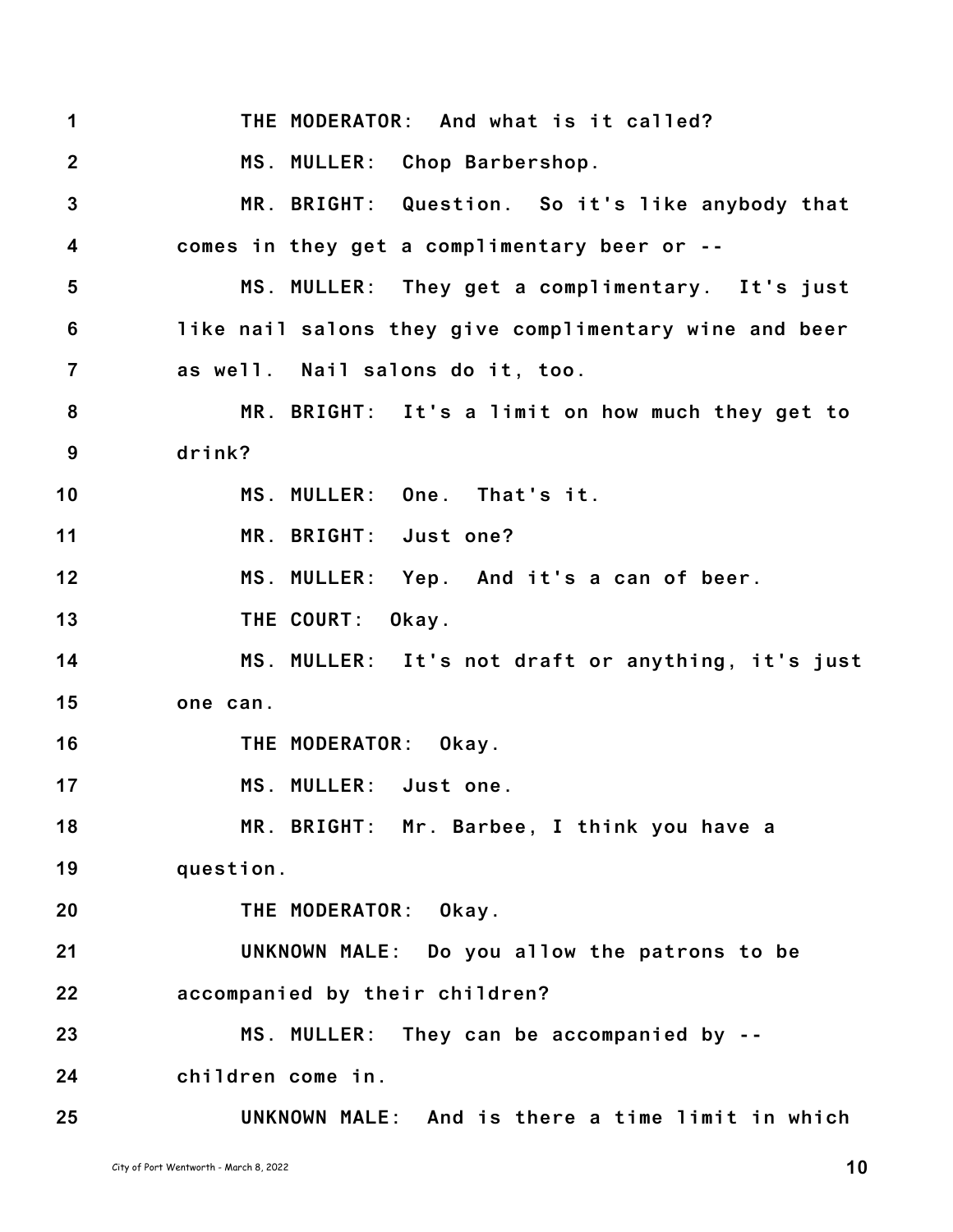THE MODERATOR: And what is it called?

MS. MULLER: Chop Barbershop.

MR. BRIGHT: Question. So it's like anybody that comes in they get a complimentary beer or --

MS. MULLER: They get a complimentary. It's just like nail salons they give complimentary wine and beer as well. Nail salons do it, too.

MR. BRIGHT: It's a limit on how much they get to drink?

MS. MULLER: One. That's it.

MR. BRIGHT: Just one?

MS. MULLER: Yep. And it's a can of beer.

THE COURT: Okay.

MS. MULLER: It's not draft or anything, it's just one can.

THE MODERATOR: Okay.

MS. MULLER: Just one.

MR. BRIGHT: Mr. Barbee, I think you have a question.

THE MODERATOR: Okay.

UNKNOWN MALE: Do you allow the patrons to be accompanied by their children?

MS. MULLER: They can be accompanied by -- children come in.

UNKNOWN MALE: And is there a time limit in which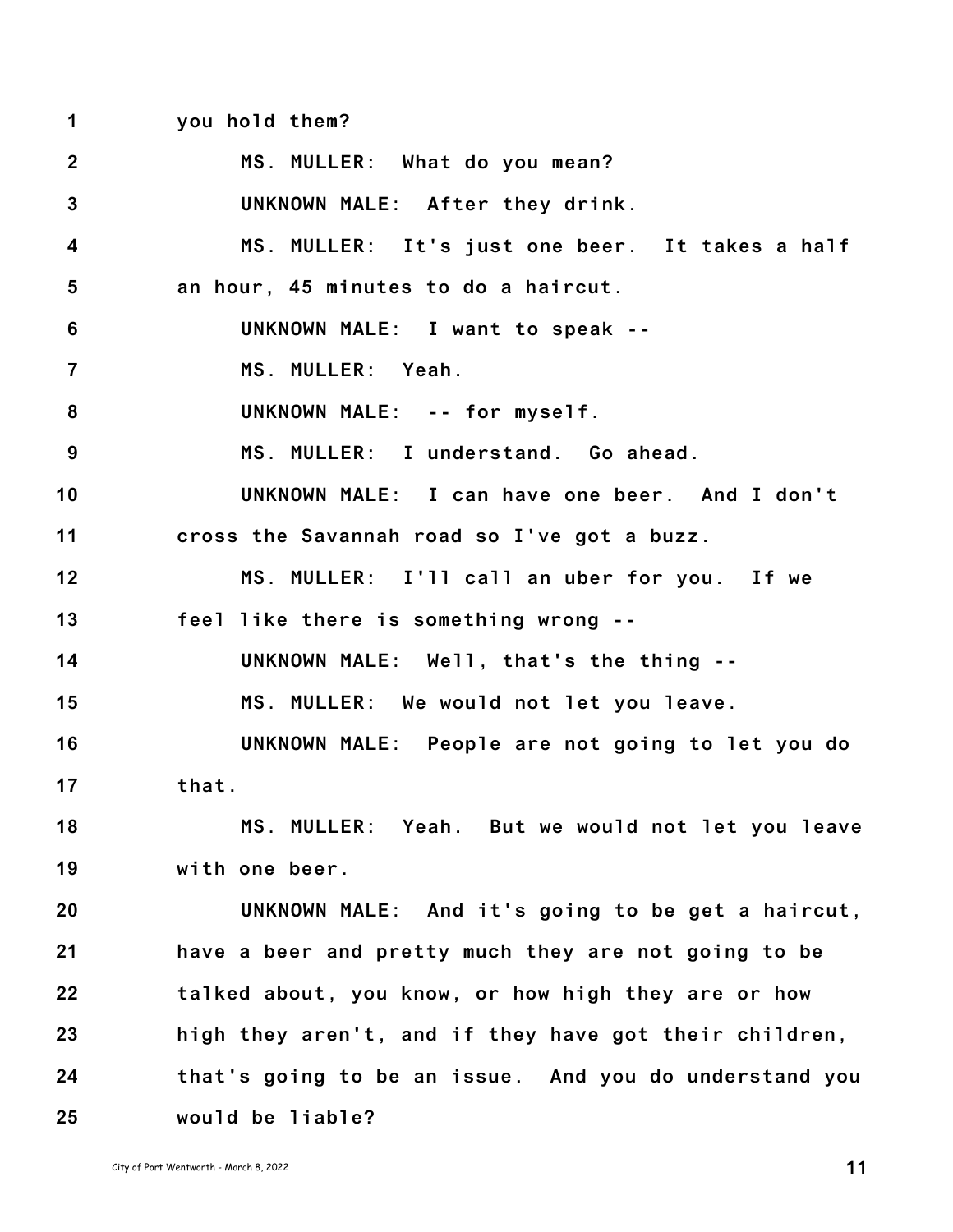you hold them?

MS. MULLER: What do you mean?

UNKNOWN MALE: After they drink.

MS. MULLER: It's just one beer. It takes a half an hour, 45 minutes to do a haircut.

UNKNOWN MALE: I want to speak --

MS. MULLER: Yeah.

UNKNOWN MALE: -- for myself.

MS. MULLER: I understand. Go ahead.

UNKNOWN MALE: I can have one beer. And I don't cross the Savannah road so I've got a buzz.

MS. MULLER: I'll call an uber for you. If we feel like there is something wrong --

UNKNOWN MALE: Well, that's the thing --

MS. MULLER: We would not let you leave.

UNKNOWN MALE: People are not going to let you do that.

MS. MULLER: Yeah. But we would not let you leave with one beer.

UNKNOWN MALE: And it's going to be get a haircut, have a beer and pretty much they are not going to be talked about, you know, or how high they are or how high they aren't, and if they have got their children, that's going to be an issue. And you do understand you would be liable?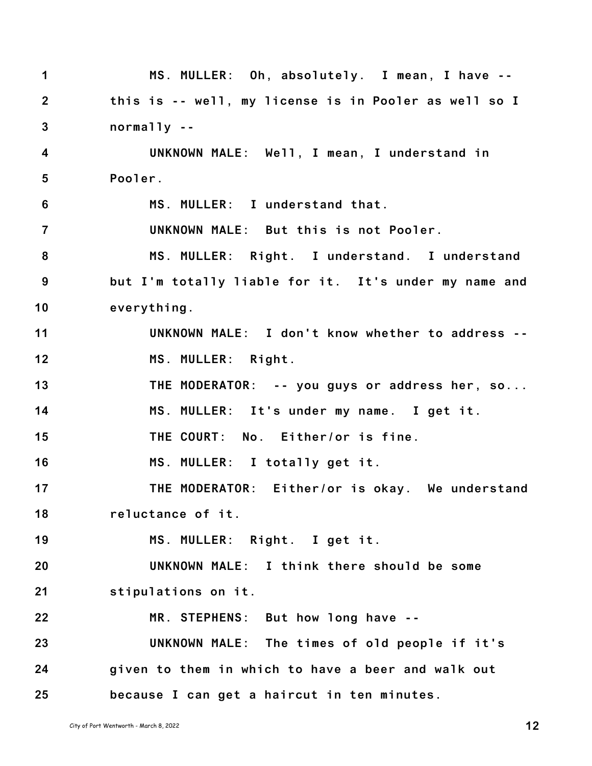1 MS. MULLER: Oh, absolutely. I mean, I have --
2 this is -- well, my license is in Pooler as well so I
3 normally --
4 UNKNOWN MALE: Well, I mean, I understand in
5 Pooler.
6 MS. MULLER: I understand that.
7 UNKNOWN MALE: But this is not Pooler.
8 MS. MULLER: Right. I understand. I understand
9 but I'm totally liable for it. It's under my name and
10 everything.
11 UNKNOWN MALE: I don't know whether to address --
12 MS. MULLER: Right.
13 THE MODERATOR: -- you guys or address her, so...
14 MS. MULLER: It's under my name. I get it.
15 THE COURT: No. Either/or is fine.
16 MS. MULLER: I totally get it.
17 THE MODERATOR: Either/or is okay. We understand
18 reluctance of it.
19 MS. MULLER: Right. I get it.
20 UNKNOWN MALE: I think there should be some
21 stipulations on it.
22 MR. STEPHENS: But how long have --
23 UNKNOWN MALE: The times of old people if it's
24 given to them in which to have a beer and walk out
25 because I can get a haircut in ten minutes.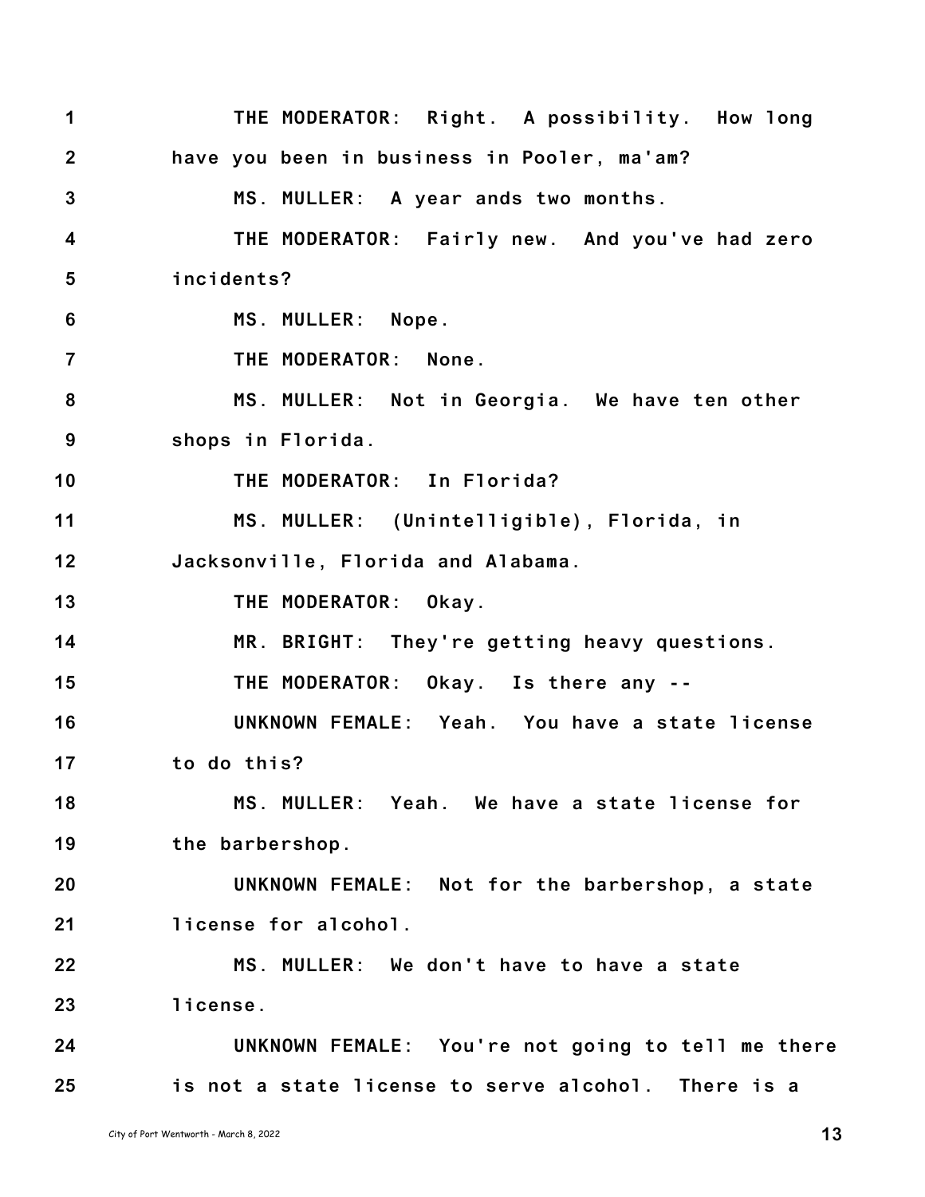THE MODERATOR: Right. A possibility. How long have you been in business in Pooler, ma'am?

MS. MULLER: A year ands two months.

THE MODERATOR: Fairly new. And you've had zero incidents?

MS. MULLER: Nope.

THE MODERATOR: None.

MS. MULLER: Not in Georgia. We have ten other shops in Florida.

THE MODERATOR: In Florida?

MS. MULLER: (Unintelligible), Florida, in Jacksonville, Florida and Alabama.

THE MODERATOR: Okay.

MR. BRIGHT: They're getting heavy questions.

THE MODERATOR: Okay. Is there any --

UNKNOWN FEMALE: Yeah. You have a state license to do this?

MS. MULLER: Yeah. We have a state license for the barbershop.

UNKNOWN FEMALE: Not for the barbershop, a state license for alcohol.

MS. MULLER: We don't have to have a state license.

UNKNOWN FEMALE: You're not going to tell me there is not a state license to serve alcohol. There is a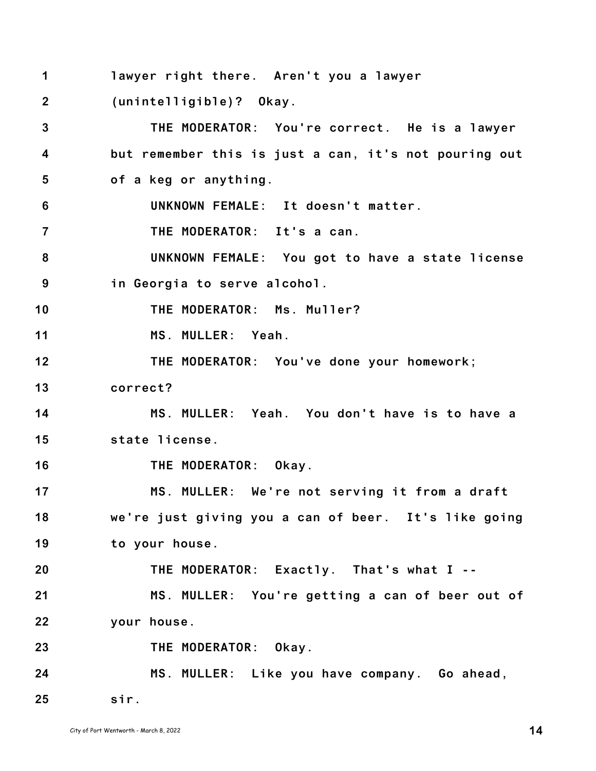lawyer right there. Aren't you a lawyer (unintelligible)? Okay.

THE MODERATOR: You're correct. He is a lawyer but remember this is just a can, it's not pouring out of a keg or anything.

UNKNOWN FEMALE: It doesn't matter.

THE MODERATOR: It's a can.

UNKNOWN FEMALE: You got to have a state license in Georgia to serve alcohol.

THE MODERATOR: Ms. Muller?

MS. MULLER: Yeah.

THE MODERATOR: You've done your homework; correct?

MS. MULLER: Yeah. You don't have is to have a state license.

THE MODERATOR: Okay.

MS. MULLER: We're not serving it from a draft we're just giving you a can of beer. It's like going to your house.

THE MODERATOR: Exactly. That's what I --

MS. MULLER: You're getting a can of beer out of your house.

THE MODERATOR: Okay.

MS. MULLER: Like you have company. Go ahead, sir.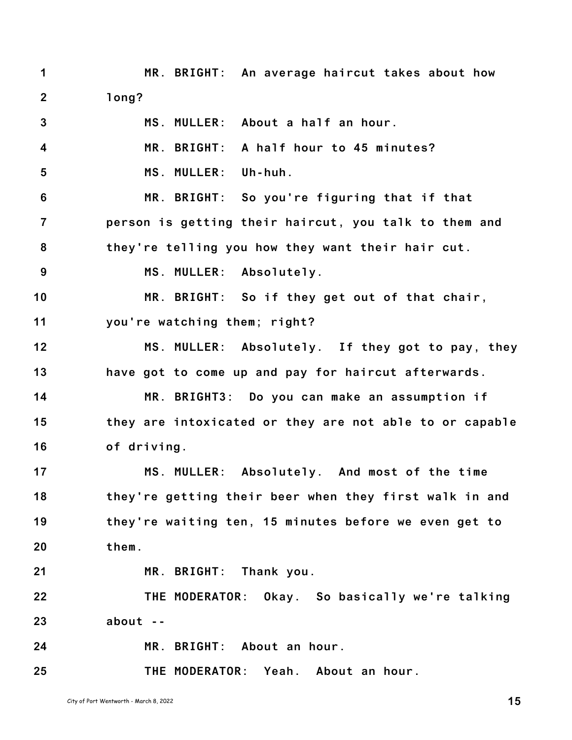MR. BRIGHT: An average haircut takes about how long?

MS. MULLER: About a half an hour.

MR. BRIGHT: A half hour to 45 minutes?

MS. MULLER: Uh-huh.

MR. BRIGHT: So you're figuring that if that person is getting their haircut, you talk to them and they're telling you how they want their hair cut.

MS. MULLER: Absolutely.

MR. BRIGHT: So if they get out of that chair, you're watching them; right?

MS. MULLER: Absolutely. If they got to pay, they have got to come up and pay for haircut afterwards.

MR. BRIGHT3: Do you can make an assumption if they are intoxicated or they are not able to or capable of driving.

MS. MULLER: Absolutely. And most of the time they're getting their beer when they first walk in and they're waiting ten, 15 minutes before we even get to them.

MR. BRIGHT: Thank you.

THE MODERATOR: Okay. So basically we're talking about --

MR. BRIGHT: About an hour.

THE MODERATOR: Yeah. About an hour.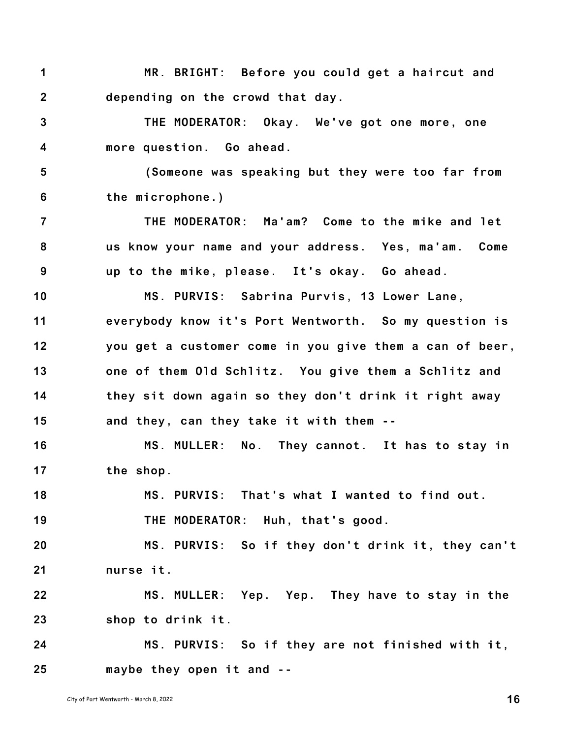1 MR. BRIGHT: Before you could get a haircut and
2 depending on the crowd that day.
3 THE MODERATOR: Okay. We've got one more, one
4 more question. Go ahead.
5 (Someone was speaking but they were too far from
6 the microphone.)
7 THE MODERATOR: Ma'am? Come to the mike and let
8 us know your name and your address. Yes, ma'am. Come
9 up to the mike, please. It's okay. Go ahead.
10 MS. PURVIS: Sabrina Purvis, 13 Lower Lane,
11 everybody know it's Port Wentworth. So my question is
12 you get a customer come in you give them a can of beer,
13 one of them Old Schlitz. You give them a Schlitz and
14 they sit down again so they don't drink it right away
15 and they, can they take it with them --
16 MS. MULLER: No. They cannot. It has to stay in
17 the shop.
18 MS. PURVIS: That's what I wanted to find out.
19 THE MODERATOR: Huh, that's good.
20 MS. PURVIS: So if they don't drink it, they can't
21 nurse it.
22 MS. MULLER: Yep. Yep. They have to stay in the
23 shop to drink it.
24 MS. PURVIS: So if they are not finished with it,
25 maybe they open it and --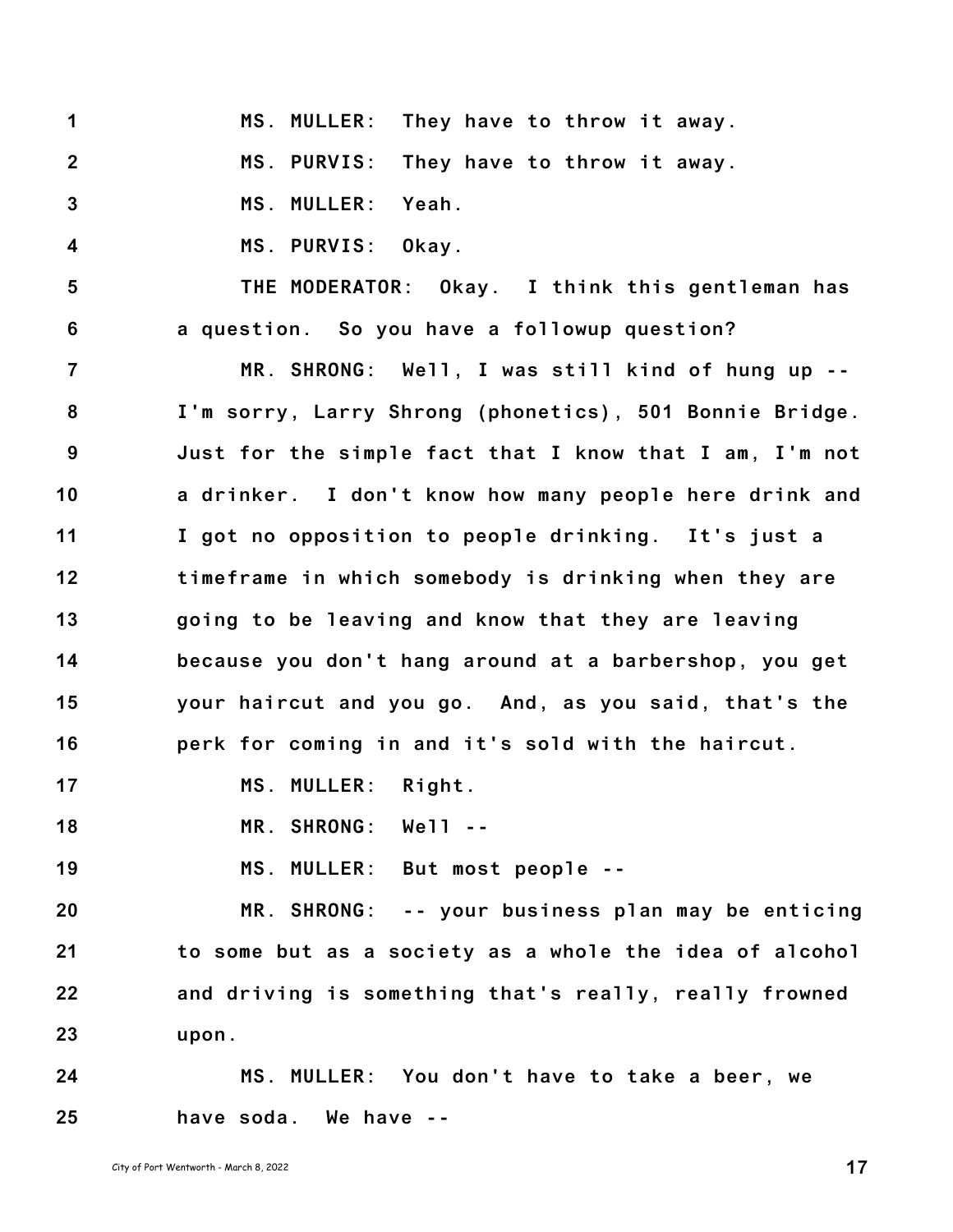MS. MULLER: They have to throw it away.

MS. PURVIS: They have to throw it away.

MS. MULLER: Yeah.

MS. PURVIS: Okay.

THE MODERATOR: Okay. I think this gentleman has a question. So you have a followup question?

MR. SHRONG: Well, I was still kind of hung up -- I'm sorry, Larry Shrong (phonetics), 501 Bonnie Bridge. Just for the simple fact that I know that I am, I'm not a drinker. I don't know how many people here drink and I got no opposition to people drinking. It's just a timeframe in which somebody is drinking when they are going to be leaving and know that they are leaving because you don't hang around at a barbershop, you get your haircut and you go. And, as you said, that's the perk for coming in and it's sold with the haircut.

MS. MULLER: Right.

MR. SHRONG: Well --

MS. MULLER: But most people --

MR. SHRONG: -- your business plan may be enticing to some but as a society as a whole the idea of alcohol and driving is something that's really, really frowned upon.

MS. MULLER: You don't have to take a beer, we have soda. We have --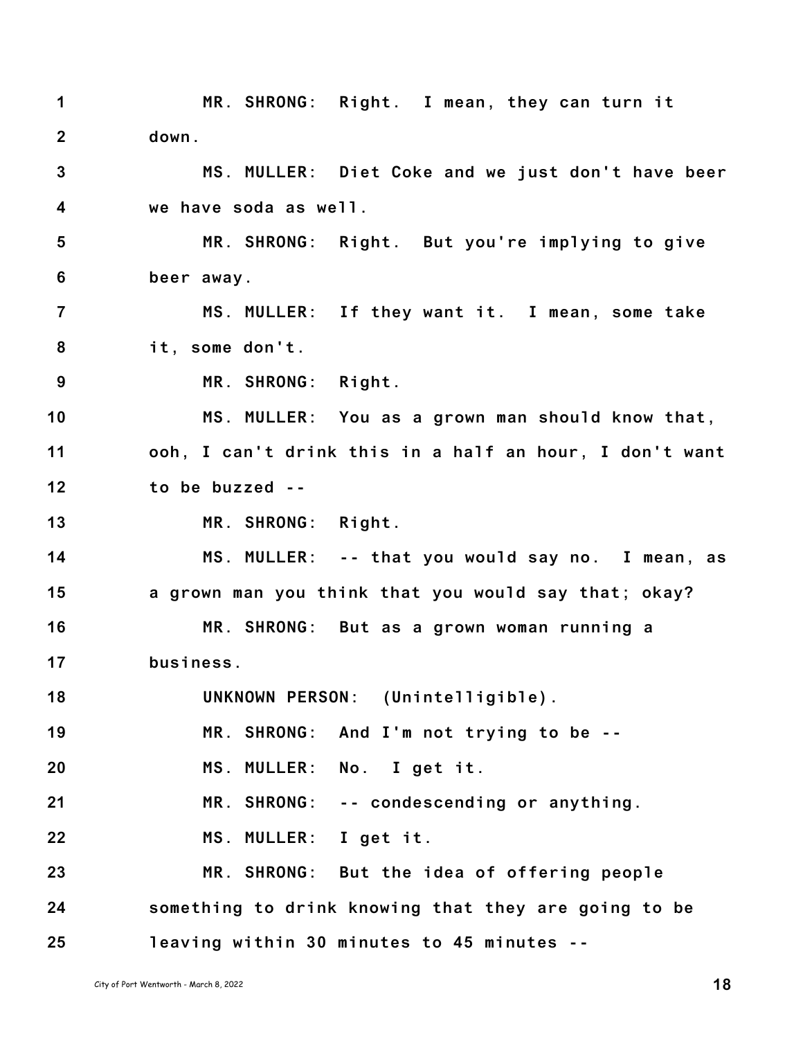MR. SHRONG: Right. I mean, they can turn it down.

MS. MULLER: Diet Coke and we just don't have beer we have soda as well.

MR. SHRONG: Right. But you're implying to give beer away.

MS. MULLER: If they want it. I mean, some take it, some don't.

MR. SHRONG: Right.

MS. MULLER: You as a grown man should know that, ooh, I can't drink this in a half an hour, I don't want to be buzzed --

MR. SHRONG: Right.

MS. MULLER: -- that you would say no. I mean, as a grown man you think that you would say that; okay?

MR. SHRONG: But as a grown woman running a business.

UNKNOWN PERSON: (Unintelligible).

MR. SHRONG: And I'm not trying to be --

MS. MULLER: No. I get it.

MR. SHRONG: -- condescending or anything.

MS. MULLER: I get it.

MR. SHRONG: But the idea of offering people something to drink knowing that they are going to be leaving within 30 minutes to 45 minutes --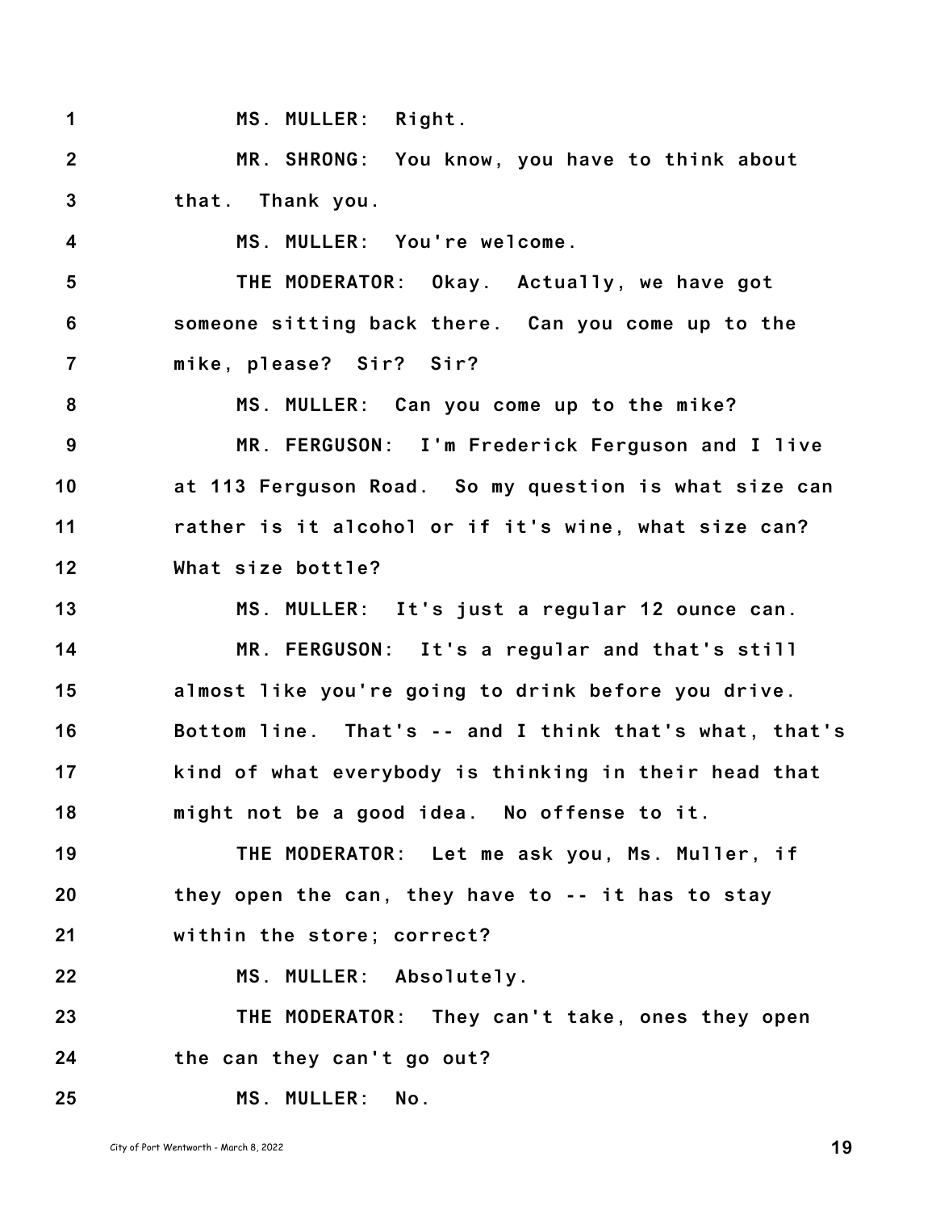MS. MULLER: Right.

MR. SHRONG: You know, you have to think about that. Thank you.

MS. MULLER: You're welcome.

THE MODERATOR: Okay. Actually, we have got someone sitting back there. Can you come up to the mike, please? Sir? Sir?

MS. MULLER: Can you come up to the mike?

MR. FERGUSON: I'm Frederick Ferguson and I live at 113 Ferguson Road. So my question is what size can rather is it alcohol or if it's wine, what size can? What size bottle?

MS. MULLER: It's just a regular 12 ounce can.

MR. FERGUSON: It's a regular and that's still almost like you're going to drink before you drive. Bottom line. That's -- and I think that's what, that's kind of what everybody is thinking in their head that might not be a good idea. No offense to it.

THE MODERATOR: Let me ask you, Ms. Muller, if they open the can, they have to -- it has to stay within the store; correct?

MS. MULLER: Absolutely.

THE MODERATOR: They can't take, ones they open the can they can't go out?

MS. MULLER: No.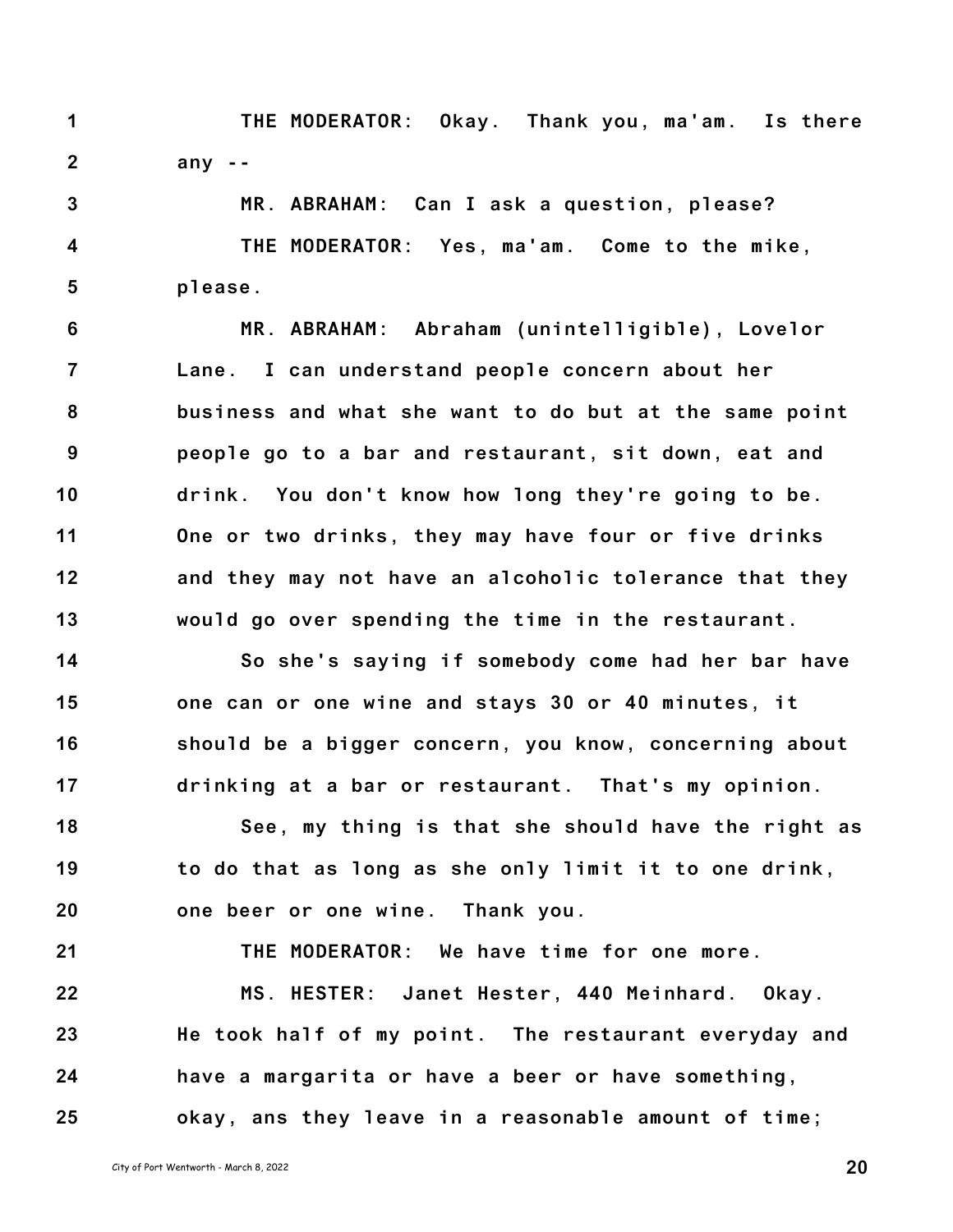THE MODERATOR: Okay. Thank you, ma'am. Is there any --

MR. ABRAHAM: Can I ask a question, please?

THE MODERATOR: Yes, ma'am. Come to the mike, please.

MR. ABRAHAM: Abraham (unintelligible), Lovelor Lane. I can understand people concern about her business and what she want to do but at the same point people go to a bar and restaurant, sit down, eat and drink. You don't know how long they're going to be. One or two drinks, they may have four or five drinks and they may not have an alcoholic tolerance that they would go over spending the time in the restaurant.

So she's saying if somebody come had her bar have one can or one wine and stays 30 or 40 minutes, it should be a bigger concern, you know, concerning about drinking at a bar or restaurant. That's my opinion.

See, my thing is that she should have the right as to do that as long as she only limit it to one drink, one beer or one wine. Thank you.

THE MODERATOR: We have time for one more.

MS. HESTER: Janet Hester, 440 Meinhard. Okay. He took half of my point. The restaurant everyday and have a margarita or have a beer or have something, okay, ans they leave in a reasonable amount of time;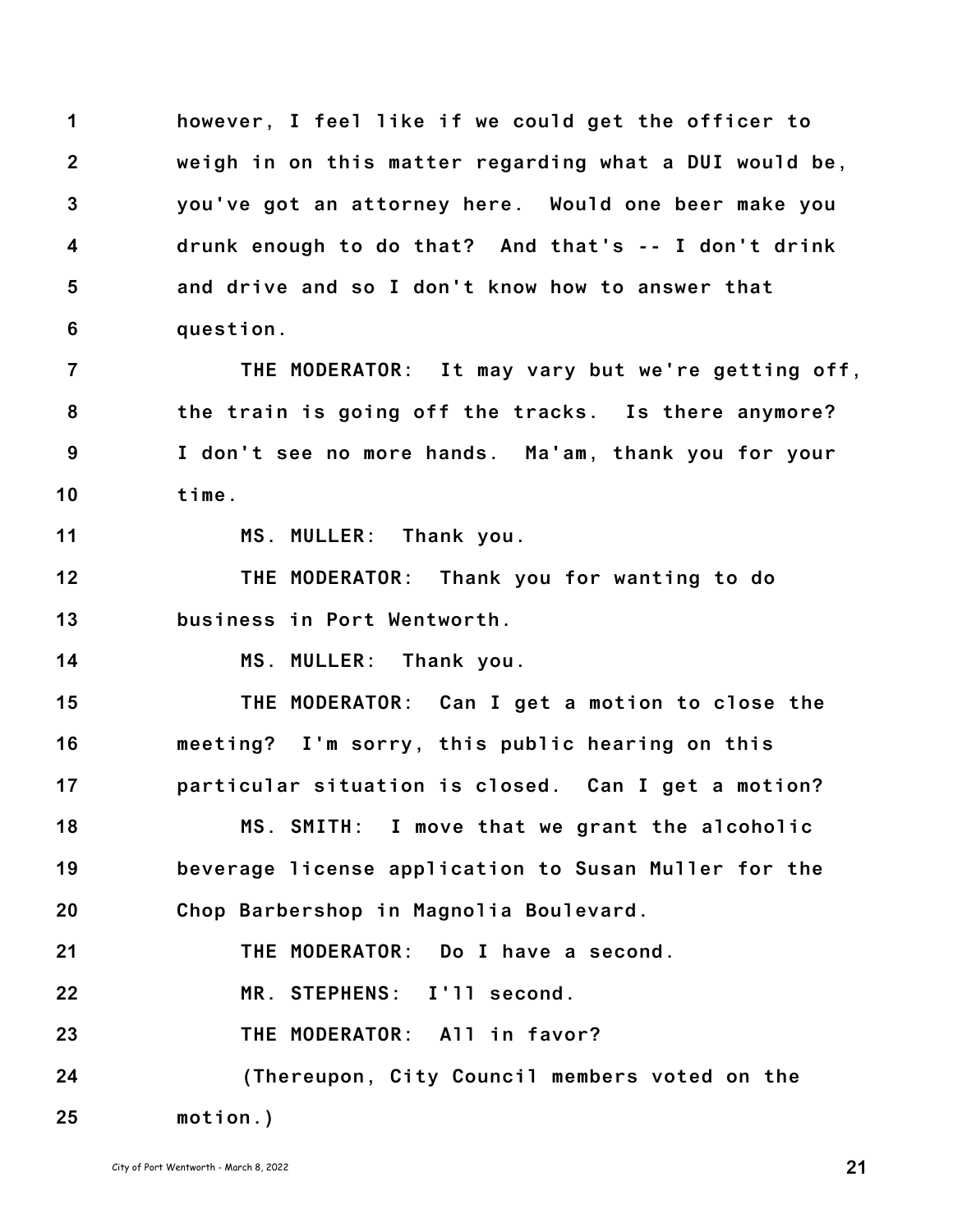however, I feel like if we could get the officer to weigh in on this matter regarding what a DUI would be, you've got an attorney here. Would one beer make you drunk enough to do that? And that's -- I don't drink and drive and so I don't know how to answer that question.

THE MODERATOR: It may vary but we're getting off, the train is going off the tracks. Is there anymore? I don't see no more hands. Ma'am, thank you for your time.

MS. MULLER: Thank you.

THE MODERATOR: Thank you for wanting to do business in Port Wentworth.

MS. MULLER: Thank you.

THE MODERATOR: Can I get a motion to close the meeting? I'm sorry, this public hearing on this particular situation is closed. Can I get a motion?

MS. SMITH: I move that we grant the alcoholic beverage license application to Susan Muller for the Chop Barbershop in Magnolia Boulevard.

THE MODERATOR: Do I have a second.

MR. STEPHENS: I'll second.

THE MODERATOR: All in favor?

(Thereupon, City Council members voted on the motion.)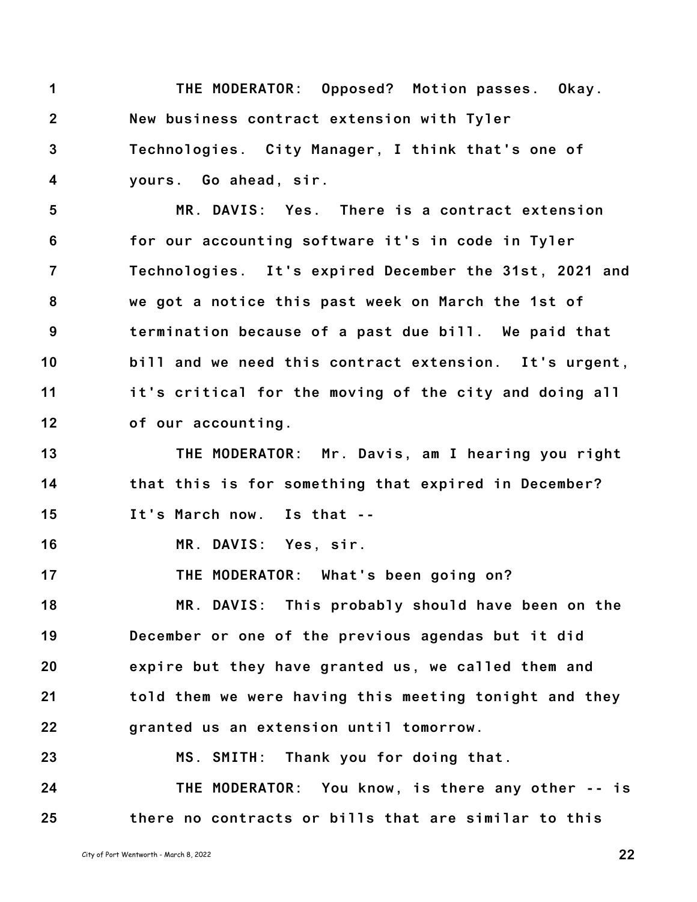THE MODERATOR: Opposed? Motion passes. Okay. New business contract extension with Tyler Technologies. City Manager, I think that's one of yours. Go ahead, sir.

MR. DAVIS: Yes. There is a contract extension for our accounting software it's in code in Tyler Technologies. It's expired December the 31st, 2021 and we got a notice this past week on March the 1st of termination because of a past due bill. We paid that bill and we need this contract extension. It's urgent, it's critical for the moving of the city and doing all of our accounting.

THE MODERATOR: Mr. Davis, am I hearing you right that this is for something that expired in December? It's March now. Is that --

MR. DAVIS: Yes, sir.

THE MODERATOR: What's been going on?

MR. DAVIS: This probably should have been on the December or one of the previous agendas but it did expire but they have granted us, we called them and told them we were having this meeting tonight and they granted us an extension until tomorrow.

MS. SMITH: Thank you for doing that.

THE MODERATOR: You know, is there any other -- is there no contracts or bills that are similar to this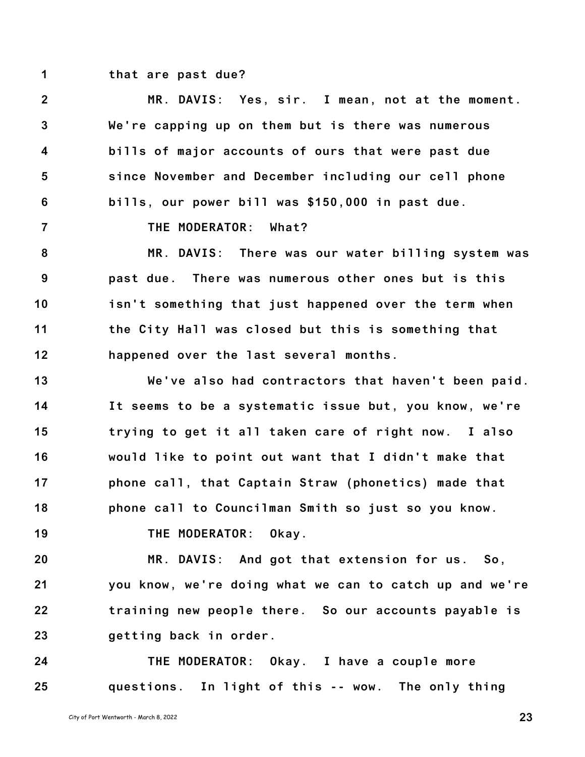that are past due?

MR. DAVIS: Yes, sir. I mean, not at the moment. We're capping up on them but is there was numerous bills of major accounts of ours that were past due since November and December including our cell phone bills, our power bill was $150,000 in past due.

THE MODERATOR: What?

MR. DAVIS: There was our water billing system was past due. There was numerous other ones but is this isn't something that just happened over the term when the City Hall was closed but this is something that happened over the last several months.

We've also had contractors that haven't been paid. It seems to be a systematic issue but, you know, we're trying to get it all taken care of right now. I also would like to point out want that I didn't make that phone call, that Captain Straw (phonetics) made that phone call to Councilman Smith so just so you know.

THE MODERATOR: Okay.

MR. DAVIS: And got that extension for us. So, you know, we're doing what we can to catch up and we're training new people there. So our accounts payable is getting back in order.

THE MODERATOR: Okay. I have a couple more questions. In light of this -- wow. The only thing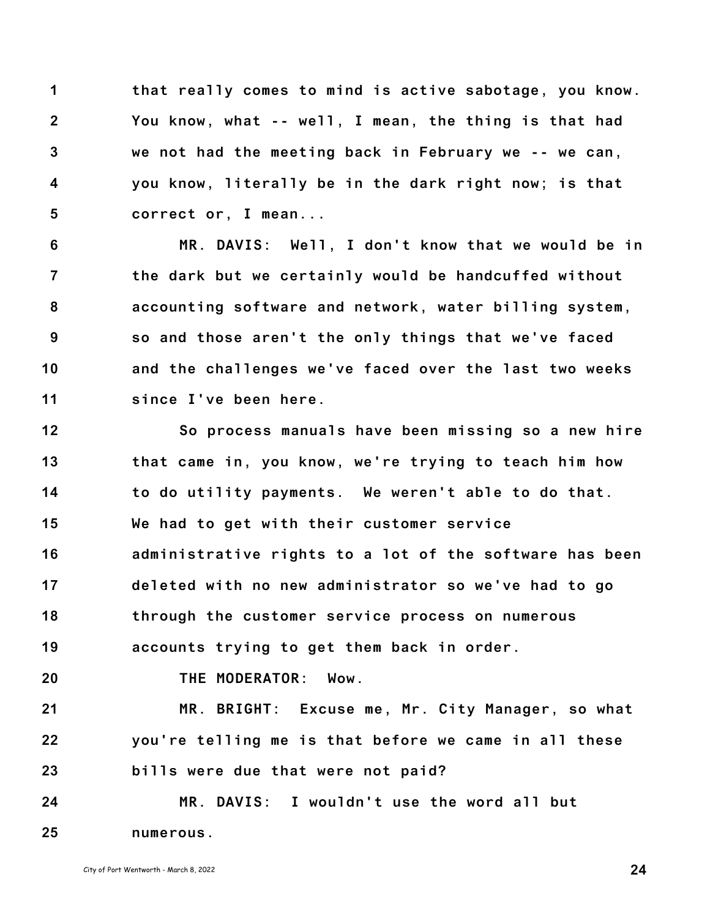that really comes to mind is active sabotage, you know. You know, what -- well, I mean, the thing is that had we not had the meeting back in February we -- we can, you know, literally be in the dark right now; is that correct or, I mean...

MR. DAVIS: Well, I don't know that we would be in the dark but we certainly would be handcuffed without accounting software and network, water billing system, so and those aren't the only things that we've faced and the challenges we've faced over the last two weeks since I've been here.

So process manuals have been missing so a new hire that came in, you know, we're trying to teach him how to do utility payments. We weren't able to do that. We had to get with their customer service administrative rights to a lot of the software has been deleted with no new administrator so we've had to go through the customer service process on numerous accounts trying to get them back in order.

THE MODERATOR: Wow.

MR. BRIGHT: Excuse me, Mr. City Manager, so what you're telling me is that before we came in all these bills were due that were not paid?

MR. DAVIS: I wouldn't use the word all but numerous.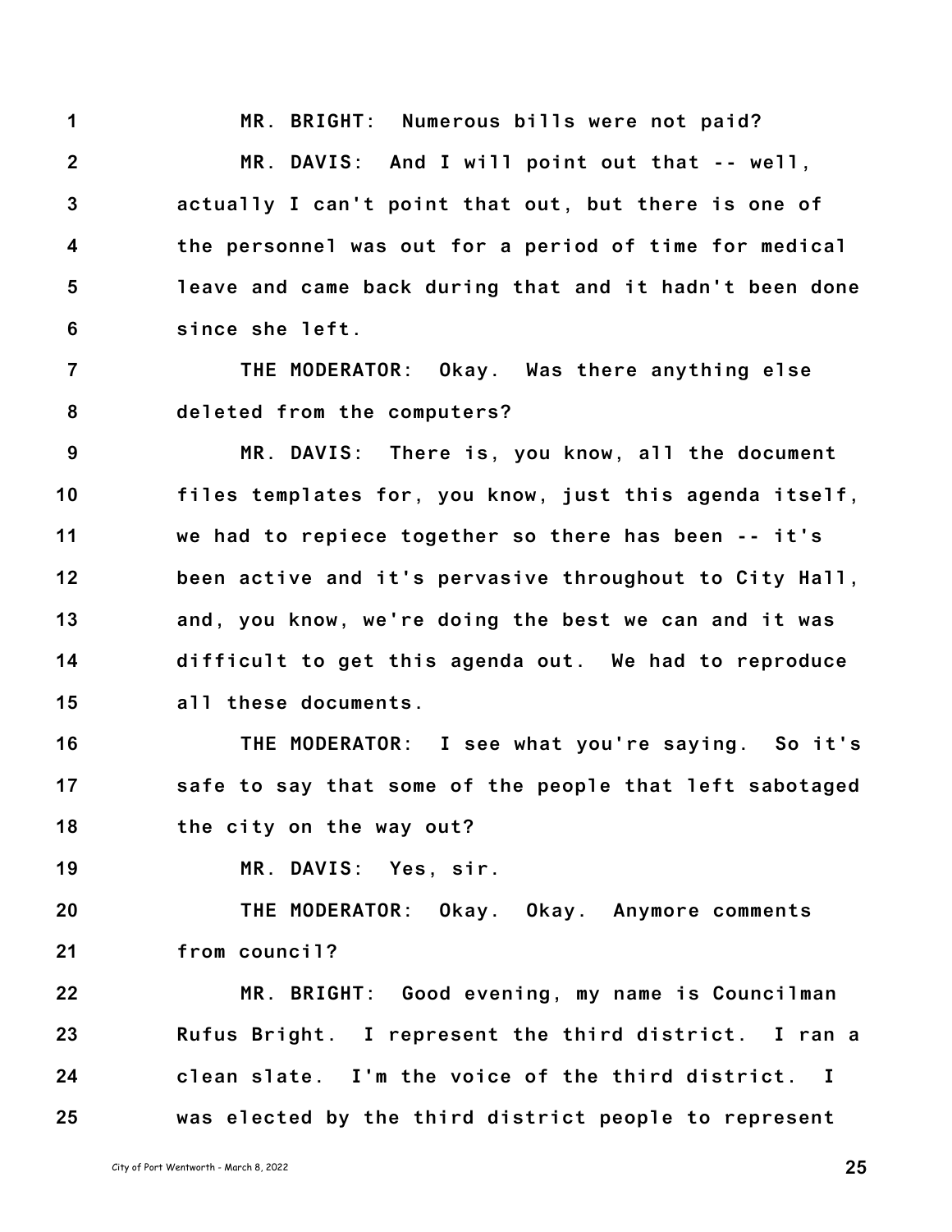1 MR. BRIGHT: Numerous bills were not paid?

2 MR. DAVIS: And I will point out that -- well,
3 actually I can't point that out, but there is one of
4 the personnel was out for a period of time for medical
5 leave and came back during that and it hadn't been done
6 since she left.

7 THE MODERATOR: Okay. Was there anything else
8 deleted from the computers?

9 MR. DAVIS: There is, you know, all the document
10 files templates for, you know, just this agenda itself,
11 we had to repiece together so there has been -- it's
12 been active and it's pervasive throughout to City Hall,
13 and, you know, we're doing the best we can and it was
14 difficult to get this agenda out. We had to reproduce
15 all these documents.

16 THE MODERATOR: I see what you're saying. So it's
17 safe to say that some of the people that left sabotaged
18 the city on the way out?

19 MR. DAVIS: Yes, sir.

20 THE MODERATOR: Okay. Okay. Anymore comments
21 from council?

22 MR. BRIGHT: Good evening, my name is Councilman
23 Rufus Bright. I represent the third district. I ran a
24 clean slate. I'm the voice of the third district. I
25 was elected by the third district people to represent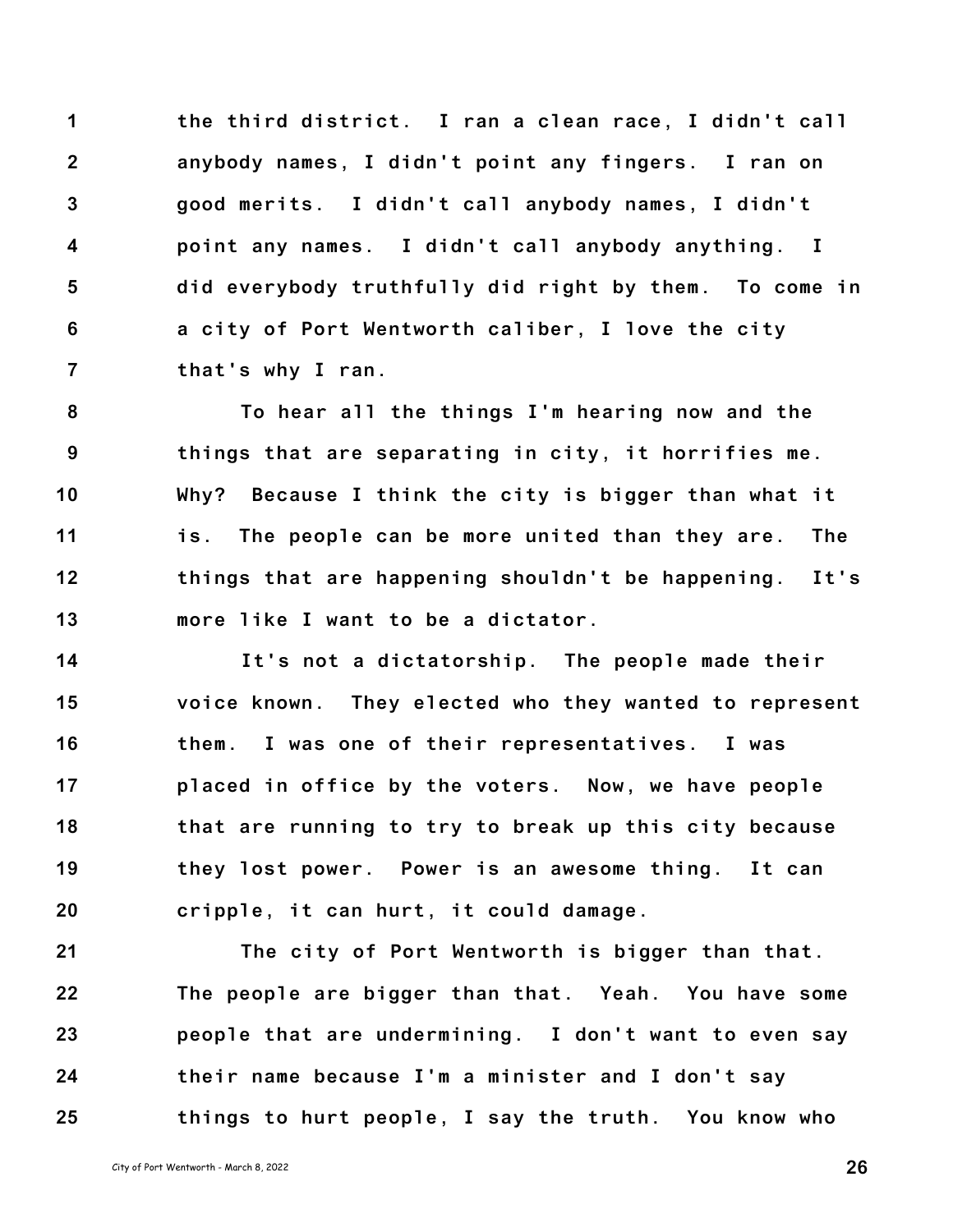the third district. I ran a clean race, I didn't call anybody names, I didn't point any fingers. I ran on good merits. I didn't call anybody names, I didn't point any names. I didn't call anybody anything. I did everybody truthfully did right by them. To come in a city of Port Wentworth caliber, I love the city that's why I ran.

To hear all the things I'm hearing now and the things that are separating in city, it horrifies me. Why? Because I think the city is bigger than what it is. The people can be more united than they are. The things that are happening shouldn't be happening. It's more like I want to be a dictator.

It's not a dictatorship. The people made their voice known. They elected who they wanted to represent them. I was one of their representatives. I was placed in office by the voters. Now, we have people that are running to try to break up this city because they lost power. Power is an awesome thing. It can cripple, it can hurt, it could damage.

The city of Port Wentworth is bigger than that. The people are bigger than that. Yeah. You have some people that are undermining. I don't want to even say their name because I'm a minister and I don't say things to hurt people, I say the truth. You know who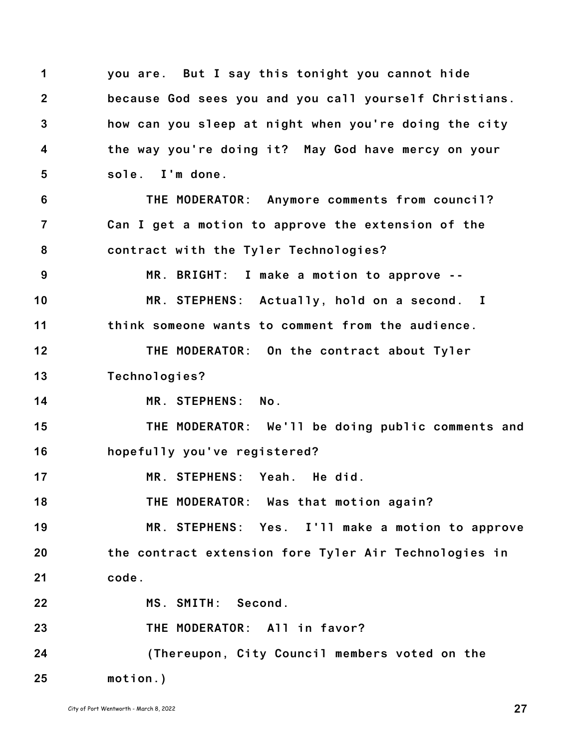1 you are. But I say this tonight you cannot hide
2 because God sees you and you call yourself Christians.
3 how can you sleep at night when you're doing the city
4 the way you're doing it? May God have mercy on your
5 sole. I'm done.
6 THE MODERATOR: Anymore comments from council?
7 Can I get a motion to approve the extension of the
8 contract with the Tyler Technologies?
9 MR. BRIGHT: I make a motion to approve --
10 MR. STEPHENS: Actually, hold on a second. I
11 think someone wants to comment from the audience.
12 THE MODERATOR: On the contract about Tyler
13 Technologies?
14 MR. STEPHENS: No.
15 THE MODERATOR: We'll be doing public comments and
16 hopefully you've registered?
17 MR. STEPHENS: Yeah. He did.
18 THE MODERATOR: Was that motion again?
19 MR. STEPHENS: Yes. I'll make a motion to approve
20 the contract extension fore Tyler Air Technologies in
21 code.
22 MS. SMITH: Second.
23 THE MODERATOR: All in favor?
24 (Thereupon, City Council members voted on the
25 motion.)

City of Port Wentworth - March 8, 2022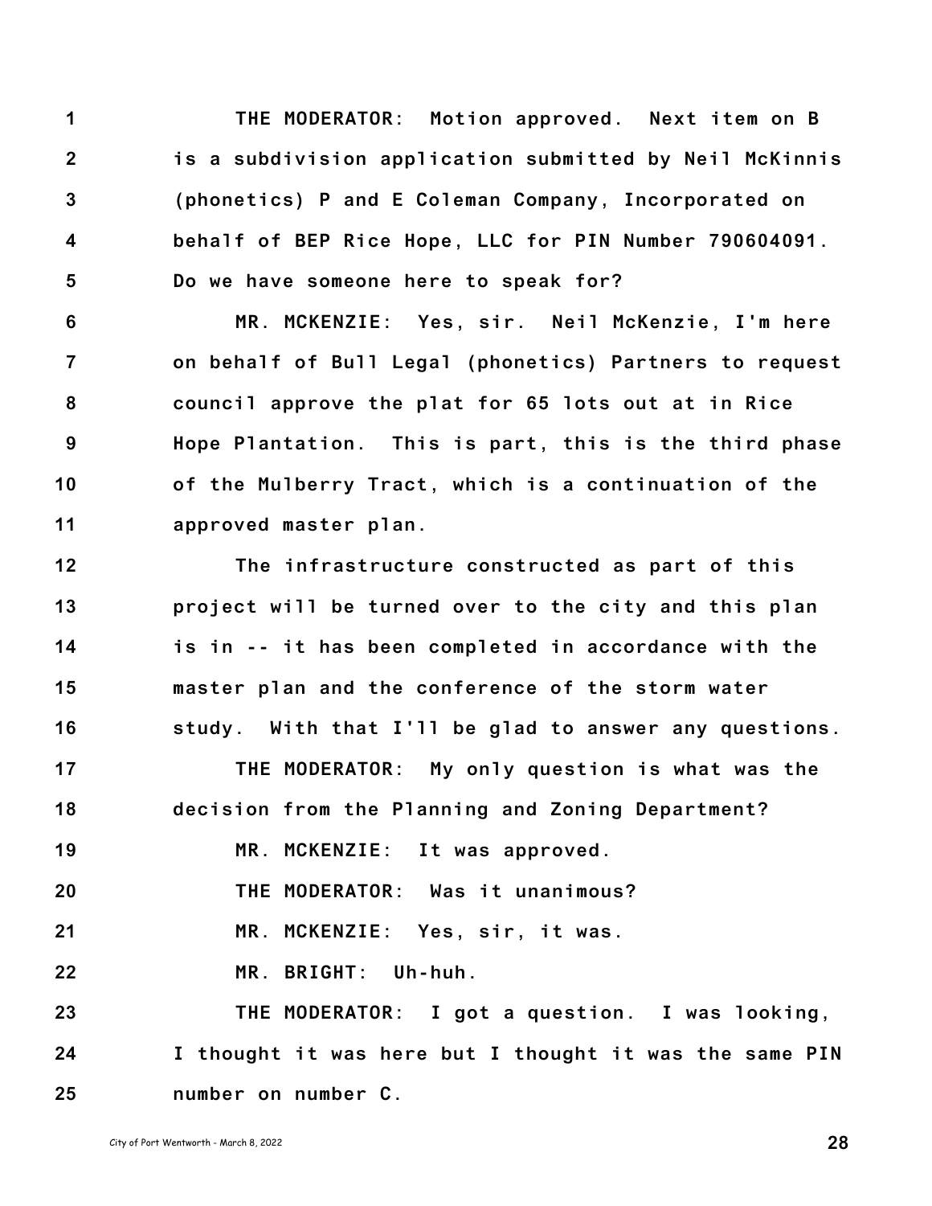1 THE MODERATOR: Motion approved. Next item on B
2 is a subdivision application submitted by Neil McKinnis
3 (phonetics) P and E Coleman Company, Incorporated on
4 behalf of BEP Rice Hope, LLC for PIN Number 790604091.
5 Do we have someone here to speak for?

6 MR. MCKENZIE: Yes, sir. Neil McKenzie, I'm here
7 on behalf of Bull Legal (phonetics) Partners to request
8 council approve the plat for 65 lots out at in Rice
9 Hope Plantation. This is part, this is the third phase
10 of the Mulberry Tract, which is a continuation of the
11 approved master plan.

12 The infrastructure constructed as part of this
13 project will be turned over to the city and this plan
14 is in -- it has been completed in accordance with the
15 master plan and the conference of the storm water
16 study. With that I'll be glad to answer any questions.

17 THE MODERATOR: My only question is what was the
18 decision from the Planning and Zoning Department?

19 MR. MCKENZIE: It was approved.

20 THE MODERATOR: Was it unanimous?

21 MR. MCKENZIE: Yes, sir, it was.

22 MR. BRIGHT: Uh-huh.

23 THE MODERATOR: I got a question. I was looking,
24 I thought it was here but I thought it was the same PIN
25 number on number C.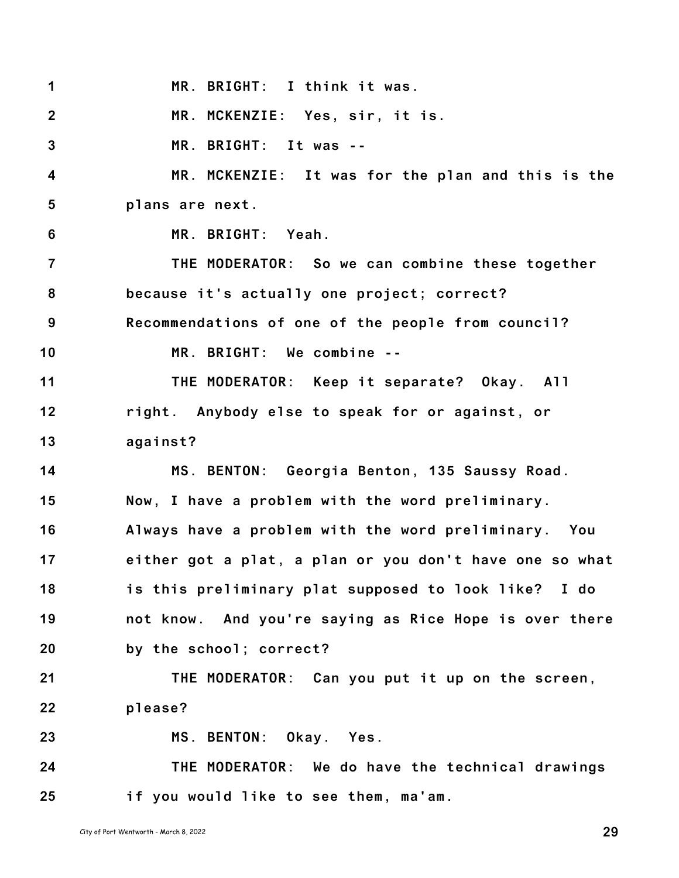1 MR. BRIGHT: I think it was.

2 MR. MCKENZIE: Yes, sir, it is.

3 MR. BRIGHT: It was --

4 MR. MCKENZIE: It was for the plan and this is the
5 plans are next.

6 MR. BRIGHT: Yeah.

7 THE MODERATOR: So we can combine these together
8 because it's actually one project; correct?
9 Recommendations of one of the people from council?

10 MR. BRIGHT: We combine --

11 THE MODERATOR: Keep it separate? Okay. All
12 right. Anybody else to speak for or against, or
13 against?

14 MS. BENTON: Georgia Benton, 135 Saussy Road.
15 Now, I have a problem with the word preliminary.
16 Always have a problem with the word preliminary. You
17 either got a plat, a plan or you don't have one so what
18 is this preliminary plat supposed to look like? I do
19 not know. And you're saying as Rice Hope is over there
20 by the school; correct?

21 THE MODERATOR: Can you put it up on the screen,
22 please?

23 MS. BENTON: Okay. Yes.

24 THE MODERATOR: We do have the technical drawings
25 if you would like to see them, ma'am.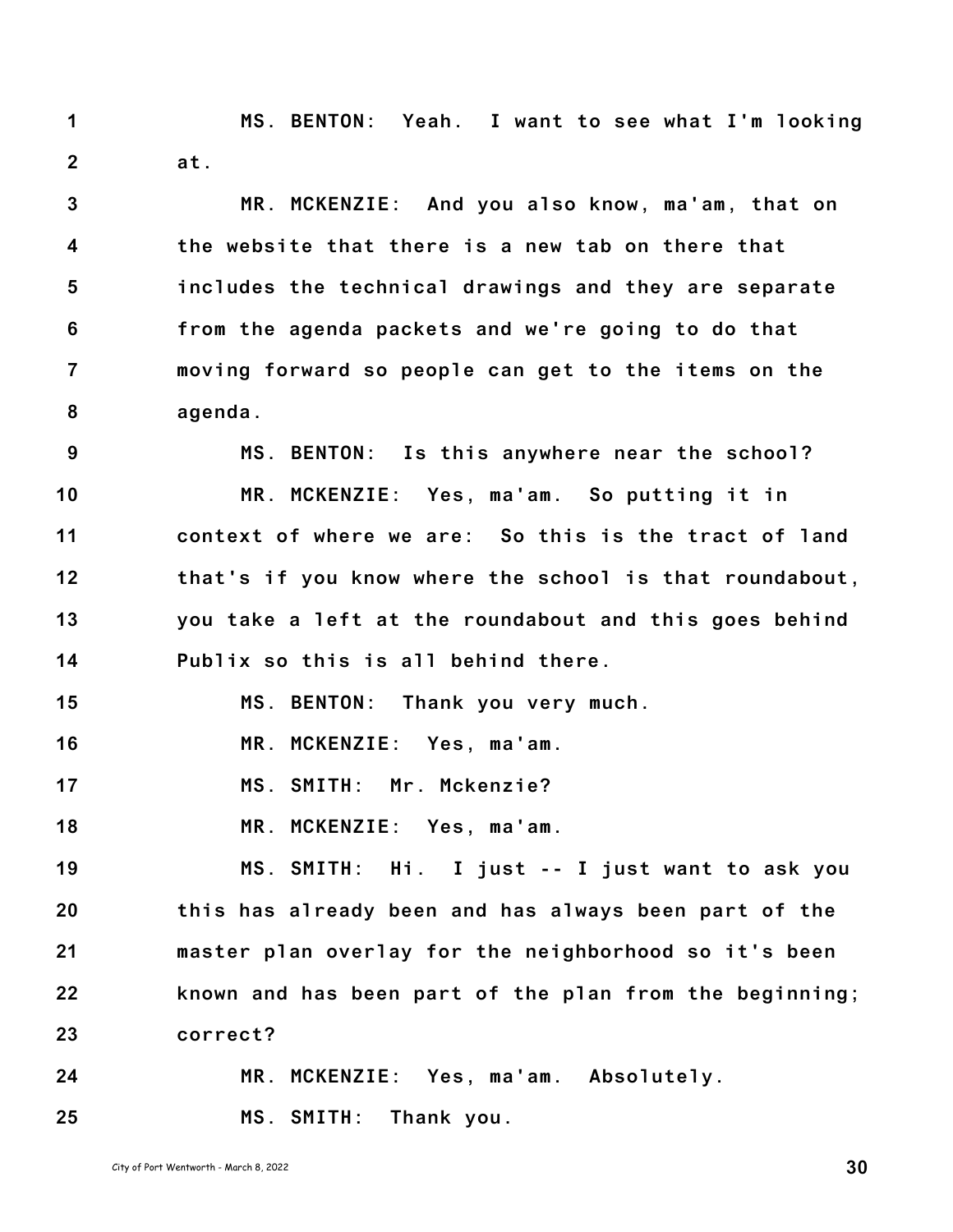MS. BENTON: Yeah. I want to see what I'm looking at.

MR. MCKENZIE: And you also know, ma'am, that on the website that there is a new tab on there that includes the technical drawings and they are separate from the agenda packets and we're going to do that moving forward so people can get to the items on the agenda.

MS. BENTON: Is this anywhere near the school?

MR. MCKENZIE: Yes, ma'am. So putting it in context of where we are: So this is the tract of land that's if you know where the school is that roundabout, you take a left at the roundabout and this goes behind Publix so this is all behind there.

MS. BENTON: Thank you very much.

MR. MCKENZIE: Yes, ma'am.

MS. SMITH: Mr. Mckenzie?

MR. MCKENZIE: Yes, ma'am.

MS. SMITH: Hi. I just -- I just want to ask you this has already been and has always been part of the master plan overlay for the neighborhood so it's been known and has been part of the plan from the beginning; correct?

MR. MCKENZIE: Yes, ma'am. Absolutely.

MS. SMITH: Thank you.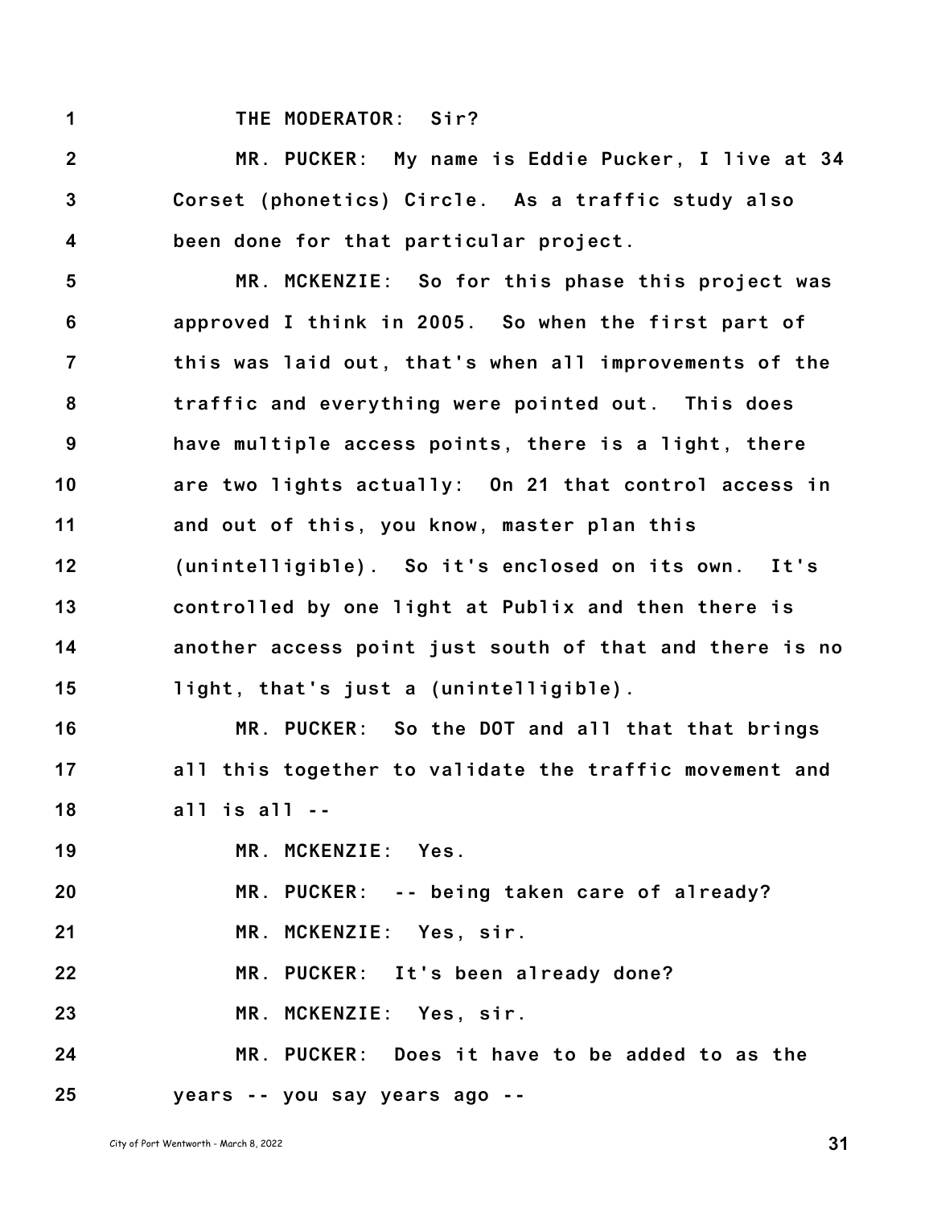THE MODERATOR: Sir?

MR. PUCKER: My name is Eddie Pucker, I live at 34 Corset (phonetics) Circle. As a traffic study also been done for that particular project.

MR. MCKENZIE: So for this phase this project was approved I think in 2005. So when the first part of this was laid out, that's when all improvements of the traffic and everything were pointed out. This does have multiple access points, there is a light, there are two lights actually: On 21 that control access in and out of this, you know, master plan this (unintelligible). So it's enclosed on its own. It's controlled by one light at Publix and then there is another access point just south of that and there is no light, that's just a (unintelligible).

MR. PUCKER: So the DOT and all that that brings all this together to validate the traffic movement and all is all --

MR. MCKENZIE: Yes.

MR. PUCKER: -- being taken care of already?

MR. MCKENZIE: Yes, sir.

MR. PUCKER: It's been already done?

MR. MCKENZIE: Yes, sir.

MR. PUCKER: Does it have to be added to as the years -- you say years ago --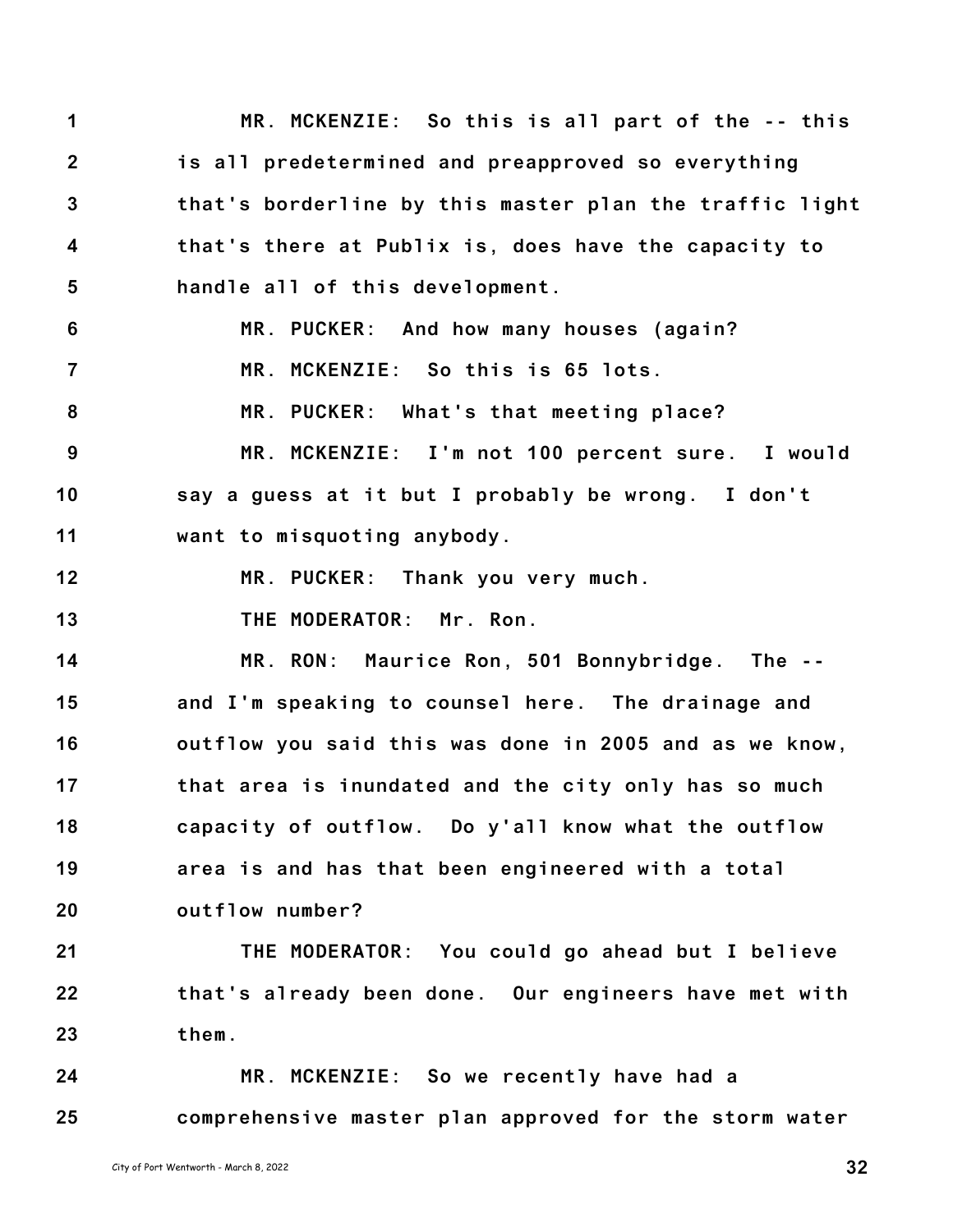MR. MCKENZIE: So this is all part of the -- this is all predetermined and preapproved so everything that's borderline by this master plan the traffic light that's there at Publix is, does have the capacity to handle all of this development.

MR. PUCKER: And how many houses (again?

MR. MCKENZIE: So this is 65 lots.

MR. PUCKER: What's that meeting place?

MR. MCKENZIE: I'm not 100 percent sure. I would say a guess at it but I probably be wrong. I don't want to misquoting anybody.

MR. PUCKER: Thank you very much.

THE MODERATOR: Mr. Ron.

MR. RON: Maurice Ron, 501 Bonnybridge. The -- and I'm speaking to counsel here. The drainage and outflow you said this was done in 2005 and as we know, that area is inundated and the city only has so much capacity of outflow. Do y'all know what the outflow area is and has that been engineered with a total outflow number?

THE MODERATOR: You could go ahead but I believe that's already been done. Our engineers have met with them.

MR. MCKENZIE: So we recently have had a comprehensive master plan approved for the storm water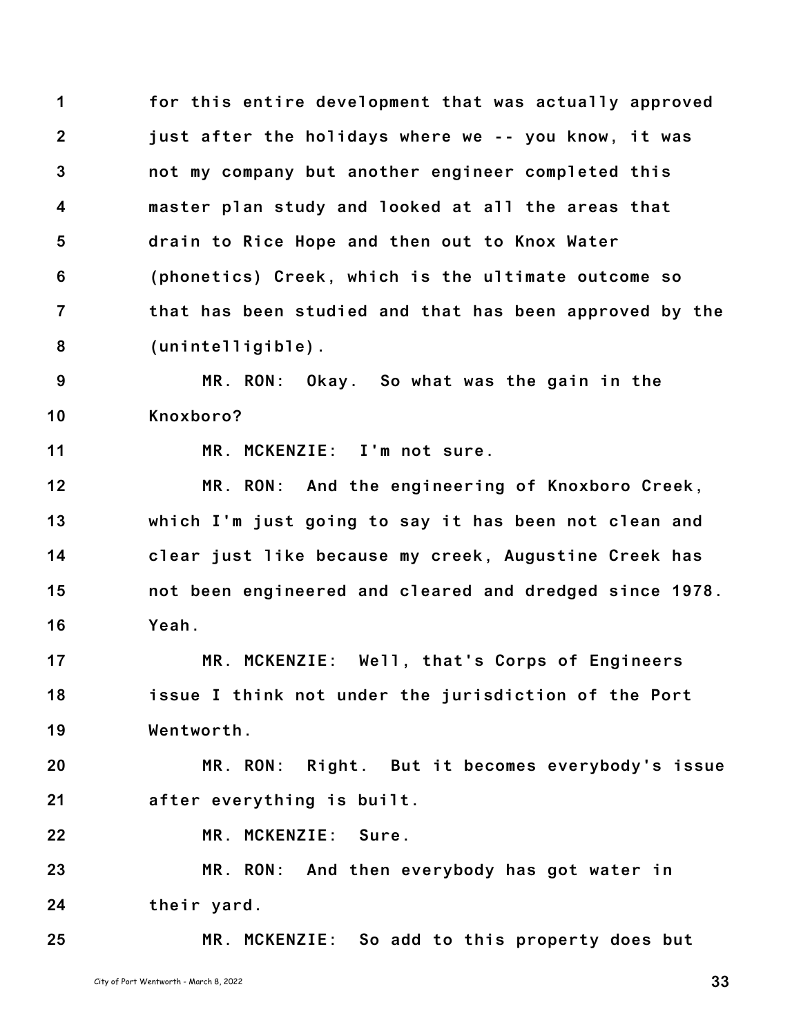for this entire development that was actually approved just after the holidays where we -- you know, it was not my company but another engineer completed this master plan study and looked at all the areas that drain to Rice Hope and then out to Knox Water (phonetics) Creek, which is the ultimate outcome so that has been studied and that has been approved by the (unintelligible).

MR. RON: Okay. So what was the gain in the Knoxboro?

MR. MCKENZIE: I'm not sure.

MR. RON: And the engineering of Knoxboro Creek, which I'm just going to say it has been not clean and clear just like because my creek, Augustine Creek has not been engineered and cleared and dredged since 1978. Yeah.

MR. MCKENZIE: Well, that's Corps of Engineers issue I think not under the jurisdiction of the Port Wentworth.

MR. RON: Right. But it becomes everybody's issue after everything is built.

MR. MCKENZIE: Sure.

MR. RON: And then everybody has got water in their yard.

MR. MCKENZIE: So add to this property does but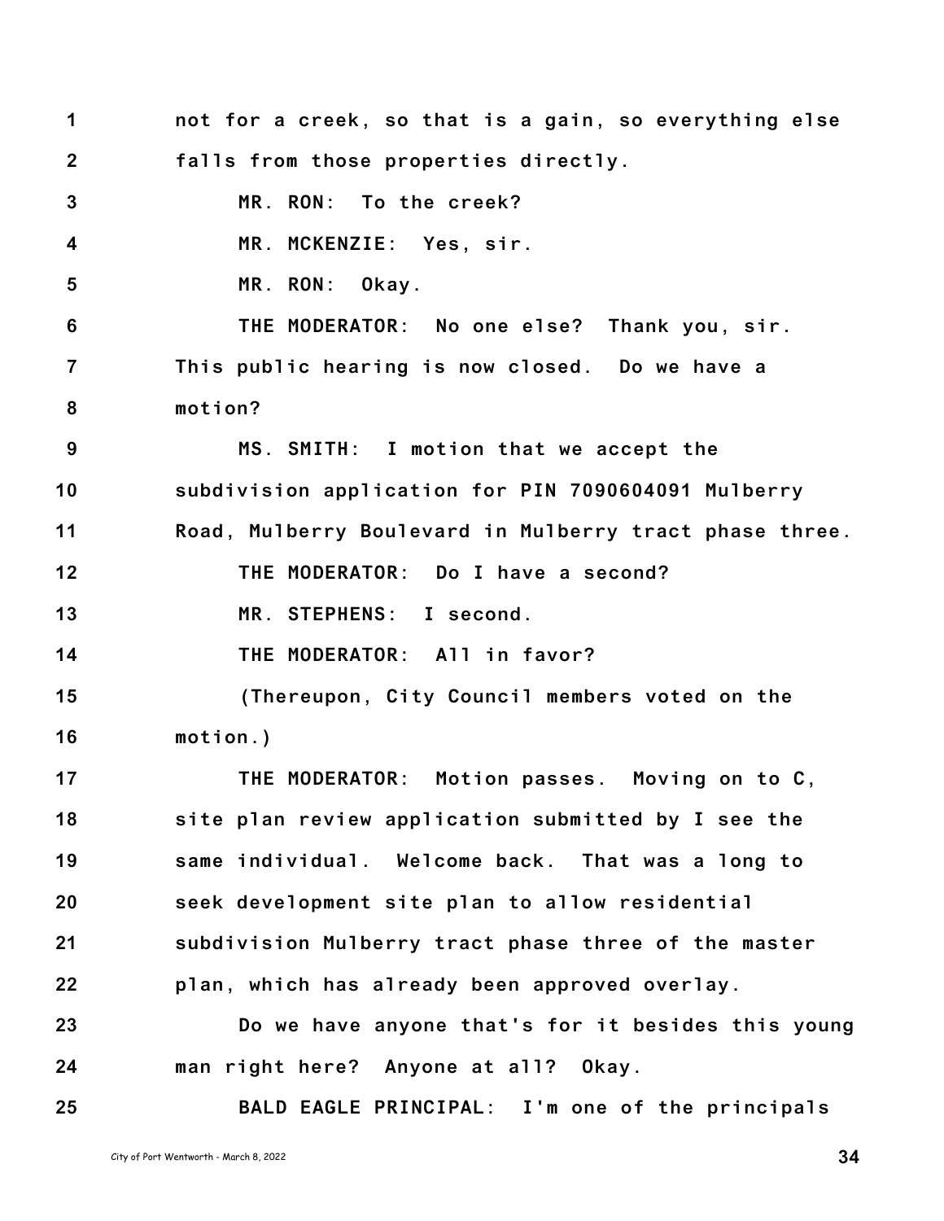1 not for a creek, so that is a gain, so everything else
2 falls from those properties directly.
3 MR. RON: To the creek?
4 MR. MCKENZIE: Yes, sir.
5 MR. RON: Okay.
6 THE MODERATOR: No one else? Thank you, sir.
7 This public hearing is now closed. Do we have a
8 motion?
9 MS. SMITH: I motion that we accept the
10 subdivision application for PIN 7090604091 Mulberry
11 Road, Mulberry Boulevard in Mulberry tract phase three.
12 THE MODERATOR: Do I have a second?
13 MR. STEPHENS: I second.
14 THE MODERATOR: All in favor?
15 (Thereupon, City Council members voted on the
16 motion.)
17 THE MODERATOR: Motion passes. Moving on to C,
18 site plan review application submitted by I see the
19 same individual. Welcome back. That was a long to
20 seek development site plan to allow residential
21 subdivision Mulberry tract phase three of the master
22 plan, which has already been approved overlay.
23 Do we have anyone that's for it besides this young
24 man right here? Anyone at all? Okay.
25 BALD EAGLE PRINCIPAL: I'm one of the principals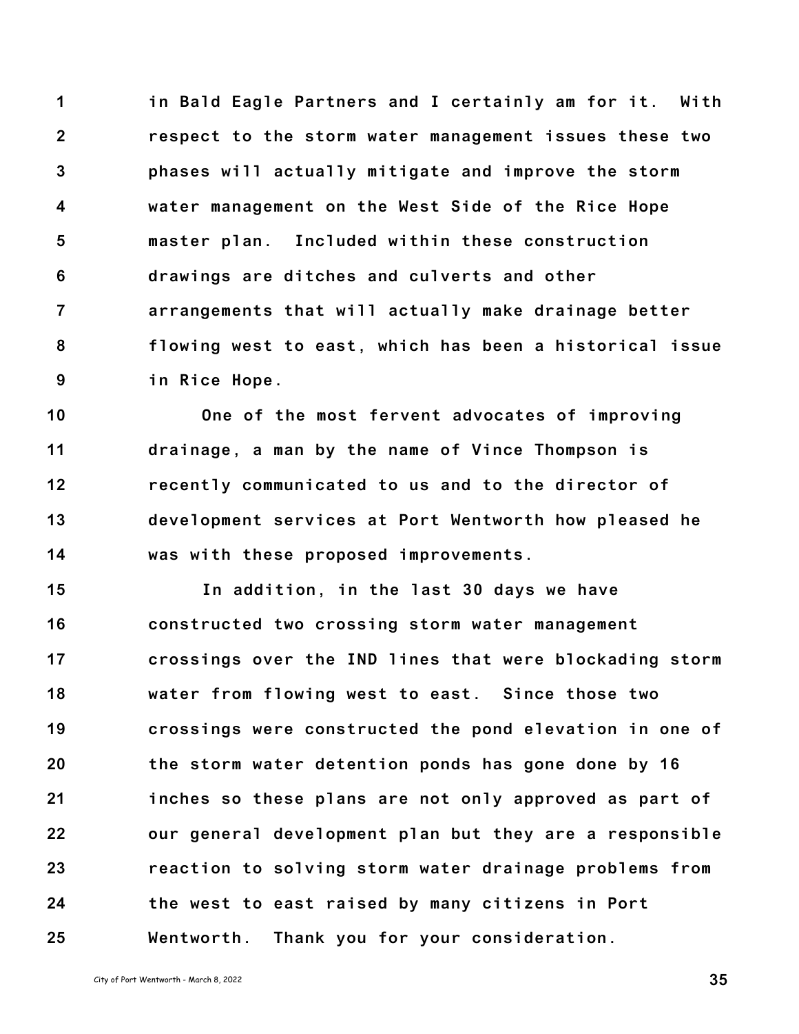in Bald Eagle Partners and I certainly am for it. With respect to the storm water management issues these two phases will actually mitigate and improve the storm water management on the West Side of the Rice Hope master plan. Included within these construction drawings are ditches and culverts and other arrangements that will actually make drainage better flowing west to east, which has been a historical issue in Rice Hope.

One of the most fervent advocates of improving drainage, a man by the name of Vince Thompson is recently communicated to us and to the director of development services at Port Wentworth how pleased he was with these proposed improvements.

In addition, in the last 30 days we have constructed two crossing storm water management crossings over the IND lines that were blockading storm water from flowing west to east. Since those two crossings were constructed the pond elevation in one of the storm water detention ponds has gone done by 16 inches so these plans are not only approved as part of our general development plan but they are a responsible reaction to solving storm water drainage problems from the west to east raised by many citizens in Port Wentworth. Thank you for your consideration.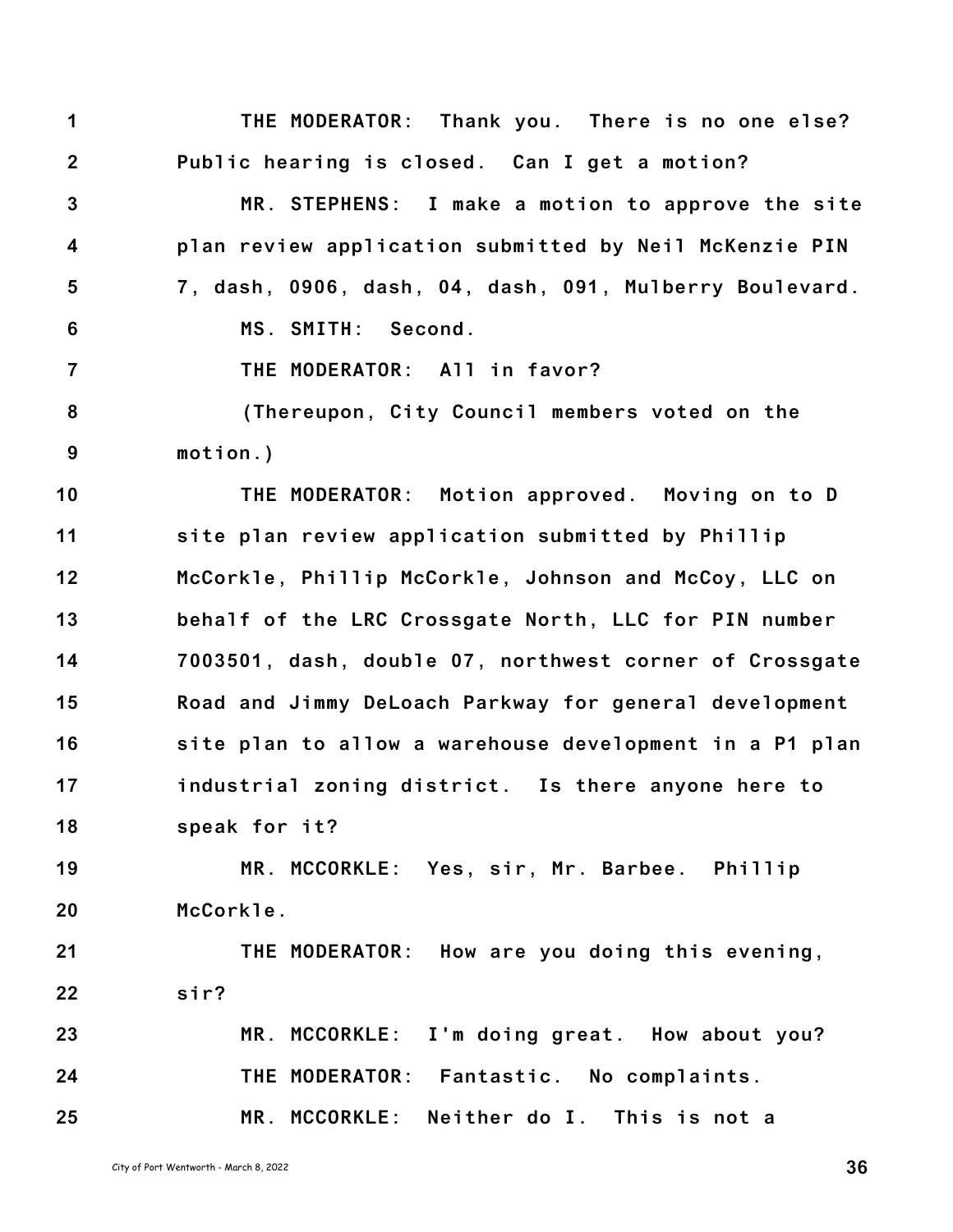THE MODERATOR: Thank you. There is no one else? Public hearing is closed. Can I get a motion?

MR. STEPHENS: I make a motion to approve the site plan review application submitted by Neil McKenzie PIN 7, dash, 0906, dash, 04, dash, 091, Mulberry Boulevard.

MS. SMITH: Second.

THE MODERATOR: All in favor?

(Thereupon, City Council members voted on the motion.)

THE MODERATOR: Motion approved. Moving on to D site plan review application submitted by Phillip McCorkle, Phillip McCorkle, Johnson and McCoy, LLC on behalf of the LRC Crossgate North, LLC for PIN number 7003501, dash, double 07, northwest corner of Crossgate Road and Jimmy DeLoach Parkway for general development site plan to allow a warehouse development in a P1 plan industrial zoning district. Is there anyone here to speak for it?

MR. MCCORKLE: Yes, sir, Mr. Barbee. Phillip McCorkle.

THE MODERATOR: How are you doing this evening, sir?

MR. MCCORKLE: I'm doing great. How about you?

THE MODERATOR: Fantastic. No complaints.

MR. MCCORKLE: Neither do I. This is not a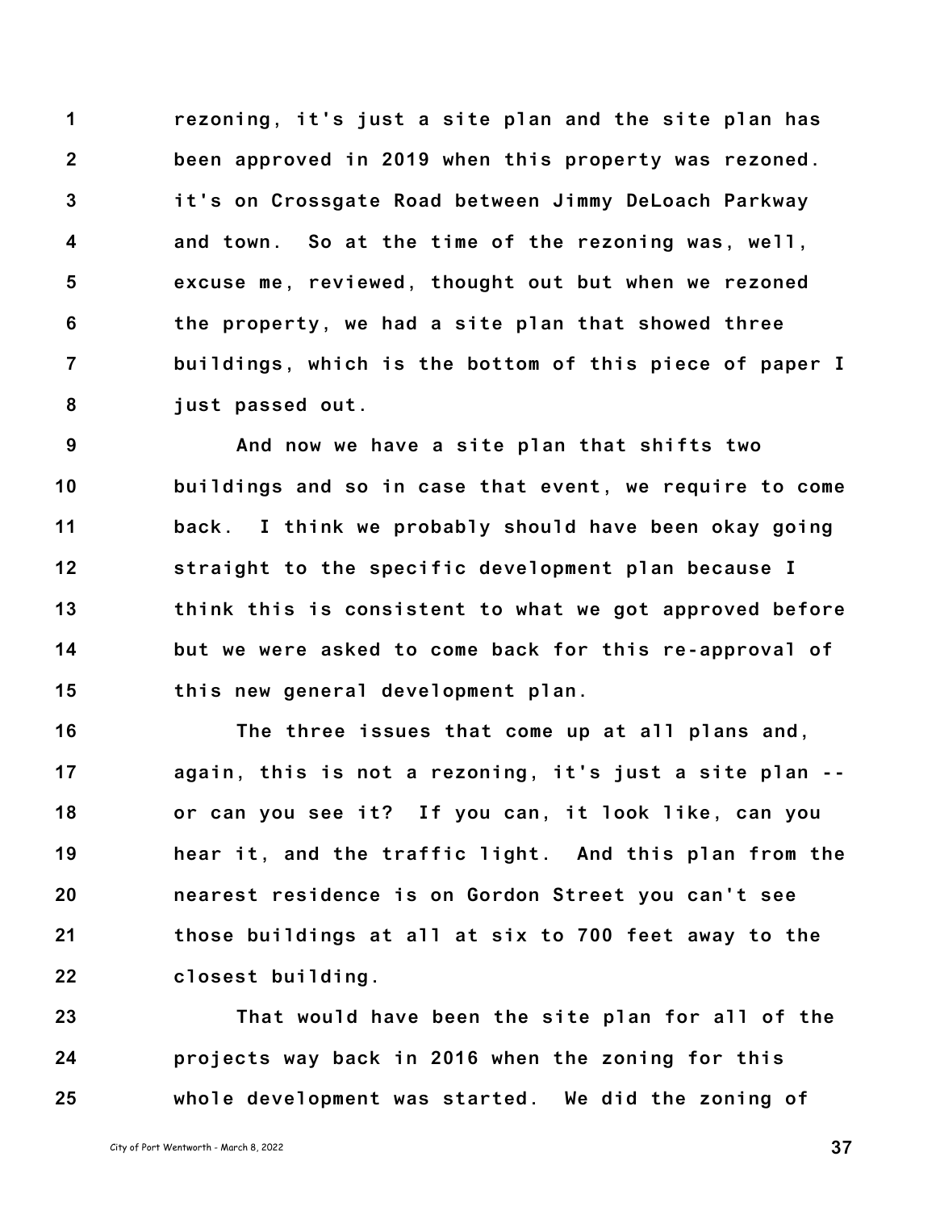1 rezoning, it's just a site plan and the site plan has
2 been approved in 2019 when this property was rezoned.
3 it's on Crossgate Road between Jimmy DeLoach Parkway
4 and town. So at the time of the rezoning was, well,
5 excuse me, reviewed, thought out but when we rezoned
6 the property, we had a site plan that showed three
7 buildings, which is the bottom of this piece of paper I
8 just passed out.

9 And now we have a site plan that shifts two
10 buildings and so in case that event, we require to come
11 back. I think we probably should have been okay going
12 straight to the specific development plan because I
13 think this is consistent to what we got approved before
14 but we were asked to come back for this re-approval of
15 this new general development plan.

16 The three issues that come up at all plans and,
17 again, this is not a rezoning, it's just a site plan --
18 or can you see it? If you can, it look like, can you
19 hear it, and the traffic light. And this plan from the
20 nearest residence is on Gordon Street you can't see
21 those buildings at all at six to 700 feet away to the
22 closest building.

23 That would have been the site plan for all of the
24 projects way back in 2016 when the zoning for this
25 whole development was started. We did the zoning of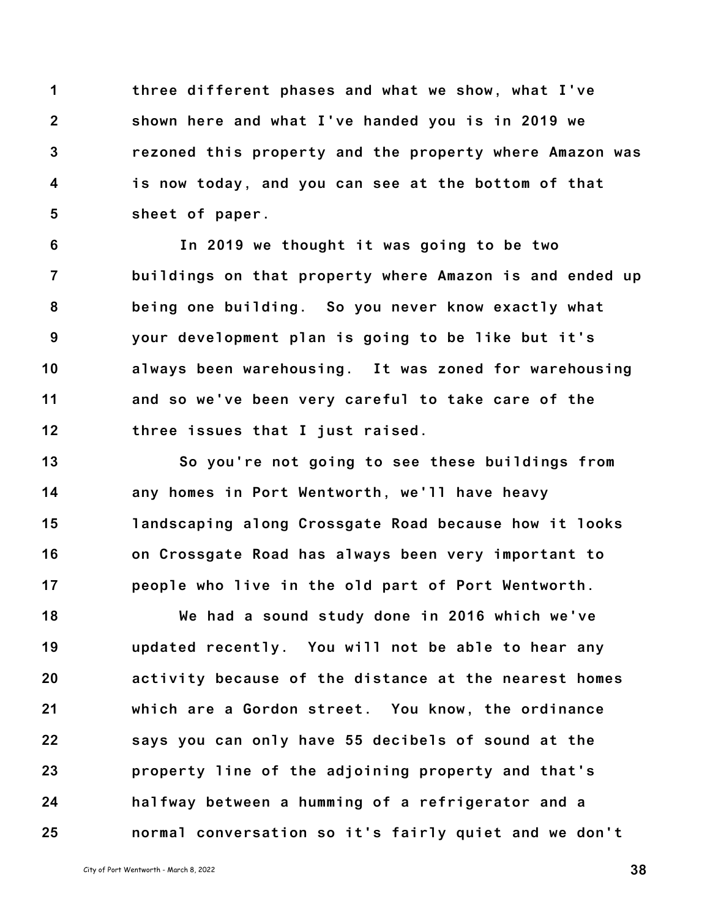three different phases and what we show, what I've shown here and what I've handed you is in 2019 we rezoned this property and the property where Amazon was is now today, and you can see at the bottom of that sheet of paper.

In 2019 we thought it was going to be two buildings on that property where Amazon is and ended up being one building. So you never know exactly what your development plan is going to be like but it's always been warehousing. It was zoned for warehousing and so we've been very careful to take care of the three issues that I just raised.

So you're not going to see these buildings from any homes in Port Wentworth, we'll have heavy landscaping along Crossgate Road because how it looks on Crossgate Road has always been very important to people who live in the old part of Port Wentworth.

We had a sound study done in 2016 which we've updated recently. You will not be able to hear any activity because of the distance at the nearest homes which are a Gordon street. You know, the ordinance says you can only have 55 decibels of sound at the property line of the adjoining property and that's halfway between a humming of a refrigerator and a normal conversation so it's fairly quiet and we don't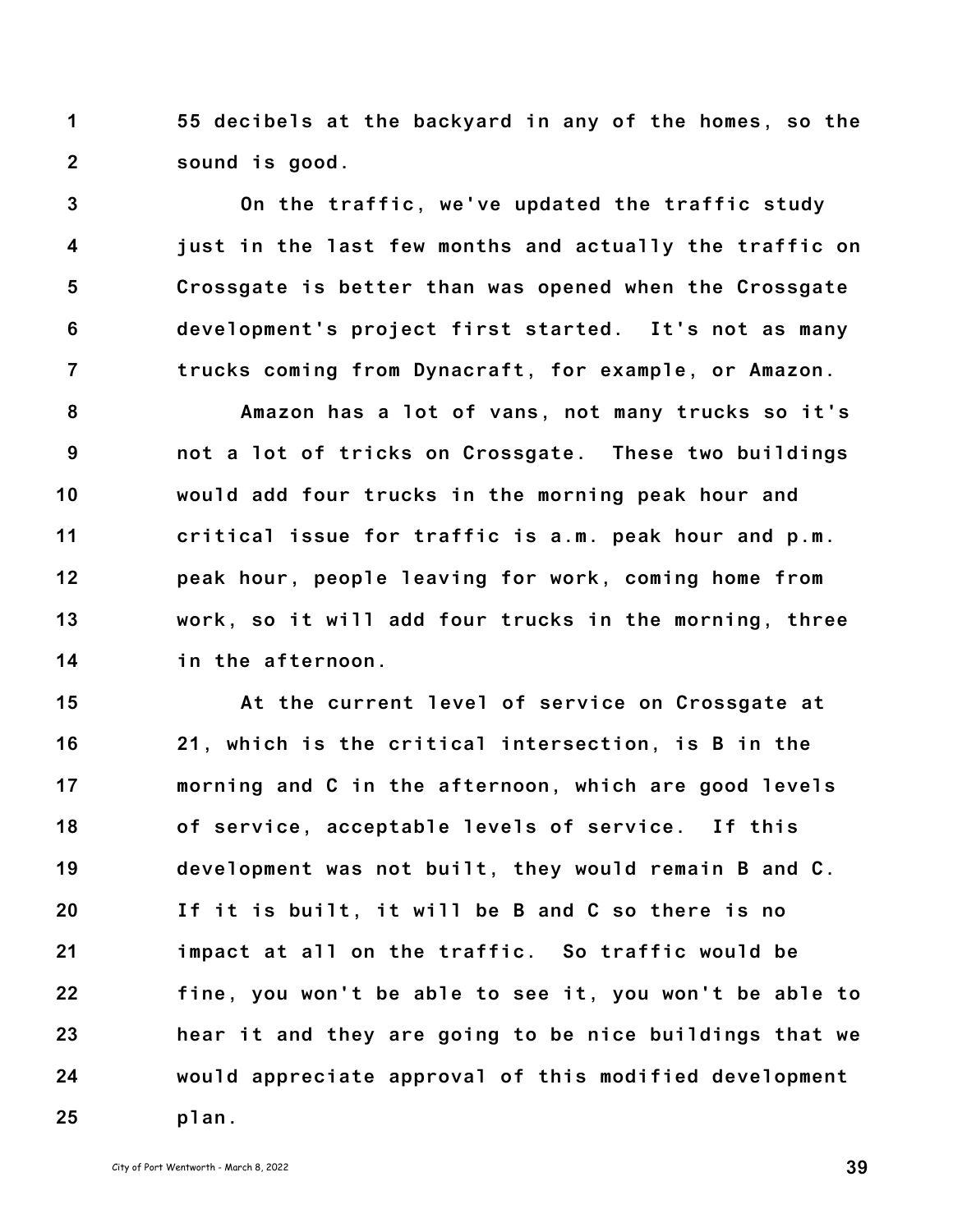55 decibels at the backyard in any of the homes, so the sound is good.

On the traffic, we've updated the traffic study just in the last few months and actually the traffic on Crossgate is better than was opened when the Crossgate development's project first started. It's not as many trucks coming from Dynacraft, for example, or Amazon.

Amazon has a lot of vans, not many trucks so it's not a lot of tricks on Crossgate. These two buildings would add four trucks in the morning peak hour and critical issue for traffic is a.m. peak hour and p.m. peak hour, people leaving for work, coming home from work, so it will add four trucks in the morning, three in the afternoon.

At the current level of service on Crossgate at 21, which is the critical intersection, is B in the morning and C in the afternoon, which are good levels of service, acceptable levels of service. If this development was not built, they would remain B and C. If it is built, it will be B and C so there is no impact at all on the traffic. So traffic would be fine, you won't be able to see it, you won't be able to hear it and they are going to be nice buildings that we would appreciate approval of this modified development plan.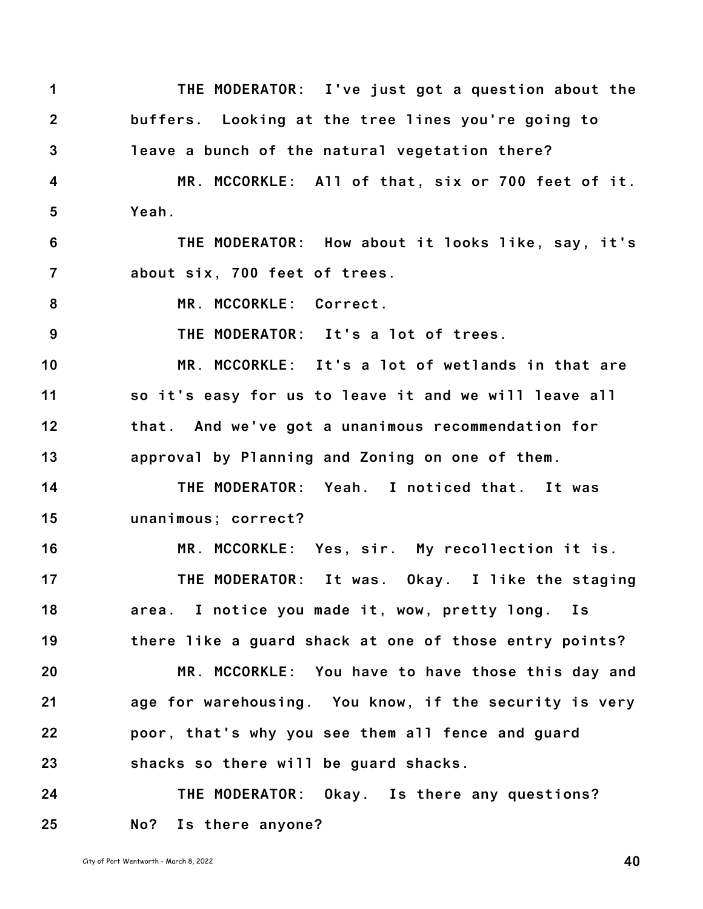THE MODERATOR: I've just got a question about the buffers. Looking at the tree lines you're going to leave a bunch of the natural vegetation there?

MR. MCCORKLE: All of that, six or 700 feet of it. Yeah.

THE MODERATOR: How about it looks like, say, it's about six, 700 feet of trees.

MR. MCCORKLE: Correct.

THE MODERATOR: It's a lot of trees.

MR. MCCORKLE: It's a lot of wetlands in that are so it's easy for us to leave it and we will leave all that. And we've got a unanimous recommendation for approval by Planning and Zoning on one of them.

THE MODERATOR: Yeah. I noticed that. It was unanimous; correct?

MR. MCCORKLE: Yes, sir. My recollection it is.

THE MODERATOR: It was. Okay. I like the staging area. I notice you made it, wow, pretty long. Is there like a guard shack at one of those entry points?

MR. MCCORKLE: You have to have those this day and age for warehousing. You know, if the security is very poor, that's why you see them all fence and guard shacks so there will be guard shacks.

THE MODERATOR: Okay. Is there any questions? No? Is there anyone?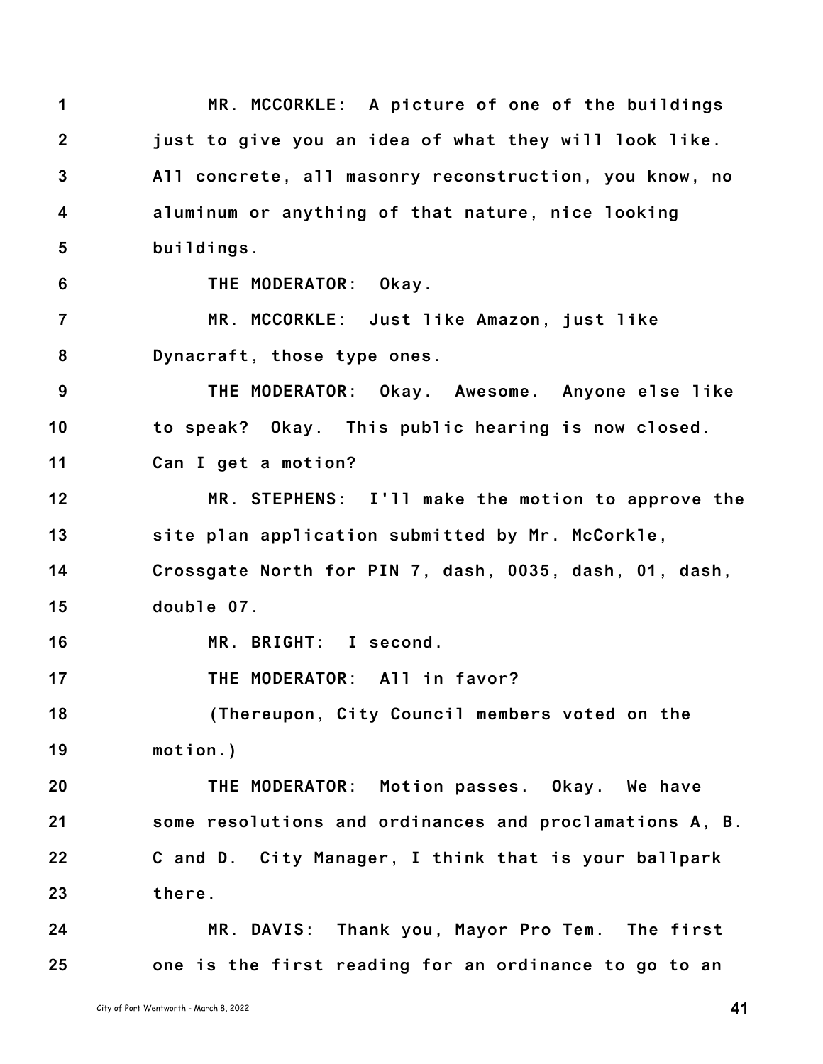MR. MCCORKLE: A picture of one of the buildings just to give you an idea of what they will look like. All concrete, all masonry reconstruction, you know, no aluminum or anything of that nature, nice looking buildings.

THE MODERATOR: Okay.

MR. MCCORKLE: Just like Amazon, just like Dynacraft, those type ones.

THE MODERATOR: Okay. Awesome. Anyone else like to speak? Okay. This public hearing is now closed. Can I get a motion?

MR. STEPHENS: I'll make the motion to approve the site plan application submitted by Mr. McCorkle, Crossgate North for PIN 7, dash, 0035, dash, 01, dash, double 07.

MR. BRIGHT: I second.

THE MODERATOR: All in favor?

(Thereupon, City Council members voted on the motion.)

THE MODERATOR: Motion passes. Okay. We have some resolutions and ordinances and proclamations A, B. C and D. City Manager, I think that is your ballpark there.

MR. DAVIS: Thank you, Mayor Pro Tem. The first one is the first reading for an ordinance to go to an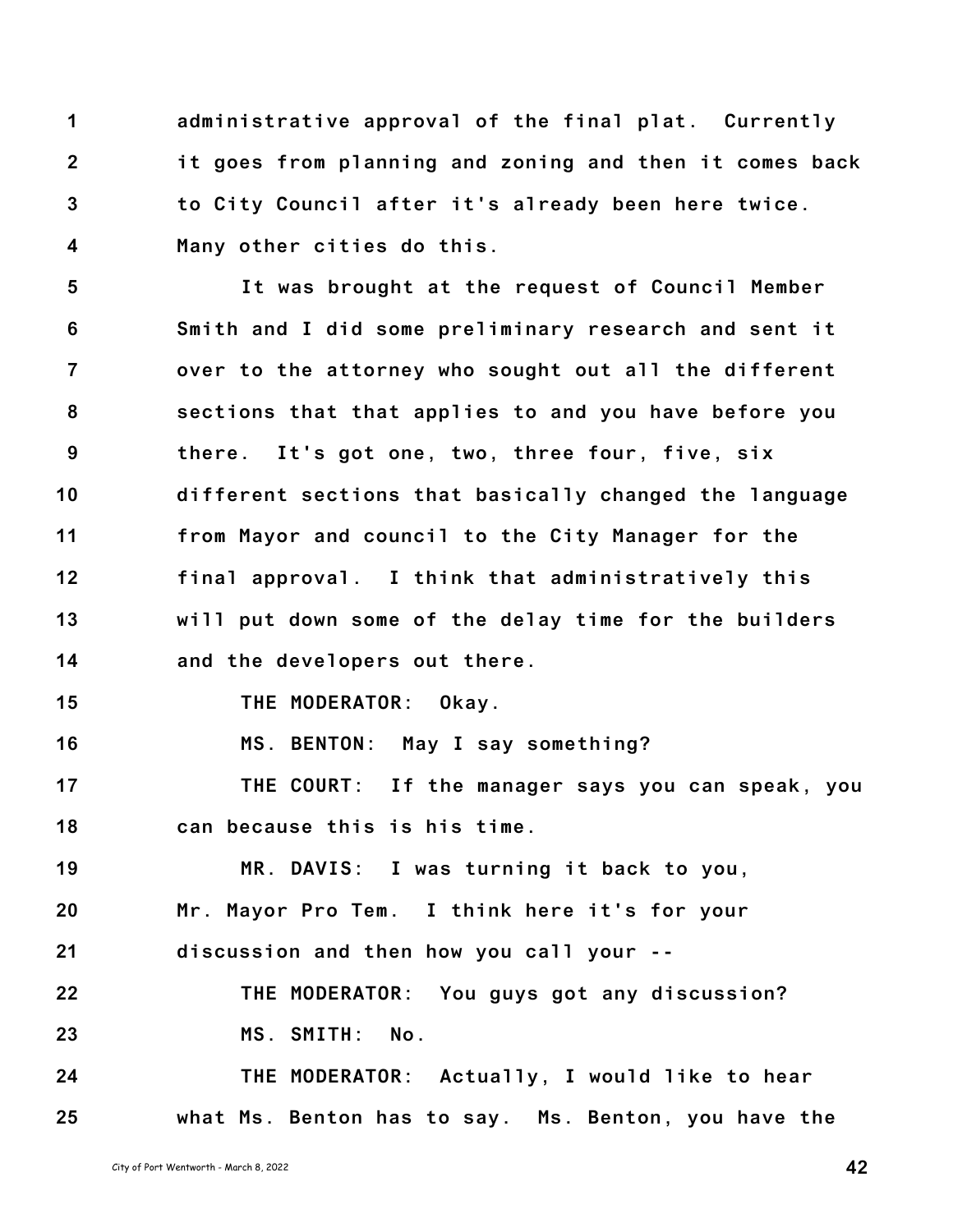administrative approval of the final plat. Currently it goes from planning and zoning and then it comes back to City Council after it's already been here twice. Many other cities do this.

It was brought at the request of Council Member Smith and I did some preliminary research and sent it over to the attorney who sought out all the different sections that that applies to and you have before you there. It's got one, two, three four, five, six different sections that basically changed the language from Mayor and council to the City Manager for the final approval. I think that administratively this will put down some of the delay time for the builders and the developers out there.

THE MODERATOR: Okay.

MS. BENTON: May I say something?

THE COURT: If the manager says you can speak, you can because this is his time.

MR. DAVIS: I was turning it back to you, Mr. Mayor Pro Tem. I think here it's for your discussion and then how you call your --

THE MODERATOR: You guys got any discussion?

MS. SMITH: No.

THE MODERATOR: Actually, I would like to hear what Ms. Benton has to say. Ms. Benton, you have the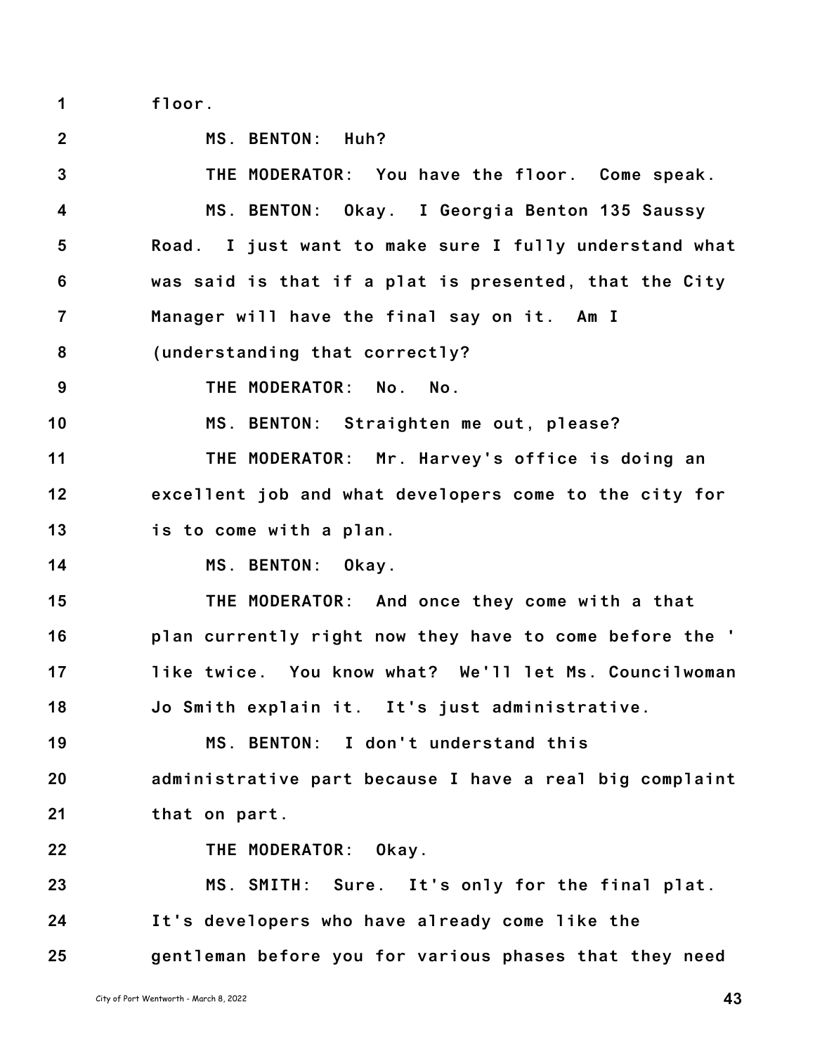floor.

MS. BENTON: Huh?

THE MODERATOR: You have the floor. Come speak.

MS. BENTON: Okay. I Georgia Benton 135 Saussy Road. I just want to make sure I fully understand what was said is that if a plat is presented, that the City Manager will have the final say on it. Am I (understanding that correctly?

THE MODERATOR: No. No.

MS. BENTON: Straighten me out, please?

THE MODERATOR: Mr. Harvey's office is doing an excellent job and what developers come to the city for is to come with a plan.

MS. BENTON: Okay.

THE MODERATOR: And once they come with a that plan currently right now they have to come before the ' like twice. You know what? We'll let Ms. Councilwoman Jo Smith explain it. It's just administrative.

MS. BENTON: I don't understand this administrative part because I have a real big complaint that on part.

THE MODERATOR: Okay.

MS. SMITH: Sure. It's only for the final plat. It's developers who have already come like the gentleman before you for various phases that they need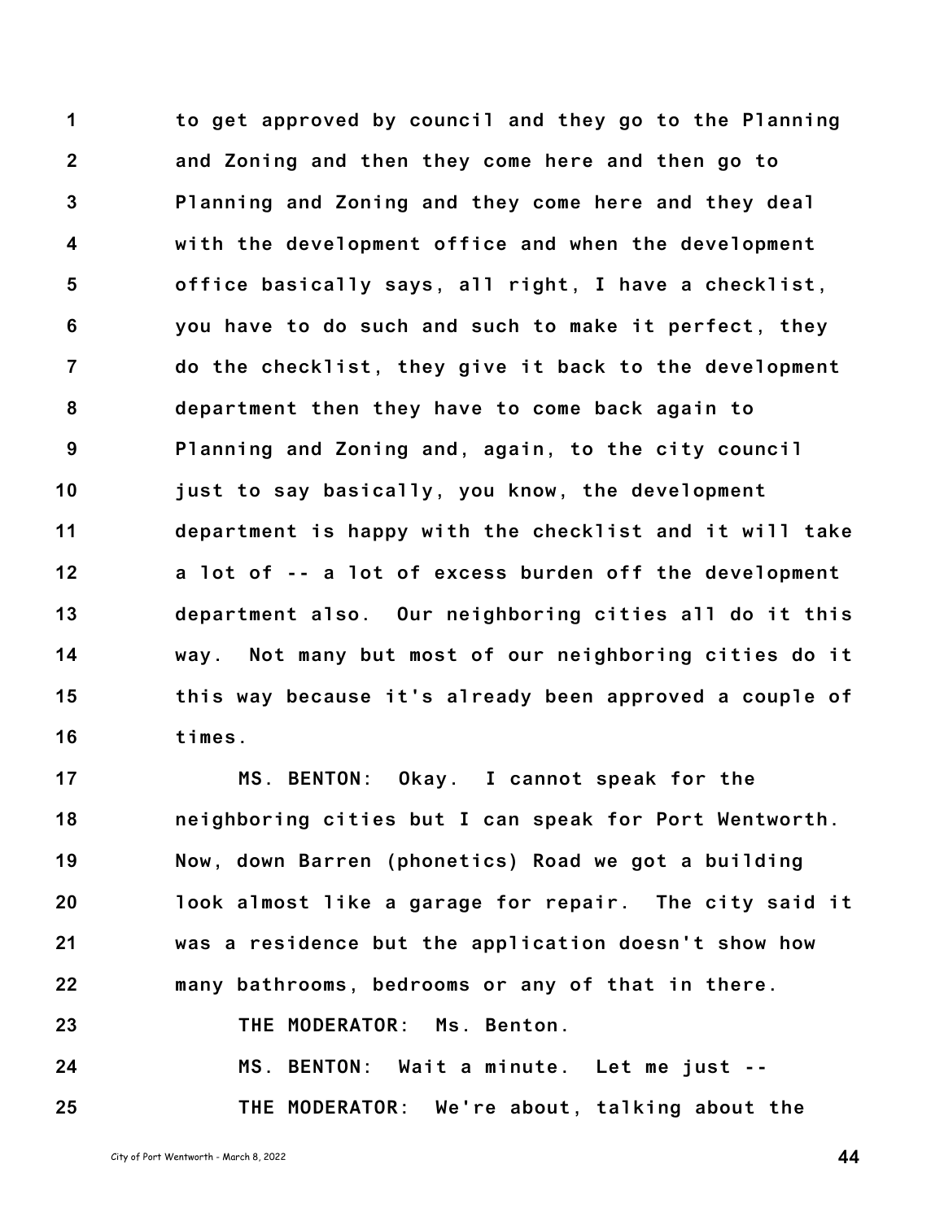to get approved by council and they go to the Planning and Zoning and then they come here and then go to Planning and Zoning and they come here and they deal with the development office and when the development office basically says, all right, I have a checklist, you have to do such and such to make it perfect, they do the checklist, they give it back to the development department then they have to come back again to Planning and Zoning and, again, to the city council just to say basically, you know, the development department is happy with the checklist and it will take a lot of -- a lot of excess burden off the development department also. Our neighboring cities all do it this way. Not many but most of our neighboring cities do it this way because it's already been approved a couple of times.

MS. BENTON: Okay. I cannot speak for the neighboring cities but I can speak for Port Wentworth. Now, down Barren (phonetics) Road we got a building look almost like a garage for repair. The city said it was a residence but the application doesn't show how many bathrooms, bedrooms or any of that in there.

THE MODERATOR: Ms. Benton.

MS. BENTON: Wait a minute. Let me just --

THE MODERATOR: We're about, talking about the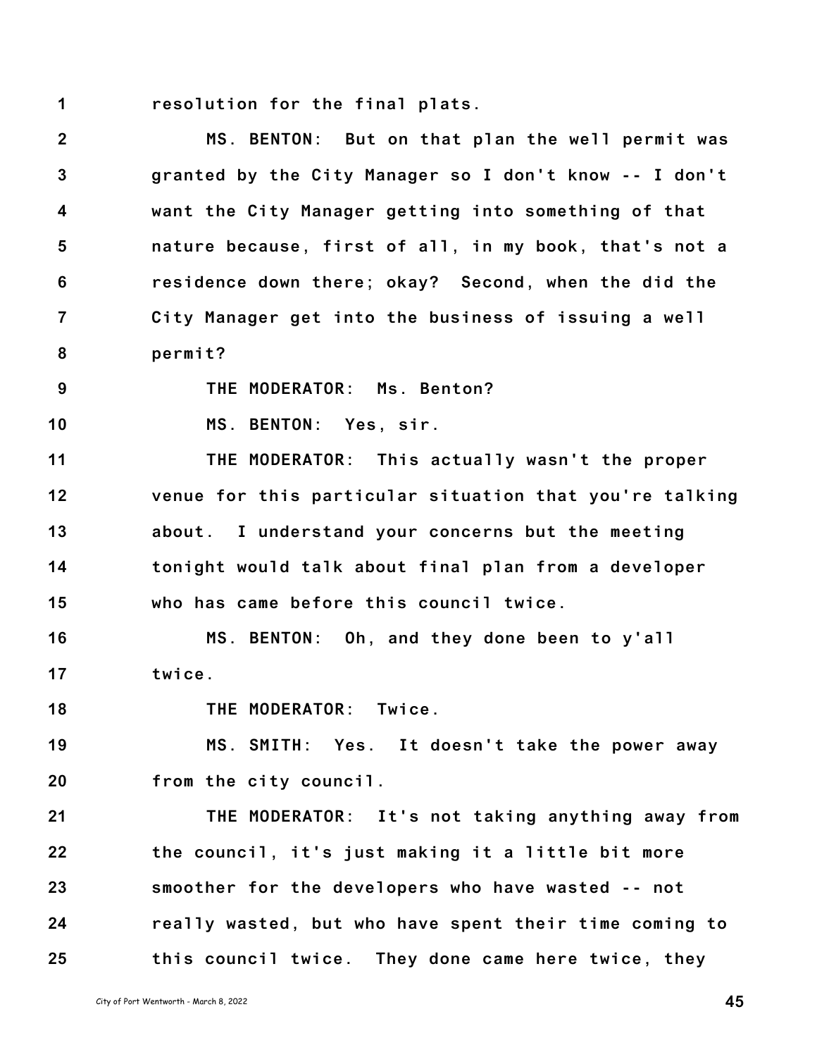resolution for the final plats.

MS. BENTON: But on that plan the well permit was granted by the City Manager so I don't know -- I don't want the City Manager getting into something of that nature because, first of all, in my book, that's not a residence down there; okay? Second, when the did the City Manager get into the business of issuing a well permit?

THE MODERATOR: Ms. Benton?

MS. BENTON: Yes, sir.

THE MODERATOR: This actually wasn't the proper venue for this particular situation that you're talking about. I understand your concerns but the meeting tonight would talk about final plan from a developer who has came before this council twice.

MS. BENTON: Oh, and they done been to y'all twice.

THE MODERATOR: Twice.

MS. SMITH: Yes. It doesn't take the power away from the city council.

THE MODERATOR: It's not taking anything away from the council, it's just making it a little bit more smoother for the developers who have wasted -- not really wasted, but who have spent their time coming to this council twice. They done came here twice, they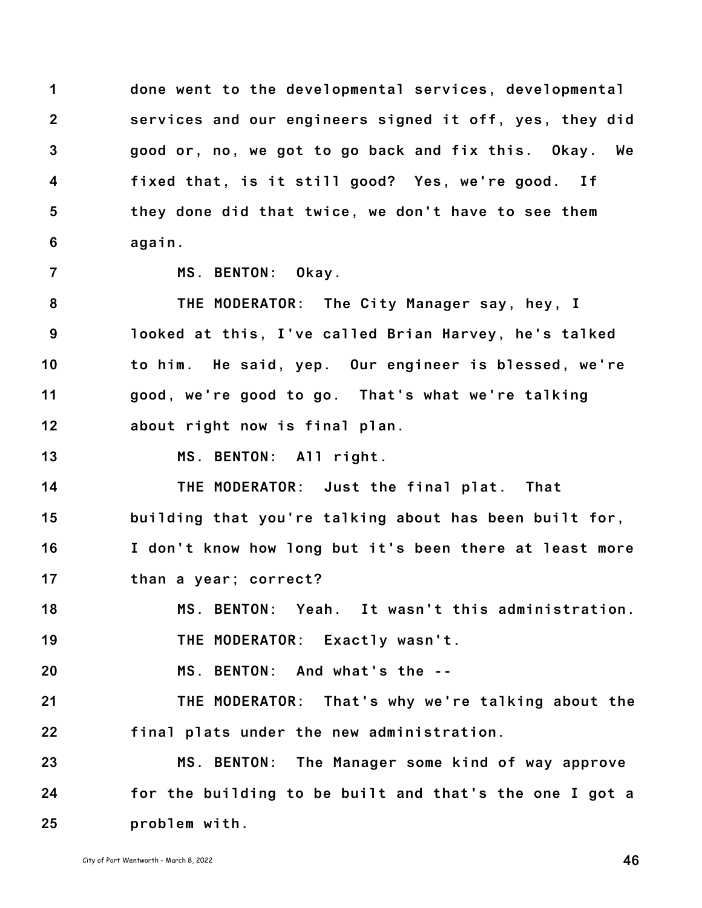done went to the developmental services, developmental services and our engineers signed it off, yes, they did good or, no, we got to go back and fix this. Okay. We fixed that, is it still good? Yes, we're good. If they done did that twice, we don't have to see them again.

MS. BENTON: Okay.

THE MODERATOR: The City Manager say, hey, I looked at this, I've called Brian Harvey, he's talked to him. He said, yep. Our engineer is blessed, we're good, we're good to go. That's what we're talking about right now is final plan.

MS. BENTON: All right.

THE MODERATOR: Just the final plat. That building that you're talking about has been built for, I don't know how long but it's been there at least more than a year; correct?

MS. BENTON: Yeah. It wasn't this administration.

THE MODERATOR: Exactly wasn't.

MS. BENTON: And what's the --

THE MODERATOR: That's why we're talking about the final plats under the new administration.

MS. BENTON: The Manager some kind of way approve for the building to be built and that's the one I got a problem with.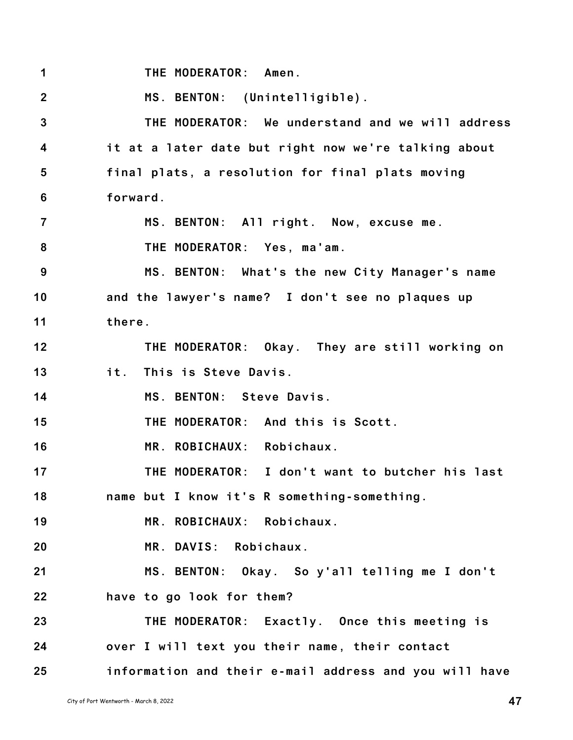1 THE MODERATOR: Amen.

2 MS. BENTON: (Unintelligible).

3 THE MODERATOR: We understand and we will address

4 it at a later date but right now we're talking about

5 final plats, a resolution for final plats moving

6 forward.

7 MS. BENTON: All right. Now, excuse me.

8 THE MODERATOR: Yes, ma'am.

9 MS. BENTON: What's the new City Manager's name

10 and the lawyer's name? I don't see no plaques up

11 there.

12 THE MODERATOR: Okay. They are still working on

13 it. This is Steve Davis.

14 MS. BENTON: Steve Davis.

15 THE MODERATOR: And this is Scott.

16 MR. ROBICHAUX: Robichaux.

17 THE MODERATOR: I don't want to butcher his last

18 name but I know it's R something-something.

19 MR. ROBICHAUX: Robichaux.

20 MR. DAVIS: Robichaux.

21 MS. BENTON: Okay. So y'all telling me I don't

22 have to go look for them?

23 THE MODERATOR: Exactly. Once this meeting is

24 over I will text you their name, their contact

25 information and their e-mail address and you will have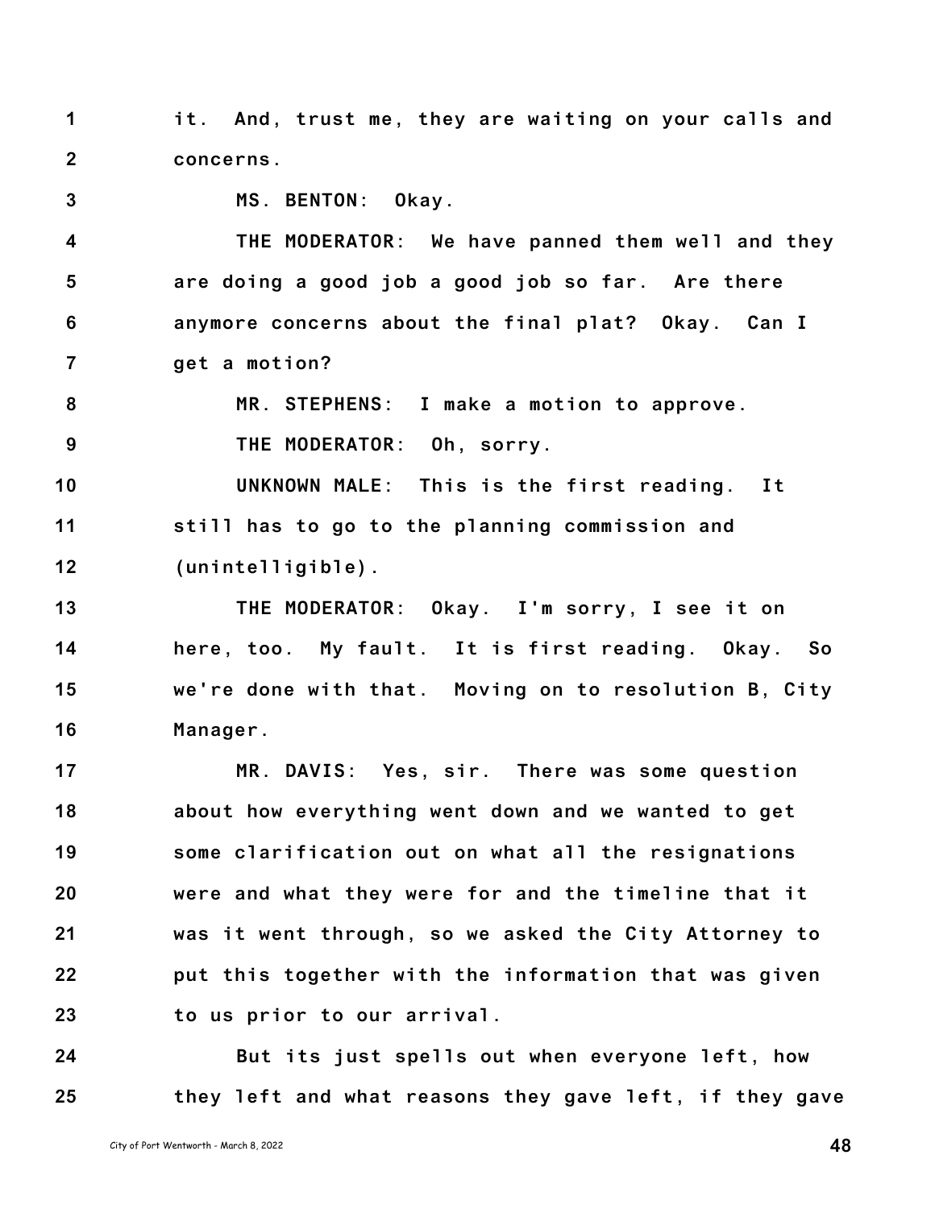it. And, trust me, they are waiting on your calls and concerns.

MS. BENTON: Okay.

THE MODERATOR: We have panned them well and they are doing a good job a good job so far. Are there anymore concerns about the final plat? Okay. Can I get a motion?

MR. STEPHENS: I make a motion to approve.

THE MODERATOR: Oh, sorry.

UNKNOWN MALE: This is the first reading. It still has to go to the planning commission and (unintelligible).

THE MODERATOR: Okay. I'm sorry, I see it on here, too. My fault. It is first reading. Okay. So we're done with that. Moving on to resolution B, City Manager.

MR. DAVIS: Yes, sir. There was some question about how everything went down and we wanted to get some clarification out on what all the resignations were and what they were for and the timeline that it was it went through, so we asked the City Attorney to put this together with the information that was given to us prior to our arrival.

But its just spells out when everyone left, how they left and what reasons they gave left, if they gave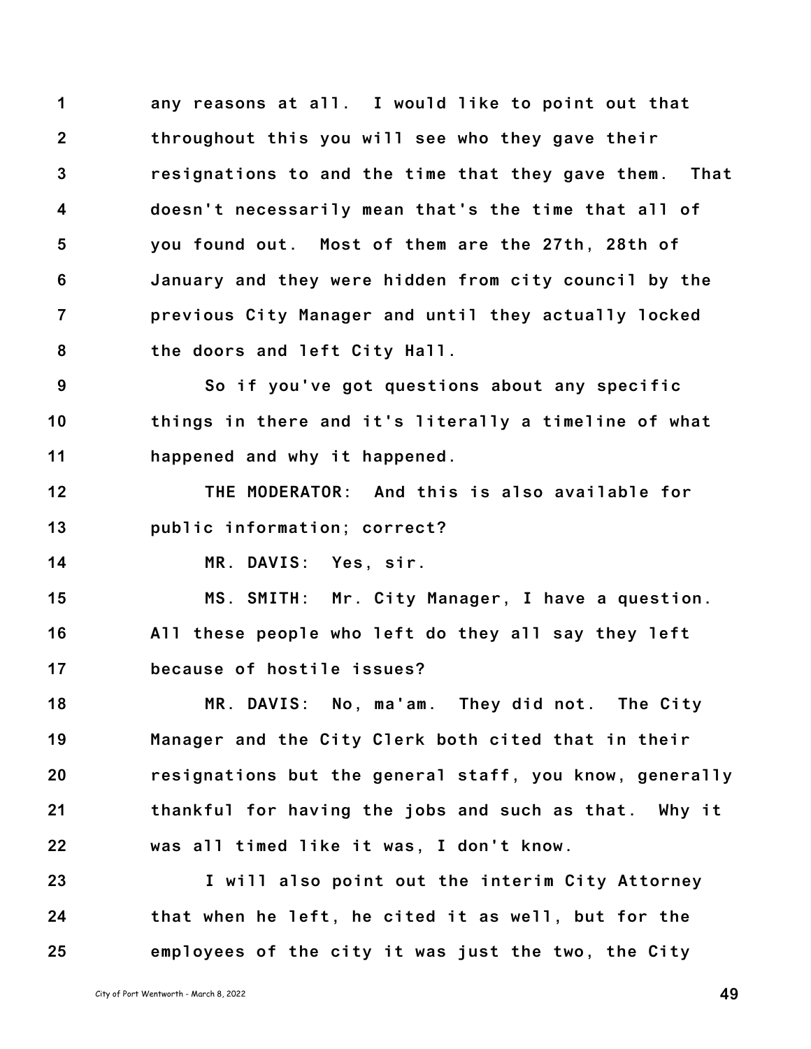any reasons at all. I would like to point out that throughout this you will see who they gave their resignations to and the time that they gave them. That doesn't necessarily mean that's the time that all of you found out. Most of them are the 27th, 28th of January and they were hidden from city council by the previous City Manager and until they actually locked the doors and left City Hall.

So if you've got questions about any specific things in there and it's literally a timeline of what happened and why it happened.

THE MODERATOR: And this is also available for public information; correct?

MR. DAVIS: Yes, sir.

MS. SMITH: Mr. City Manager, I have a question. All these people who left do they all say they left because of hostile issues?

MR. DAVIS: No, ma'am. They did not. The City Manager and the City Clerk both cited that in their resignations but the general staff, you know, generally thankful for having the jobs and such as that. Why it was all timed like it was, I don't know.

I will also point out the interim City Attorney that when he left, he cited it as well, but for the employees of the city it was just the two, the City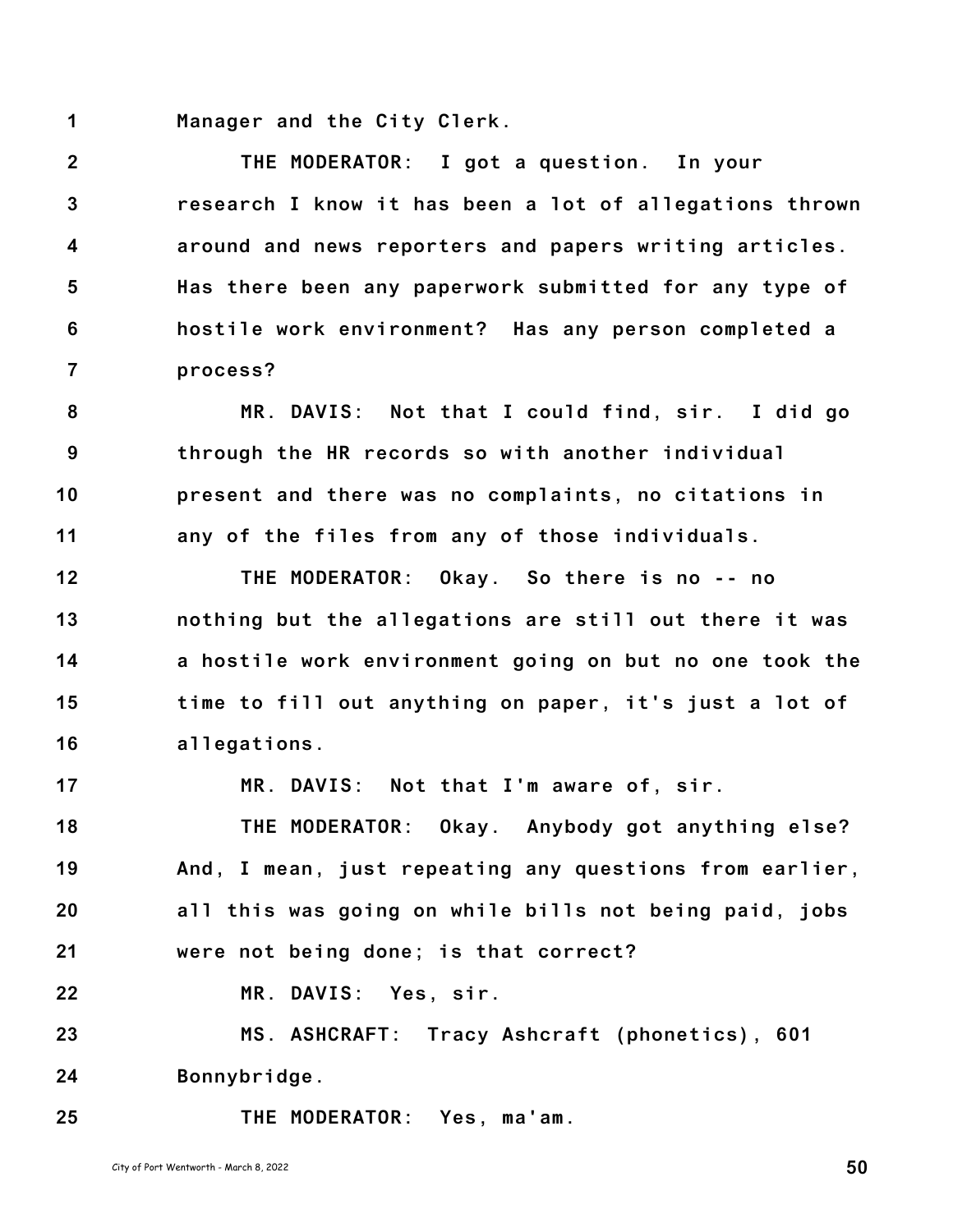Manager and the City Clerk.

THE MODERATOR: I got a question. In your research I know it has been a lot of allegations thrown around and news reporters and papers writing articles. Has there been any paperwork submitted for any type of hostile work environment? Has any person completed a process?

MR. DAVIS: Not that I could find, sir. I did go through the HR records so with another individual present and there was no complaints, no citations in any of the files from any of those individuals.

THE MODERATOR: Okay. So there is no -- no nothing but the allegations are still out there it was a hostile work environment going on but no one took the time to fill out anything on paper, it's just a lot of allegations.

MR. DAVIS: Not that I'm aware of, sir.

THE MODERATOR: Okay. Anybody got anything else? And, I mean, just repeating any questions from earlier, all this was going on while bills not being paid, jobs were not being done; is that correct?

MR. DAVIS: Yes, sir.

MS. ASHCRAFT: Tracy Ashcraft (phonetics), 601 Bonnybridge.

THE MODERATOR: Yes, ma'am.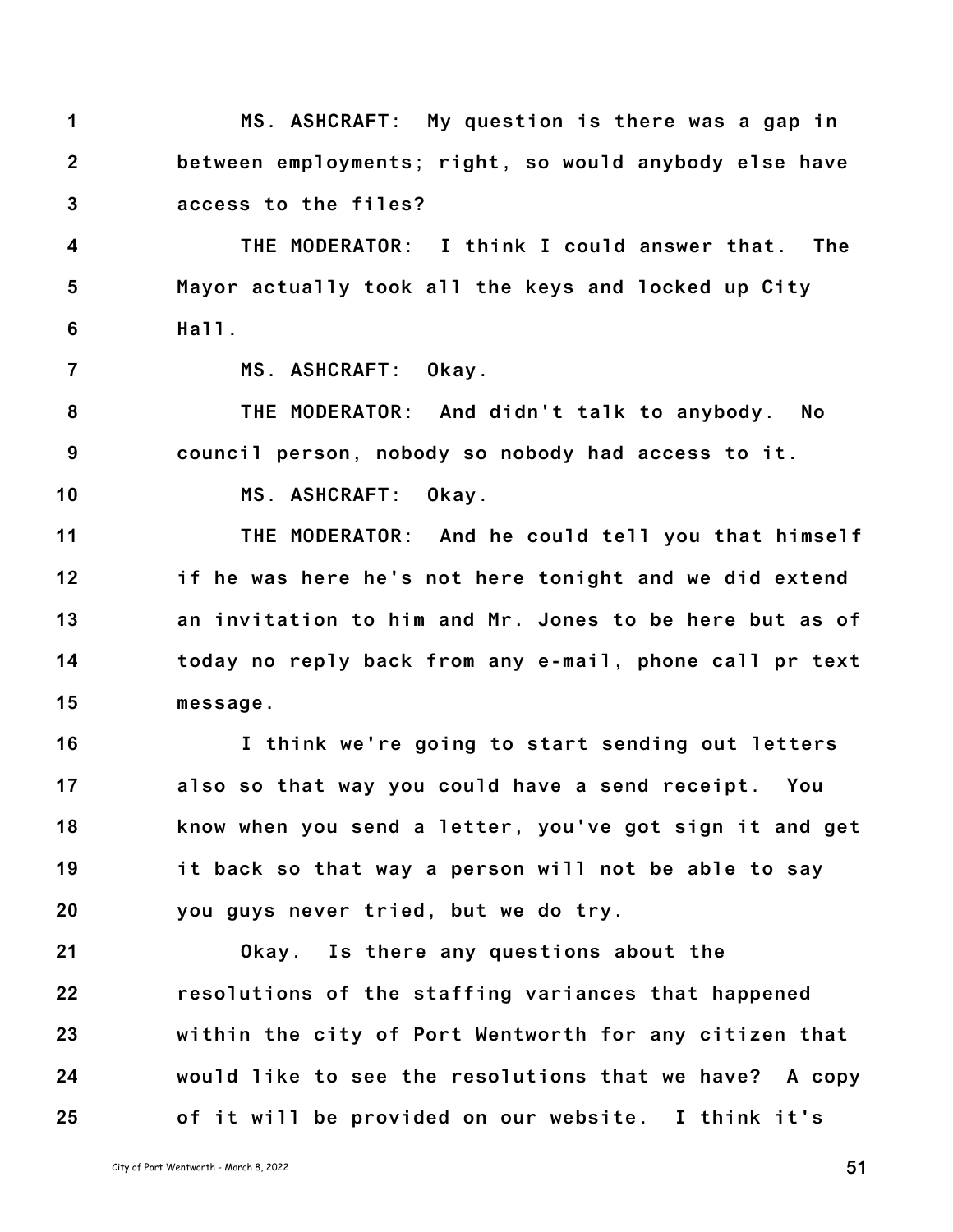MS. ASHCRAFT: My question is there was a gap in between employments; right, so would anybody else have access to the files?

THE MODERATOR: I think I could answer that. The Mayor actually took all the keys and locked up City Hall.

MS. ASHCRAFT: Okay.

THE MODERATOR: And didn't talk to anybody. No council person, nobody so nobody had access to it.

MS. ASHCRAFT: Okay.

THE MODERATOR: And he could tell you that himself if he was here he's not here tonight and we did extend an invitation to him and Mr. Jones to be here but as of today no reply back from any e-mail, phone call pr text message.

I think we're going to start sending out letters also so that way you could have a send receipt. You know when you send a letter, you've got sign it and get it back so that way a person will not be able to say you guys never tried, but we do try.

Okay. Is there any questions about the resolutions of the staffing variances that happened within the city of Port Wentworth for any citizen that would like to see the resolutions that we have? A copy of it will be provided on our website. I think it's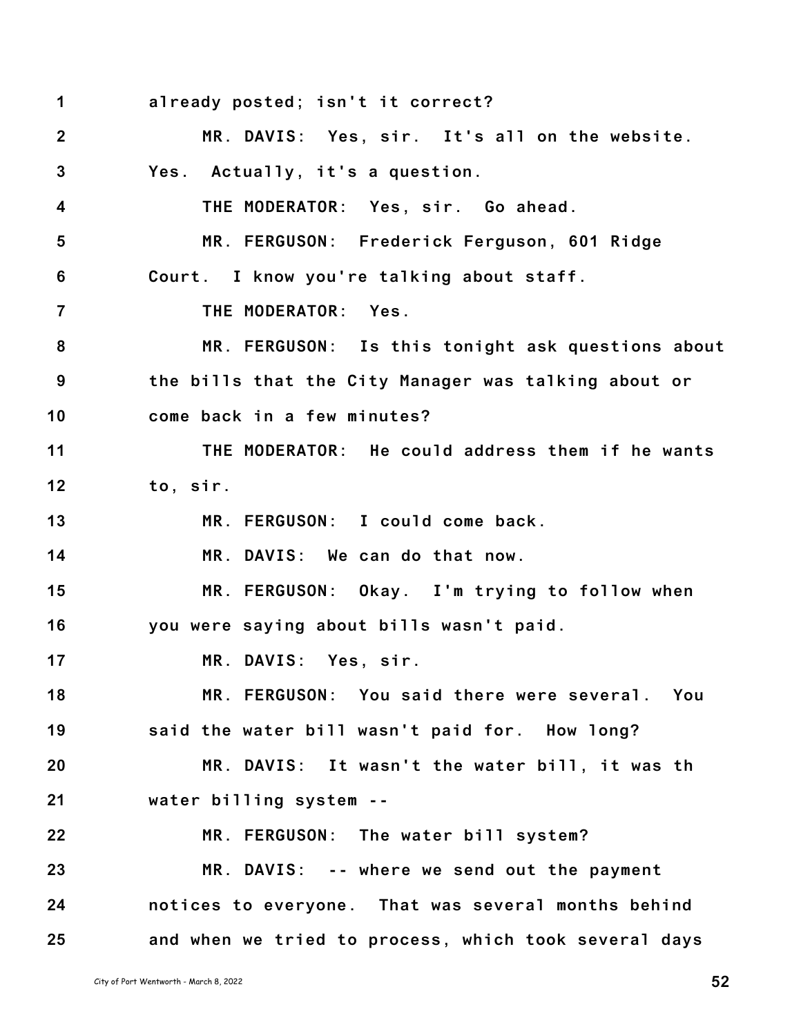already posted; isn't it correct?

MR. DAVIS: Yes, sir. It's all on the website. Yes. Actually, it's a question.

THE MODERATOR: Yes, sir. Go ahead.

MR. FERGUSON: Frederick Ferguson, 601 Ridge Court. I know you're talking about staff.

THE MODERATOR: Yes.

MR. FERGUSON: Is this tonight ask questions about the bills that the City Manager was talking about or come back in a few minutes?

THE MODERATOR: He could address them if he wants to, sir.

MR. FERGUSON: I could come back.

MR. DAVIS: We can do that now.

MR. FERGUSON: Okay. I'm trying to follow when you were saying about bills wasn't paid.

MR. DAVIS: Yes, sir.

MR. FERGUSON: You said there were several. You said the water bill wasn't paid for. How long?

MR. DAVIS: It wasn't the water bill, it was th water billing system --

MR. FERGUSON: The water bill system?

MR. DAVIS: -- where we send out the payment notices to everyone. That was several months behind and when we tried to process, which took several days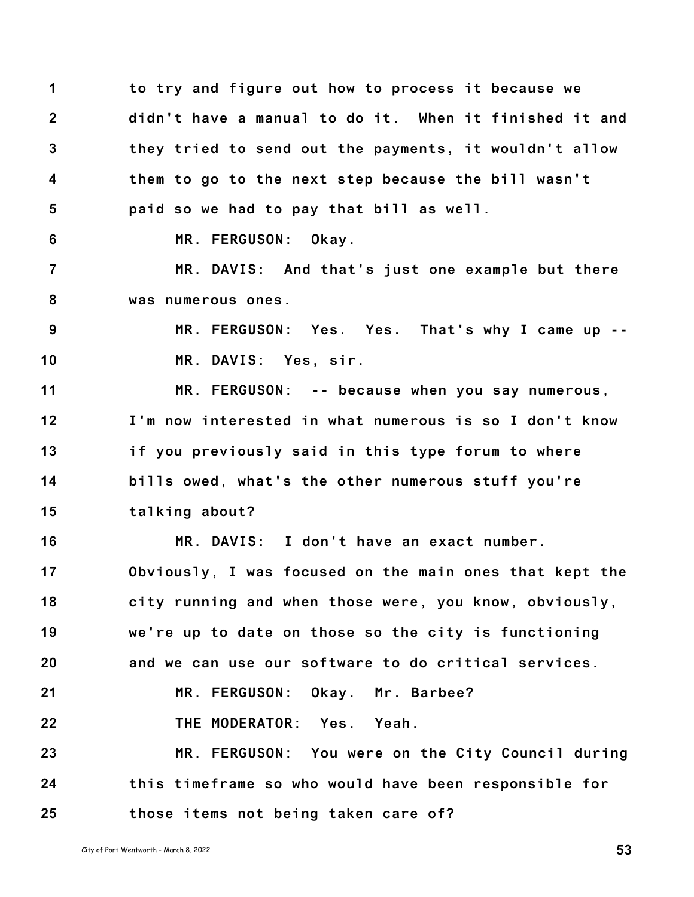to try and figure out how to process it because we didn't have a manual to do it. When it finished it and they tried to send out the payments, it wouldn't allow them to go to the next step because the bill wasn't paid so we had to pay that bill as well.

MR. FERGUSON: Okay.

MR. DAVIS: And that's just one example but there was numerous ones.

MR. FERGUSON: Yes. Yes. That's why I came up --

MR. DAVIS: Yes, sir.

MR. FERGUSON: -- because when you say numerous, I'm now interested in what numerous is so I don't know if you previously said in this type forum to where bills owed, what's the other numerous stuff you're talking about?

MR. DAVIS: I don't have an exact number. Obviously, I was focused on the main ones that kept the city running and when those were, you know, obviously, we're up to date on those so the city is functioning and we can use our software to do critical services.

MR. FERGUSON: Okay. Mr. Barbee?

THE MODERATOR: Yes. Yeah.

MR. FERGUSON: You were on the City Council during this timeframe so who would have been responsible for those items not being taken care of?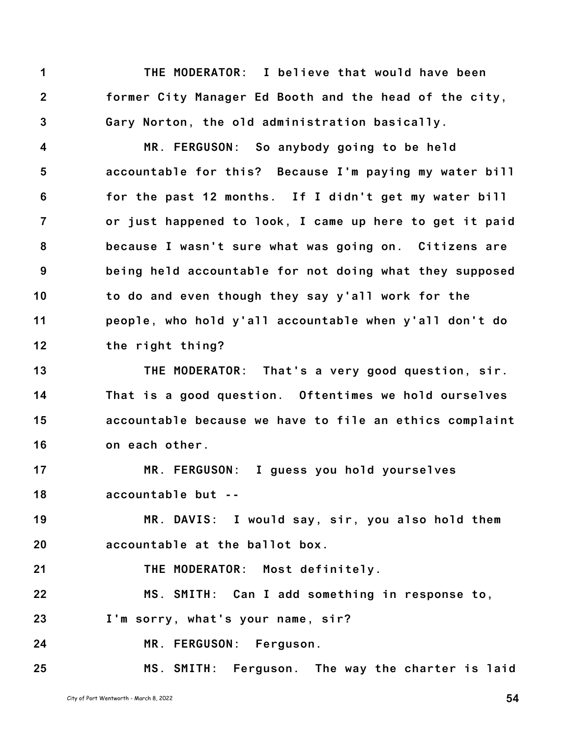THE MODERATOR: I believe that would have been former City Manager Ed Booth and the head of the city, Gary Norton, the old administration basically.

MR. FERGUSON: So anybody going to be held accountable for this? Because I'm paying my water bill for the past 12 months. If I didn't get my water bill or just happened to look, I came up here to get it paid because I wasn't sure what was going on. Citizens are being held accountable for not doing what they supposed to do and even though they say y'all work for the people, who hold y'all accountable when y'all don't do the right thing?

THE MODERATOR: That's a very good question, sir. That is a good question. Oftentimes we hold ourselves accountable because we have to file an ethics complaint on each other.

MR. FERGUSON: I guess you hold yourselves accountable but --

MR. DAVIS: I would say, sir, you also hold them accountable at the ballot box.

THE MODERATOR: Most definitely.

MS. SMITH: Can I add something in response to, I'm sorry, what's your name, sir?

MR. FERGUSON: Ferguson.

MS. SMITH: Ferguson. The way the charter is laid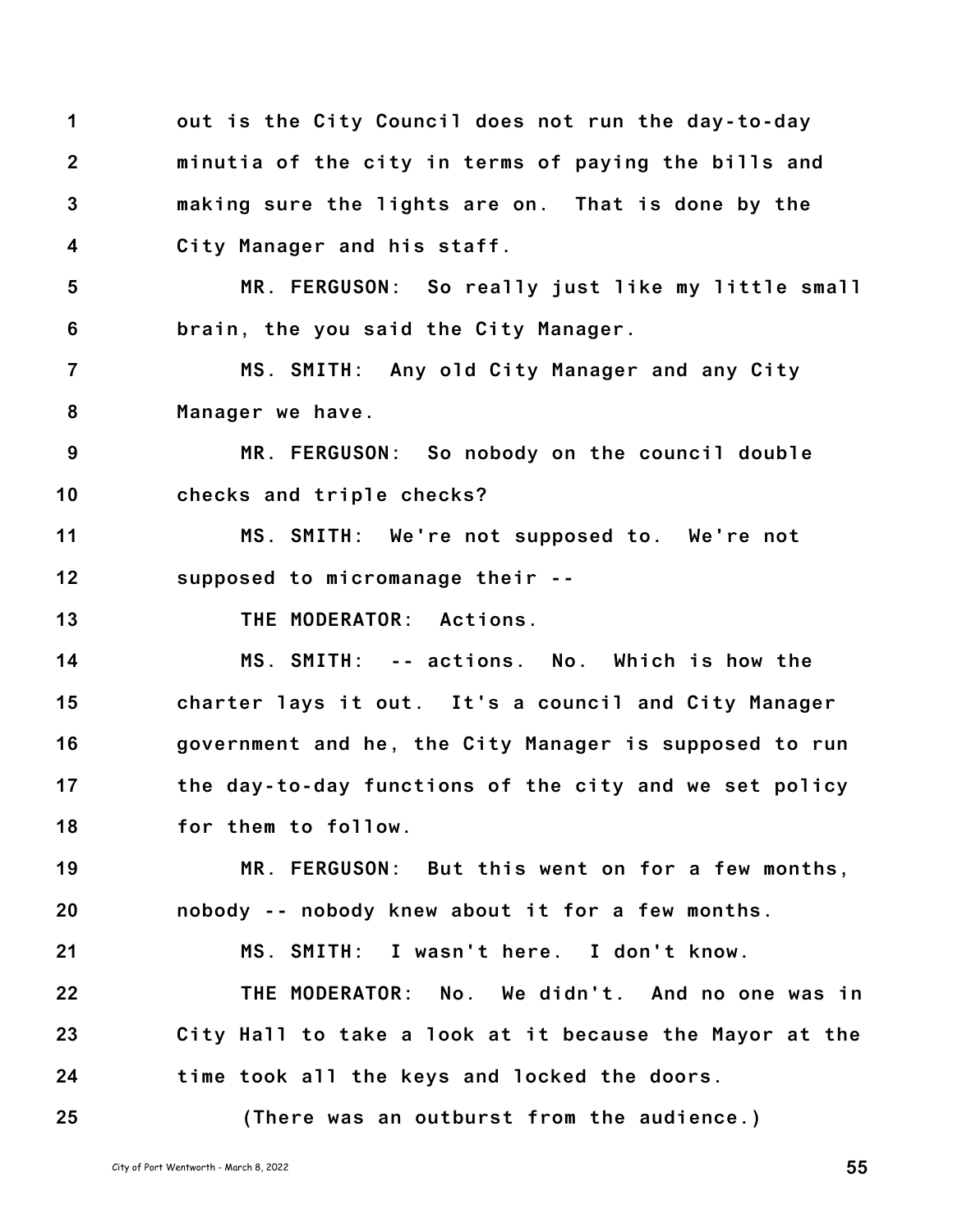out is the City Council does not run the day-to-day minutia of the city in terms of paying the bills and making sure the lights are on. That is done by the City Manager and his staff.

MR. FERGUSON: So really just like my little small brain, the you said the City Manager.

MS. SMITH: Any old City Manager and any City Manager we have.

MR. FERGUSON: So nobody on the council double checks and triple checks?

MS. SMITH: We're not supposed to. We're not supposed to micromanage their --

THE MODERATOR: Actions.

MS. SMITH: -- actions. No. Which is how the charter lays it out. It's a council and City Manager government and he, the City Manager is supposed to run the day-to-day functions of the city and we set policy for them to follow.

MR. FERGUSON: But this went on for a few months, nobody -- nobody knew about it for a few months.

MS. SMITH: I wasn't here. I don't know.

THE MODERATOR: No. We didn't. And no one was in City Hall to take a look at it because the Mayor at the time took all the keys and locked the doors.

(There was an outburst from the audience.)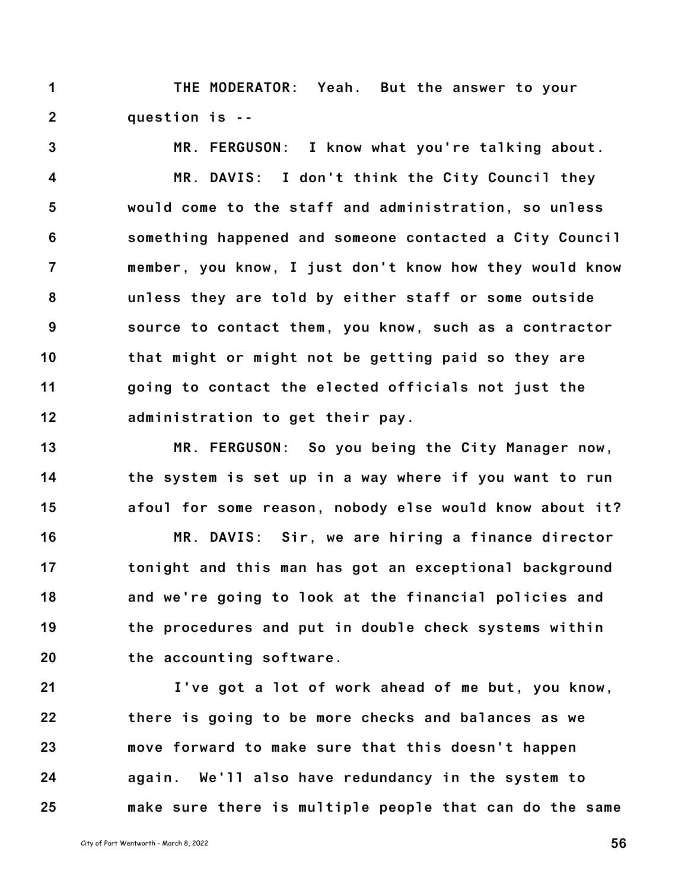THE MODERATOR: Yeah. But the answer to your question is --

MR. FERGUSON: I know what you're talking about.

MR. DAVIS: I don't think the City Council they would come to the staff and administration, so unless something happened and someone contacted a City Council member, you know, I just don't know how they would know unless they are told by either staff or some outside source to contact them, you know, such as a contractor that might or might not be getting paid so they are going to contact the elected officials not just the administration to get their pay.

MR. FERGUSON: So you being the City Manager now, the system is set up in a way where if you want to run afoul for some reason, nobody else would know about it?

MR. DAVIS: Sir, we are hiring a finance director tonight and this man has got an exceptional background and we're going to look at the financial policies and the procedures and put in double check systems within the accounting software.

I've got a lot of work ahead of me but, you know, there is going to be more checks and balances as we move forward to make sure that this doesn't happen again. We'll also have redundancy in the system to make sure there is multiple people that can do the same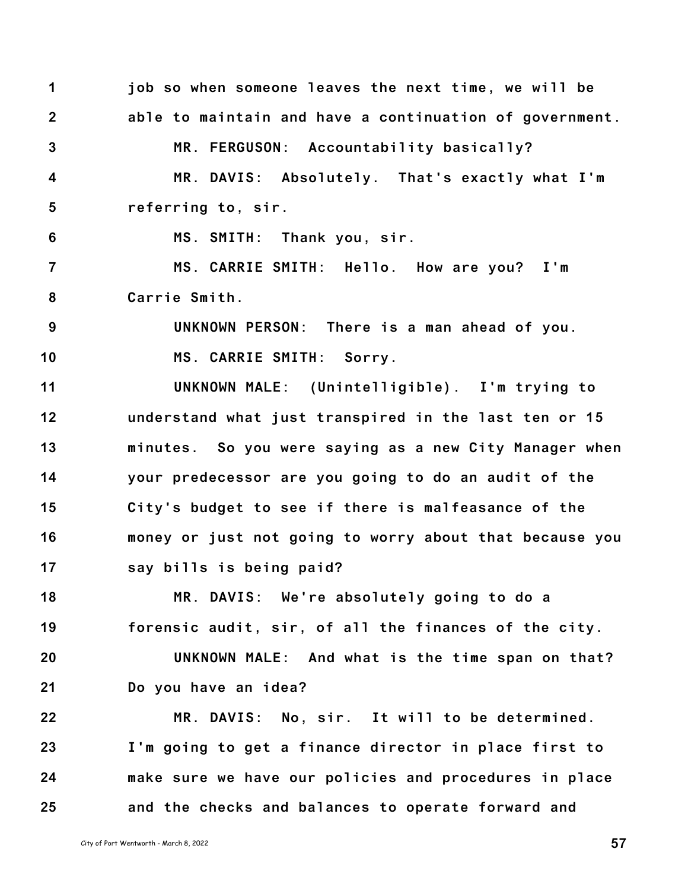job so when someone leaves the next time, we will be able to maintain and have a continuation of government.

MR. FERGUSON: Accountability basically?

MR. DAVIS: Absolutely. That's exactly what I'm referring to, sir.

MS. SMITH: Thank you, sir.

MS. CARRIE SMITH: Hello. How are you? I'm Carrie Smith.

UNKNOWN PERSON: There is a man ahead of you.

MS. CARRIE SMITH: Sorry.

UNKNOWN MALE: (Unintelligible). I'm trying to understand what just transpired in the last ten or 15 minutes. So you were saying as a new City Manager when your predecessor are you going to do an audit of the City's budget to see if there is malfeasance of the money or just not going to worry about that because you say bills is being paid?

MR. DAVIS: We're absolutely going to do a forensic audit, sir, of all the finances of the city.

UNKNOWN MALE: And what is the time span on that? Do you have an idea?

MR. DAVIS: No, sir. It will to be determined. I'm going to get a finance director in place first to make sure we have our policies and procedures in place and the checks and balances to operate forward and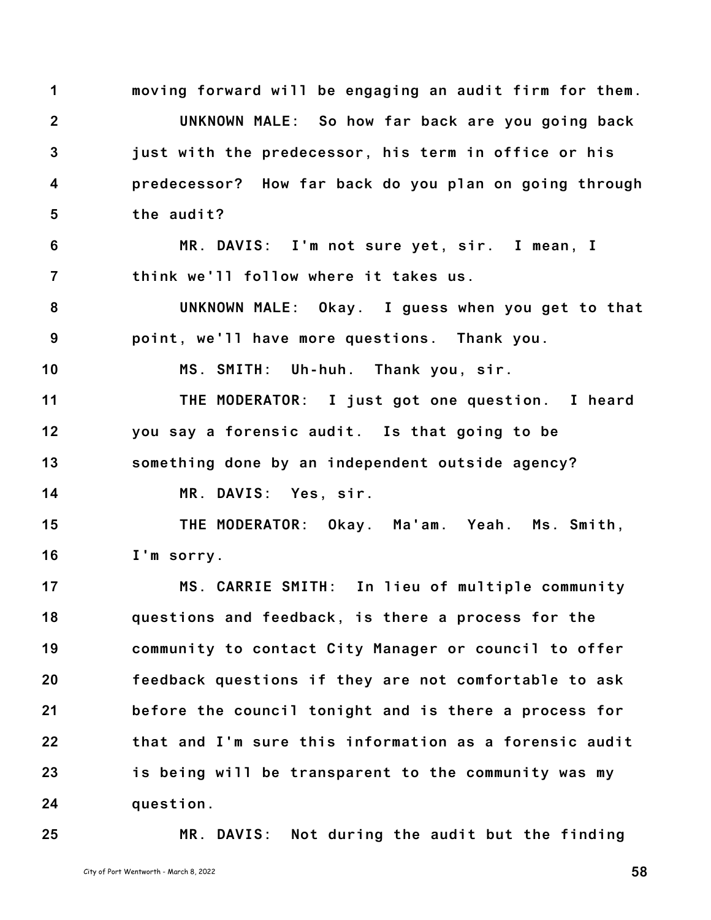1 moving forward will be engaging an audit firm for them.

2 UNKNOWN MALE: So how far back are you going back

3 just with the predecessor, his term in office or his

4 predecessor? How far back do you plan on going through

5 the audit?

6 MR. DAVIS: I'm not sure yet, sir. I mean, I

7 think we'll follow where it takes us.

8 UNKNOWN MALE: Okay. I guess when you get to that

9 point, we'll have more questions. Thank you.

10 MS. SMITH: Uh-huh. Thank you, sir.

11 THE MODERATOR: I just got one question. I heard

12 you say a forensic audit. Is that going to be

13 something done by an independent outside agency?

14 MR. DAVIS: Yes, sir.

15 THE MODERATOR: Okay. Ma'am. Yeah. Ms. Smith,

16 I'm sorry.

17 MS. CARRIE SMITH: In lieu of multiple community

18 questions and feedback, is there a process for the

19 community to contact City Manager or council to offer

20 feedback questions if they are not comfortable to ask

21 before the council tonight and is there a process for

22 that and I'm sure this information as a forensic audit

23 is being will be transparent to the community was my

24 question.

25 MR. DAVIS: Not during the audit but the finding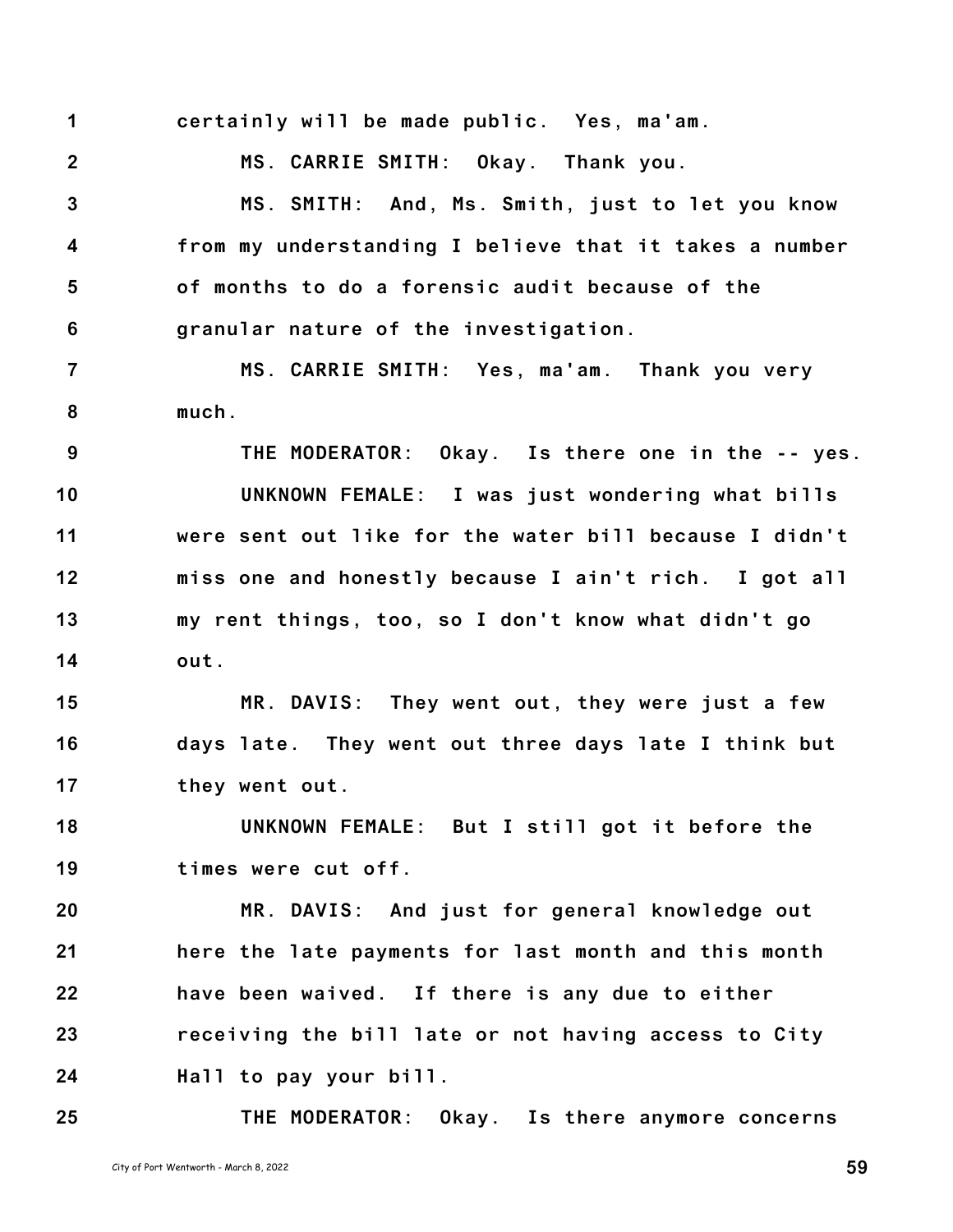certainly will be made public. Yes, ma'am.

MS. CARRIE SMITH: Okay. Thank you.

MS. SMITH: And, Ms. Smith, just to let you know from my understanding I believe that it takes a number of months to do a forensic audit because of the granular nature of the investigation.

MS. CARRIE SMITH: Yes, ma'am. Thank you very much.

THE MODERATOR: Okay. Is there one in the -- yes.

UNKNOWN FEMALE: I was just wondering what bills were sent out like for the water bill because I didn't miss one and honestly because I ain't rich. I got all my rent things, too, so I don't know what didn't go out.

MR. DAVIS: They went out, they were just a few days late. They went out three days late I think but they went out.

UNKNOWN FEMALE: But I still got it before the times were cut off.

MR. DAVIS: And just for general knowledge out here the late payments for last month and this month have been waived. If there is any due to either receiving the bill late or not having access to City Hall to pay your bill.

THE MODERATOR: Okay. Is there anymore concerns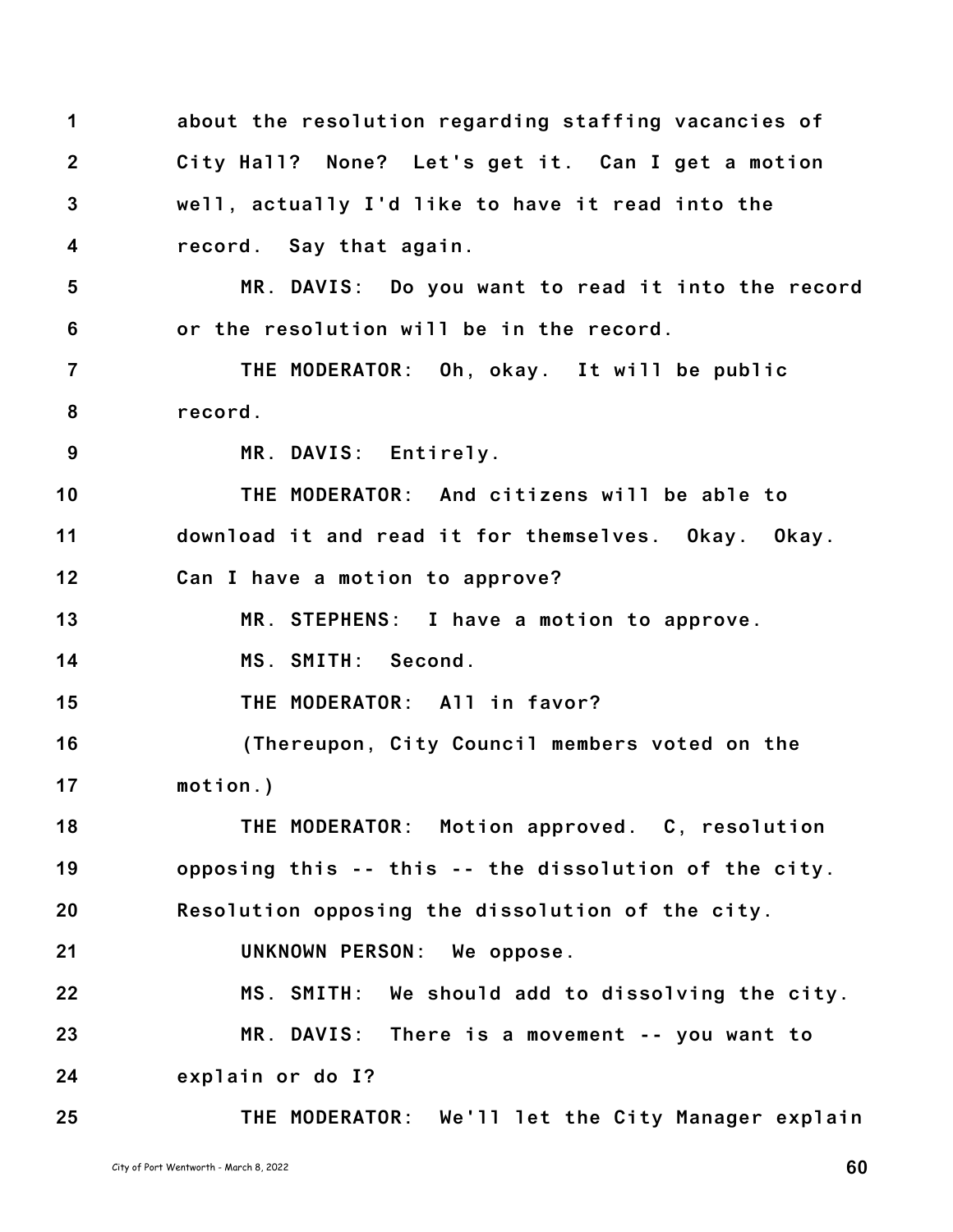about the resolution regarding staffing vacancies of City Hall? None? Let's get it. Can I get a motion well, actually I'd like to have it read into the record. Say that again.

MR. DAVIS: Do you want to read it into the record or the resolution will be in the record.

THE MODERATOR: Oh, okay. It will be public record.

MR. DAVIS: Entirely.

THE MODERATOR: And citizens will be able to download it and read it for themselves. Okay. Okay. Can I have a motion to approve?

MR. STEPHENS: I have a motion to approve.

MS. SMITH: Second.

THE MODERATOR: All in favor?

(Thereupon, City Council members voted on the motion.)

THE MODERATOR: Motion approved. C, resolution opposing this -- this -- the dissolution of the city. Resolution opposing the dissolution of the city.

UNKNOWN PERSON: We oppose.

MS. SMITH: We should add to dissolving the city.

MR. DAVIS: There is a movement -- you want to explain or do I?

THE MODERATOR: We'll let the City Manager explain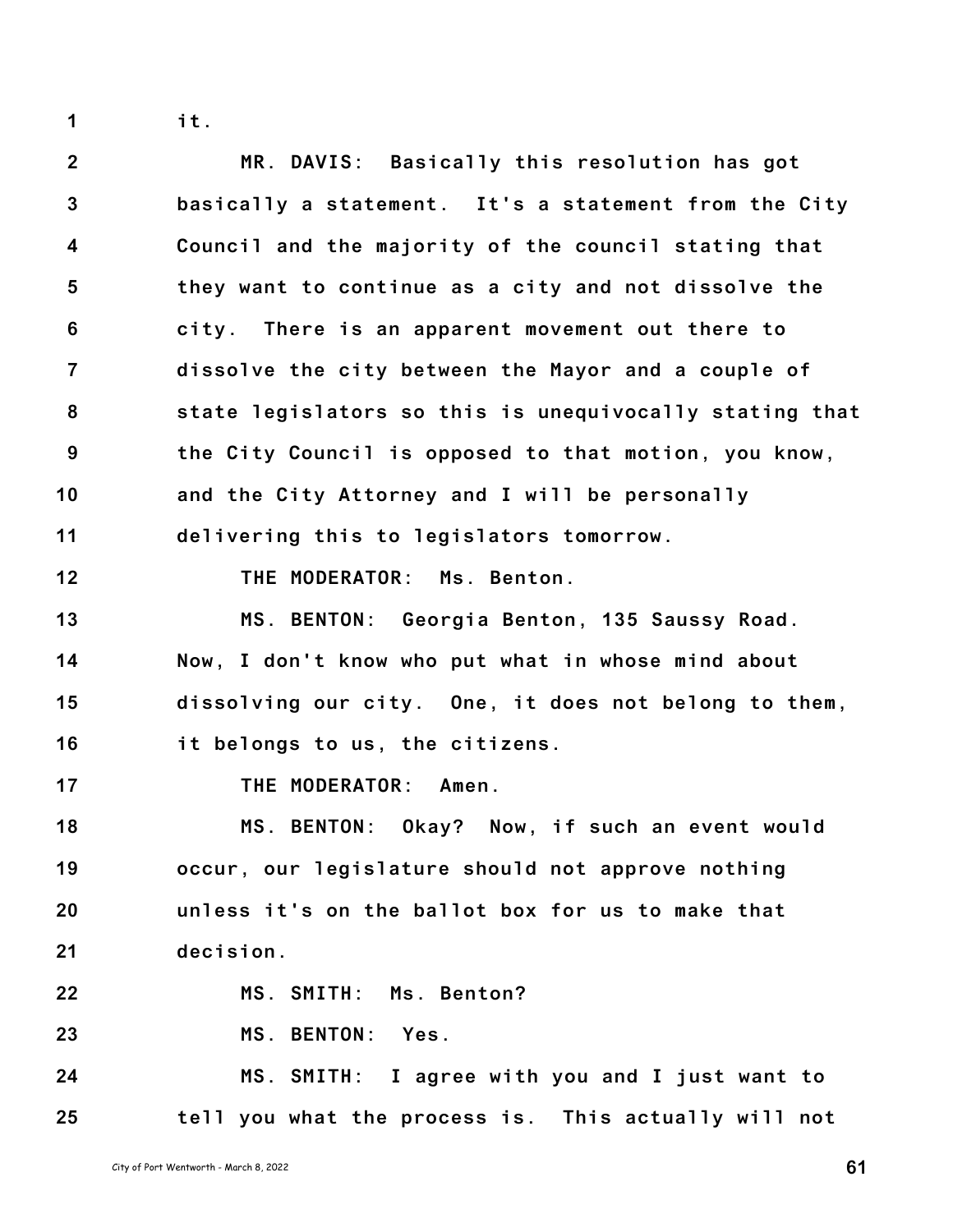it.

MR. DAVIS: Basically this resolution has got basically a statement. It's a statement from the City Council and the majority of the council stating that they want to continue as a city and not dissolve the city. There is an apparent movement out there to dissolve the city between the Mayor and a couple of state legislators so this is unequivocally stating that the City Council is opposed to that motion, you know, and the City Attorney and I will be personally delivering this to legislators tomorrow.

THE MODERATOR: Ms. Benton.

MS. BENTON: Georgia Benton, 135 Saussy Road. Now, I don't know who put what in whose mind about dissolving our city. One, it does not belong to them, it belongs to us, the citizens.

THE MODERATOR: Amen.

MS. BENTON: Okay? Now, if such an event would occur, our legislature should not approve nothing unless it's on the ballot box for us to make that decision.

MS. SMITH: Ms. Benton?

MS. BENTON: Yes.

MS. SMITH: I agree with you and I just want to tell you what the process is. This actually will not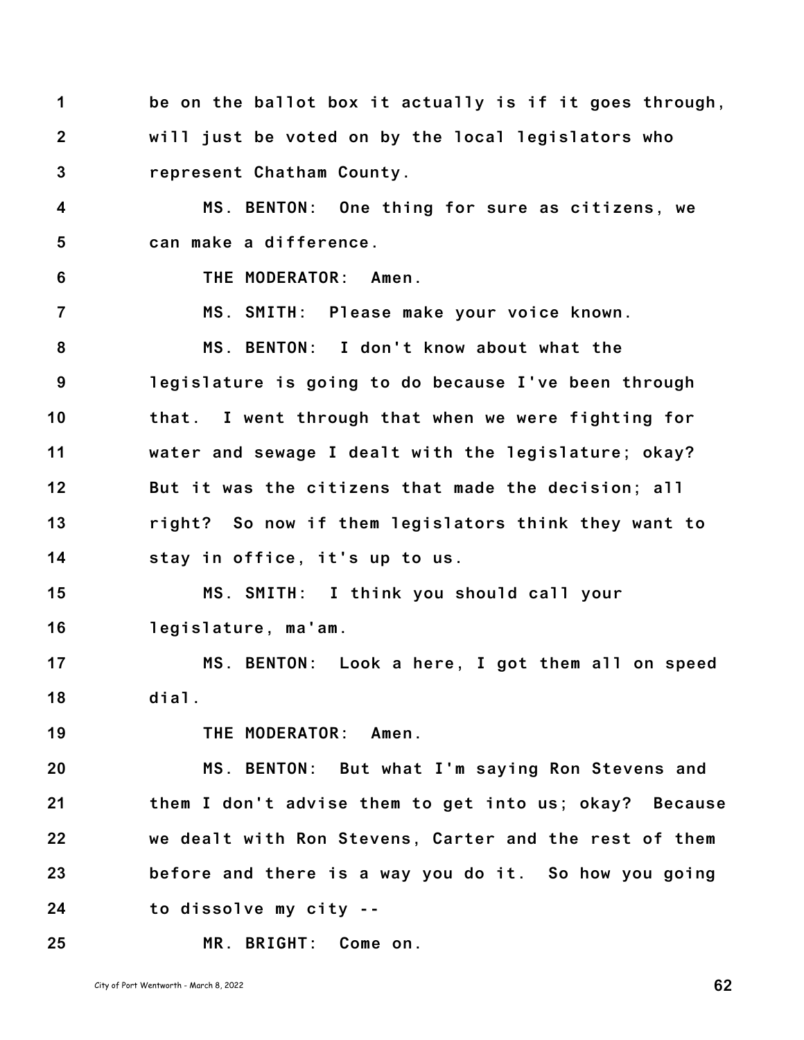1 be on the ballot box it actually is if it goes through,
2 will just be voted on by the local legislators who
3 represent Chatham County.

4 MS. BENTON: One thing for sure as citizens, we
5 can make a difference.

6 THE MODERATOR: Amen.

7 MS. SMITH: Please make your voice known.

8 MS. BENTON: I don't know about what the
9 legislature is going to do because I've been through
10 that. I went through that when we were fighting for
11 water and sewage I dealt with the legislature; okay?
12 But it was the citizens that made the decision; all
13 right? So now if them legislators think they want to
14 stay in office, it's up to us.

15 MS. SMITH: I think you should call your
16 legislature, ma'am.

17 MS. BENTON: Look a here, I got them all on speed
18 dial.

19 THE MODERATOR: Amen.

20 MS. BENTON: But what I'm saying Ron Stevens and
21 them I don't advise them to get into us; okay? Because
22 we dealt with Ron Stevens, Carter and the rest of them
23 before and there is a way you do it. So how you going
24 to dissolve my city --

25 MR. BRIGHT: Come on.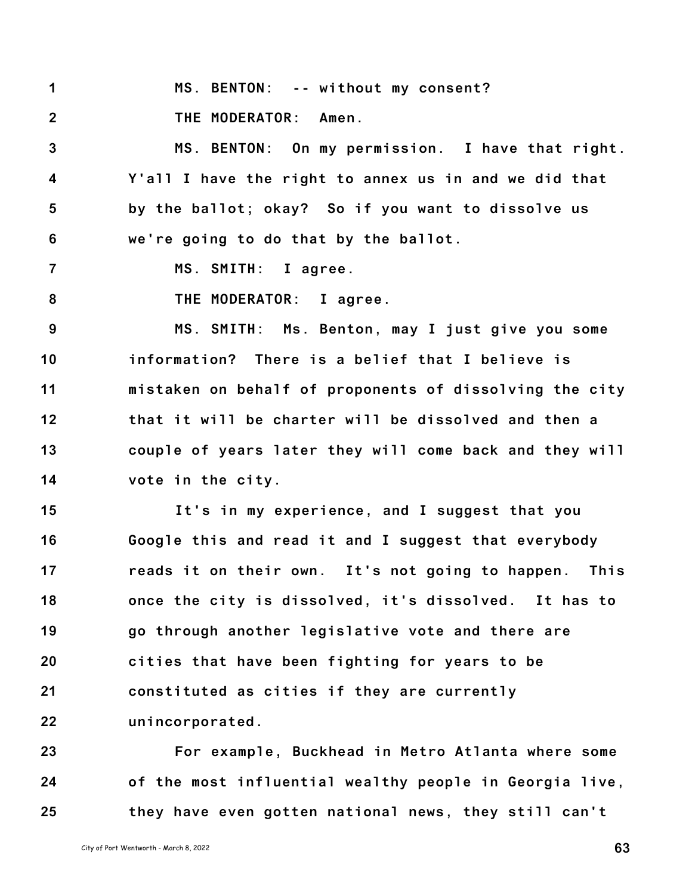MS. BENTON: -- without my consent?

THE MODERATOR: Amen.

MS. BENTON: On my permission. I have that right. Y'all I have the right to annex us in and we did that by the ballot; okay? So if you want to dissolve us we're going to do that by the ballot.

MS. SMITH: I agree.

THE MODERATOR: I agree.

MS. SMITH: Ms. Benton, may I just give you some information? There is a belief that I believe is mistaken on behalf of proponents of dissolving the city that it will be charter will be dissolved and then a couple of years later they will come back and they will vote in the city.

It's in my experience, and I suggest that you Google this and read it and I suggest that everybody reads it on their own. It's not going to happen. This once the city is dissolved, it's dissolved. It has to go through another legislative vote and there are cities that have been fighting for years to be constituted as cities if they are currently unincorporated.

For example, Buckhead in Metro Atlanta where some of the most influential wealthy people in Georgia live, they have even gotten national news, they still can't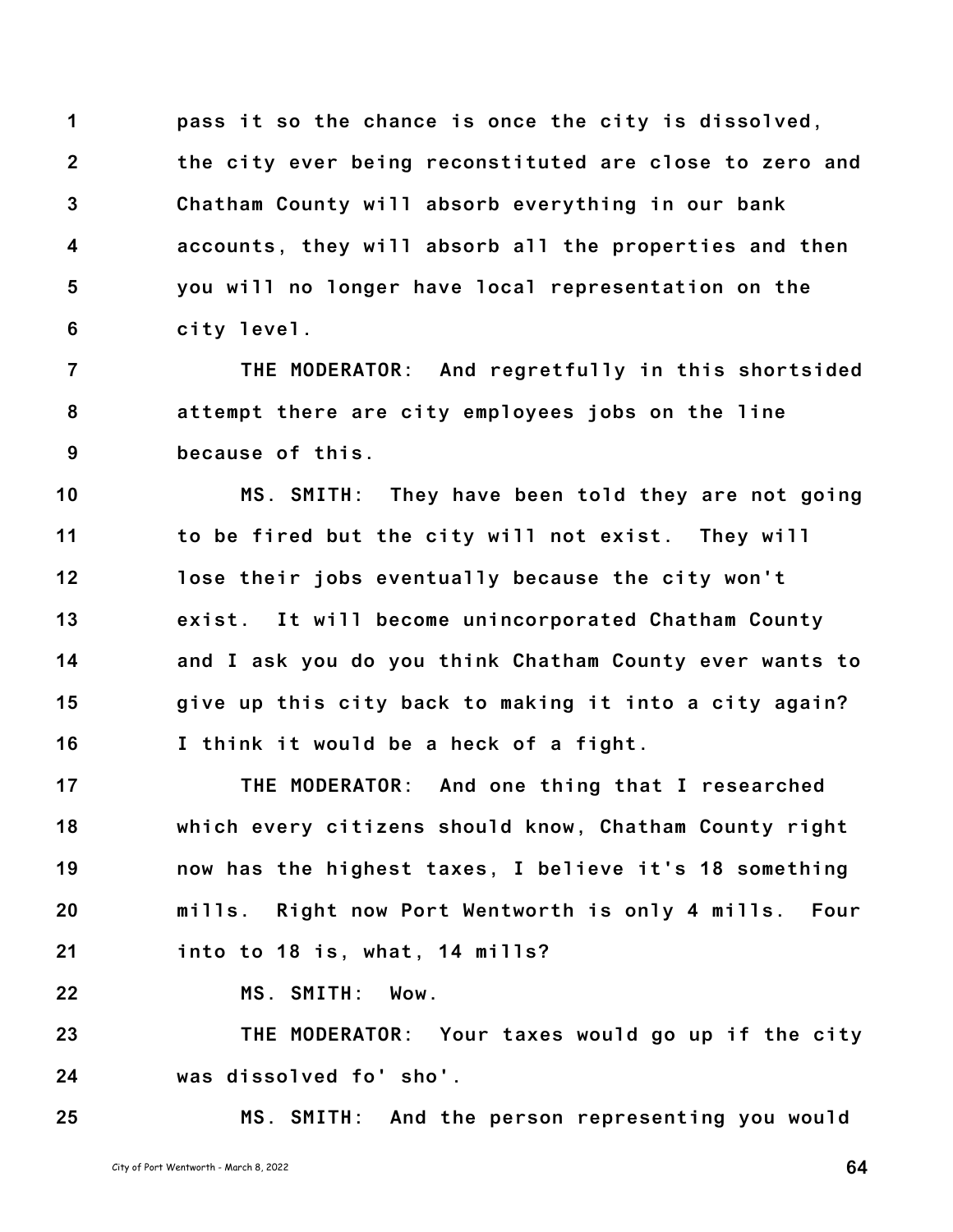pass it so the chance is once the city is dissolved, the city ever being reconstituted are close to zero and Chatham County will absorb everything in our bank accounts, they will absorb all the properties and then you will no longer have local representation on the city level.

THE MODERATOR: And regretfully in this shortsided attempt there are city employees jobs on the line because of this.

MS. SMITH: They have been told they are not going to be fired but the city will not exist. They will lose their jobs eventually because the city won't exist. It will become unincorporated Chatham County and I ask you do you think Chatham County ever wants to give up this city back to making it into a city again? I think it would be a heck of a fight.

THE MODERATOR: And one thing that I researched which every citizens should know, Chatham County right now has the highest taxes, I believe it's 18 something mills. Right now Port Wentworth is only 4 mills. Four into to 18 is, what, 14 mills?

MS. SMITH: Wow.

THE MODERATOR: Your taxes would go up if the city was dissolved fo' sho'.

MS. SMITH: And the person representing you would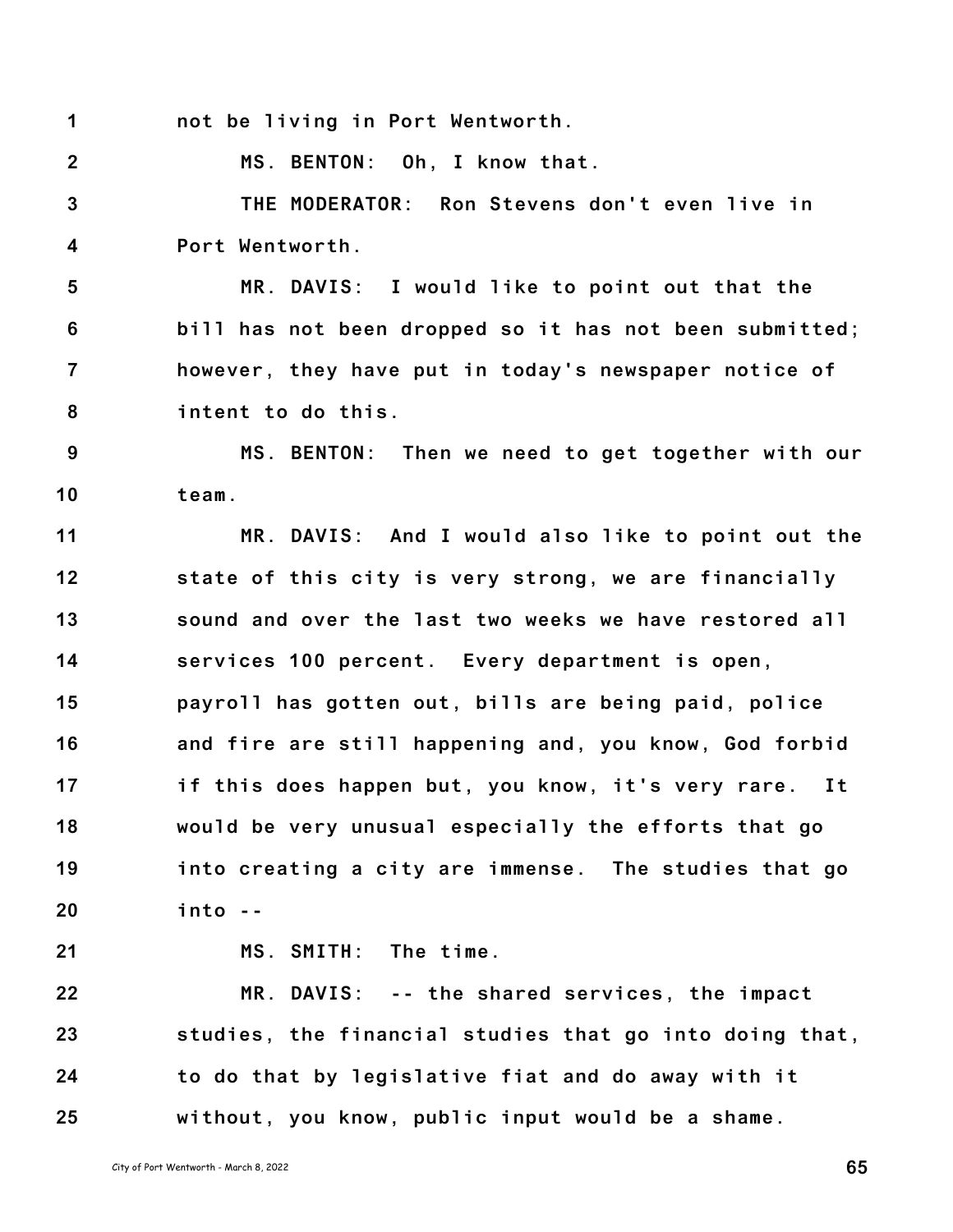not be living in Port Wentworth.

MS. BENTON: Oh, I know that.

THE MODERATOR: Ron Stevens don't even live in Port Wentworth.

MR. DAVIS: I would like to point out that the bill has not been dropped so it has not been submitted; however, they have put in today's newspaper notice of intent to do this.

MS. BENTON: Then we need to get together with our team.

MR. DAVIS: And I would also like to point out the state of this city is very strong, we are financially sound and over the last two weeks we have restored all services 100 percent. Every department is open, payroll has gotten out, bills are being paid, police and fire are still happening and, you know, God forbid if this does happen but, you know, it's very rare. It would be very unusual especially the efforts that go into creating a city are immense. The studies that go into --

MS. SMITH: The time.

MR. DAVIS: -- the shared services, the impact studies, the financial studies that go into doing that, to do that by legislative fiat and do away with it without, you know, public input would be a shame.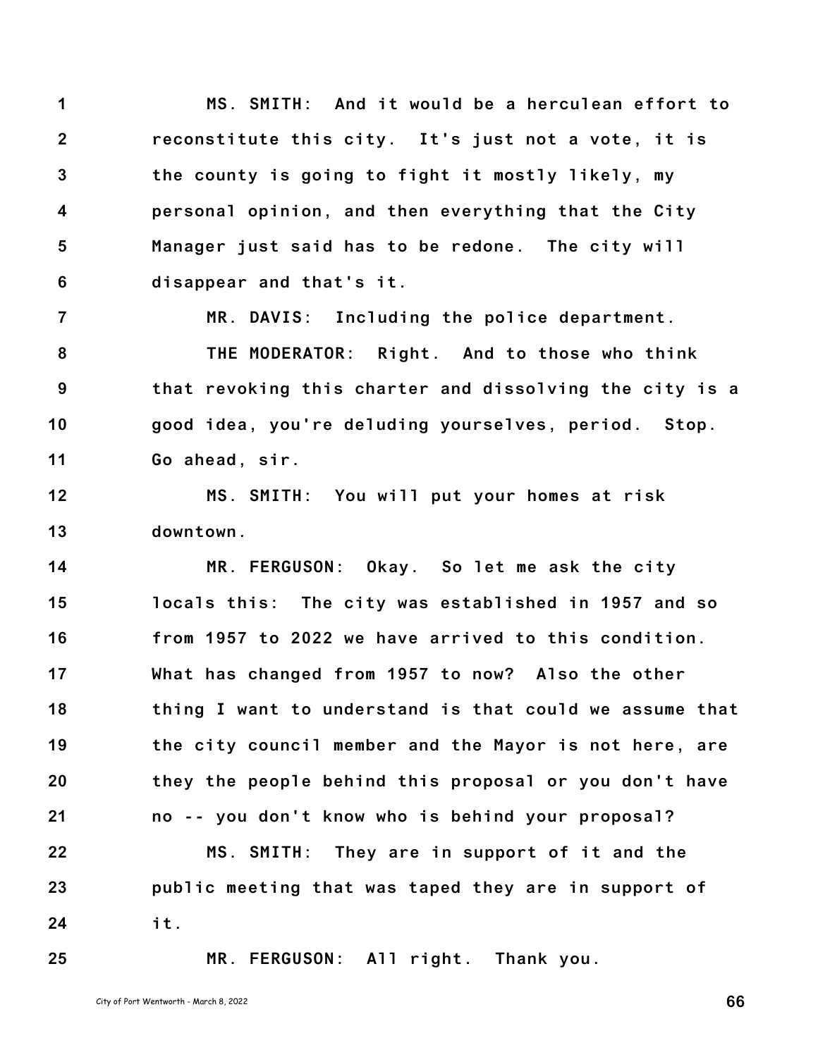MS. SMITH: And it would be a herculean effort to reconstitute this city. It's just not a vote, it is the county is going to fight it mostly likely, my personal opinion, and then everything that the City Manager just said has to be redone. The city will disappear and that's it.

MR. DAVIS: Including the police department.

THE MODERATOR: Right. And to those who think that revoking this charter and dissolving the city is a good idea, you're deluding yourselves, period. Stop. Go ahead, sir.

MS. SMITH: You will put your homes at risk downtown.

MR. FERGUSON: Okay. So let me ask the city locals this: The city was established in 1957 and so from 1957 to 2022 we have arrived to this condition. What has changed from 1957 to now? Also the other thing I want to understand is that could we assume that the city council member and the Mayor is not here, are they the people behind this proposal or you don't have no -- you don't know who is behind your proposal?

MS. SMITH: They are in support of it and the public meeting that was taped they are in support of it.

MR. FERGUSON: All right. Thank you.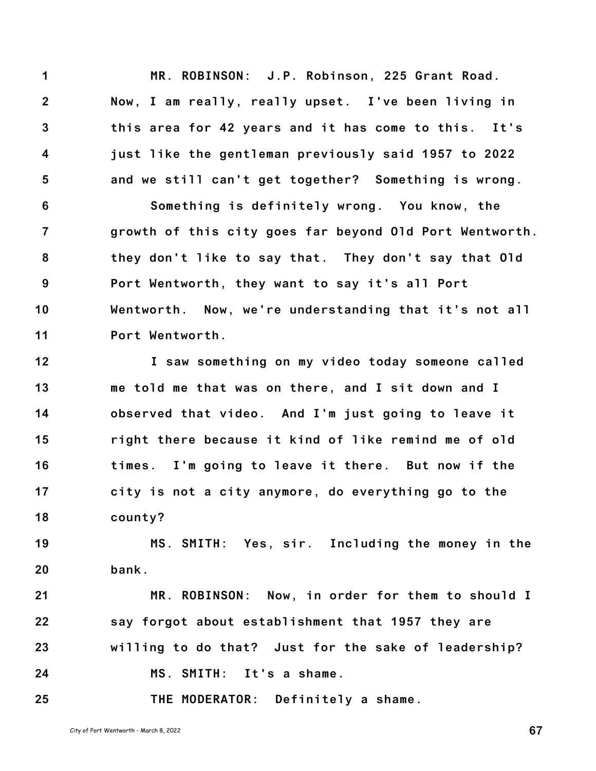MR. ROBINSON: J.P. Robinson, 225 Grant Road. Now, I am really, really upset. I've been living in this area for 42 years and it has come to this. It's just like the gentleman previously said 1957 to 2022 and we still can't get together? Something is wrong.

Something is definitely wrong. You know, the growth of this city goes far beyond Old Port Wentworth. they don't like to say that. They don't say that Old Port Wentworth, they want to say it's all Port Wentworth. Now, we're understanding that it's not all Port Wentworth.

I saw something on my video today someone called me told me that was on there, and I sit down and I observed that video. And I'm just going to leave it right there because it kind of like remind me of old times. I'm going to leave it there. But now if the city is not a city anymore, do everything go to the county?

MS. SMITH: Yes, sir. Including the money in the bank.

MR. ROBINSON: Now, in order for them to should I say forgot about establishment that 1957 they are willing to do that? Just for the sake of leadership?

MS. SMITH: It's a shame.

THE MODERATOR: Definitely a shame.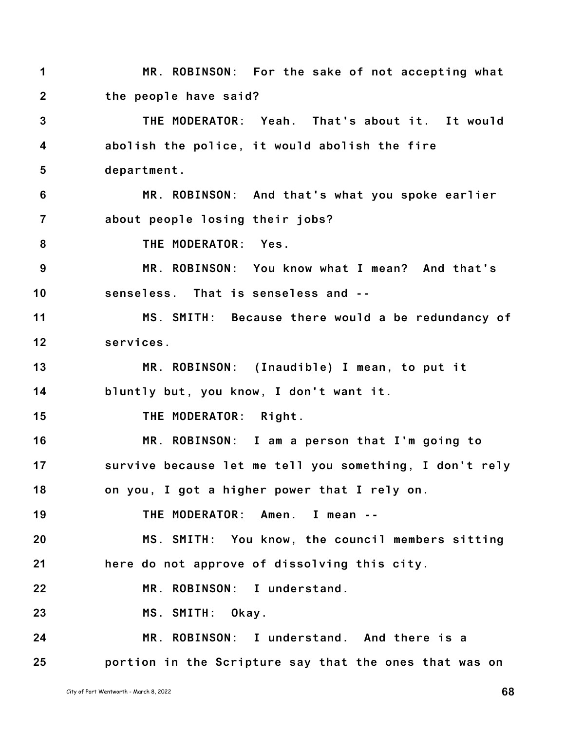MR. ROBINSON: For the sake of not accepting what the people have said?

THE MODERATOR: Yeah. That's about it. It would abolish the police, it would abolish the fire department.

MR. ROBINSON: And that's what you spoke earlier about people losing their jobs?

THE MODERATOR: Yes.

MR. ROBINSON: You know what I mean? And that's senseless. That is senseless and --

MS. SMITH: Because there would a be redundancy of services.

MR. ROBINSON: (Inaudible) I mean, to put it bluntly but, you know, I don't want it.

THE MODERATOR: Right.

MR. ROBINSON: I am a person that I'm going to survive because let me tell you something, I don't rely on you, I got a higher power that I rely on.

THE MODERATOR: Amen. I mean --

MS. SMITH: You know, the council members sitting here do not approve of dissolving this city.

MR. ROBINSON: I understand.

MS. SMITH: Okay.

MR. ROBINSON: I understand. And there is a portion in the Scripture say that the ones that was on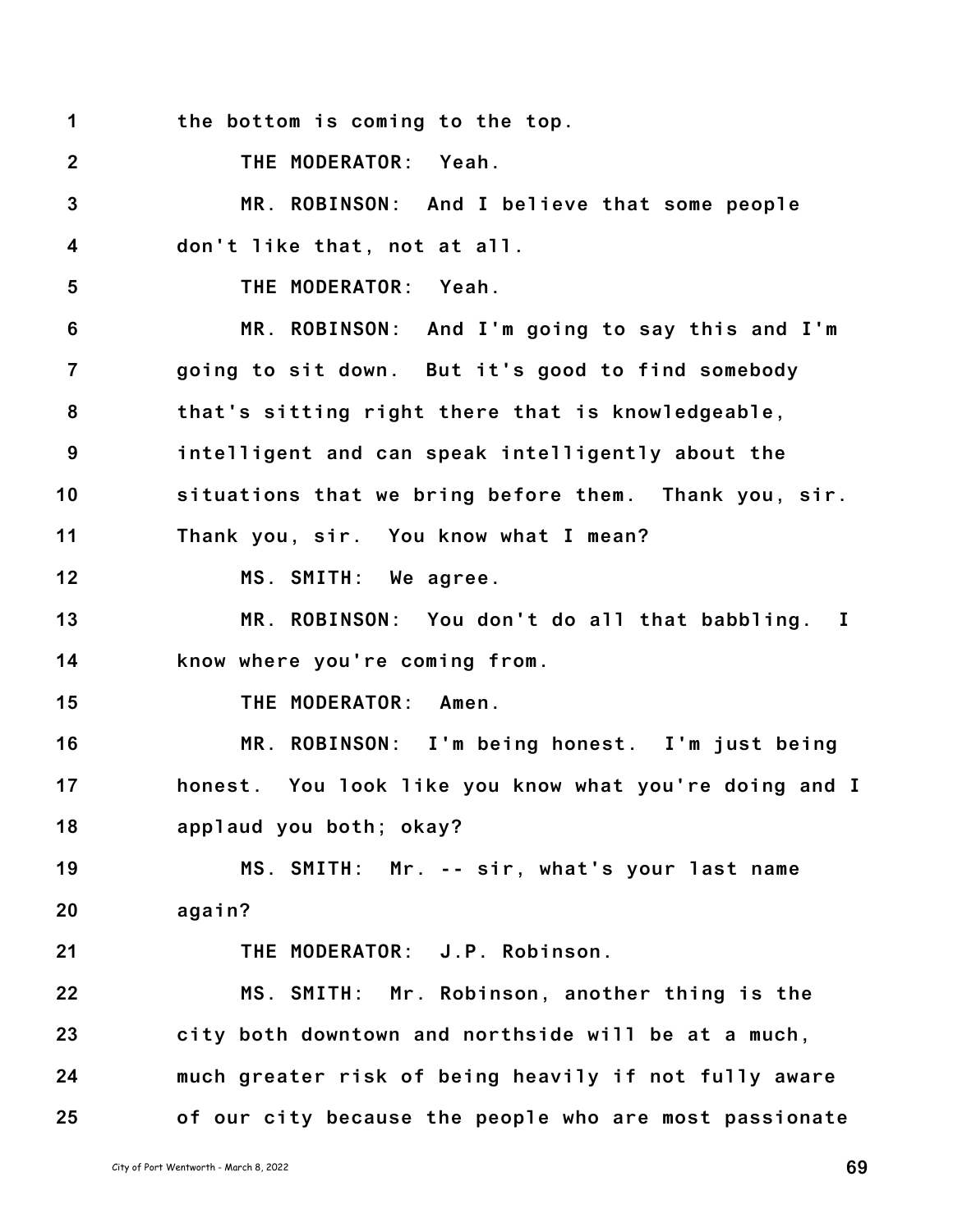1 the bottom is coming to the top.

2 THE MODERATOR: Yeah.

3 MR. ROBINSON: And I believe that some people

4 don't like that, not at all.

5 THE MODERATOR: Yeah.

6 MR. ROBINSON: And I'm going to say this and I'm

7 going to sit down. But it's good to find somebody

8 that's sitting right there that is knowledgeable,

9 intelligent and can speak intelligently about the

10 situations that we bring before them. Thank you, sir.

11 Thank you, sir. You know what I mean?

12 MS. SMITH: We agree.

13 MR. ROBINSON: You don't do all that babbling. I

14 know where you're coming from.

15 THE MODERATOR: Amen.

16 MR. ROBINSON: I'm being honest. I'm just being

17 honest. You look like you know what you're doing and I

18 applaud you both; okay?

19 MS. SMITH: Mr. -- sir, what's your last name

20 again?

21 THE MODERATOR: J.P. Robinson.

22 MS. SMITH: Mr. Robinson, another thing is the

23 city both downtown and northside will be at a much,

24 much greater risk of being heavily if not fully aware

25 of our city because the people who are most passionate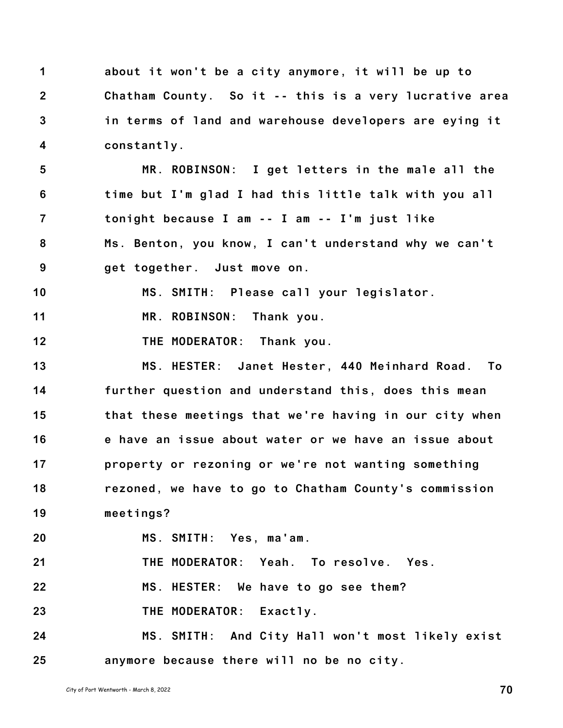1 about it won't be a city anymore, it will be up to
2 Chatham County. So it -- this is a very lucrative area
3 in terms of land and warehouse developers are eying it
4 constantly.
5 MR. ROBINSON: I get letters in the male all the
6 time but I'm glad I had this little talk with you all
7 tonight because I am -- I am -- I'm just like
8 Ms. Benton, you know, I can't understand why we can't
9 get together. Just move on.
10 MS. SMITH: Please call your legislator.
11 MR. ROBINSON: Thank you.
12 THE MODERATOR: Thank you.
13 MS. HESTER: Janet Hester, 440 Meinhard Road. To
14 further question and understand this, does this mean
15 that these meetings that we're having in our city when
16 e have an issue about water or we have an issue about
17 property or rezoning or we're not wanting something
18 rezoned, we have to go to Chatham County's commission
19 meetings?
20 MS. SMITH: Yes, ma'am.
21 THE MODERATOR: Yeah. To resolve. Yes.
22 MS. HESTER: We have to go see them?
23 THE MODERATOR: Exactly.
24 MS. SMITH: And City Hall won't most likely exist
25 anymore because there will no be no city.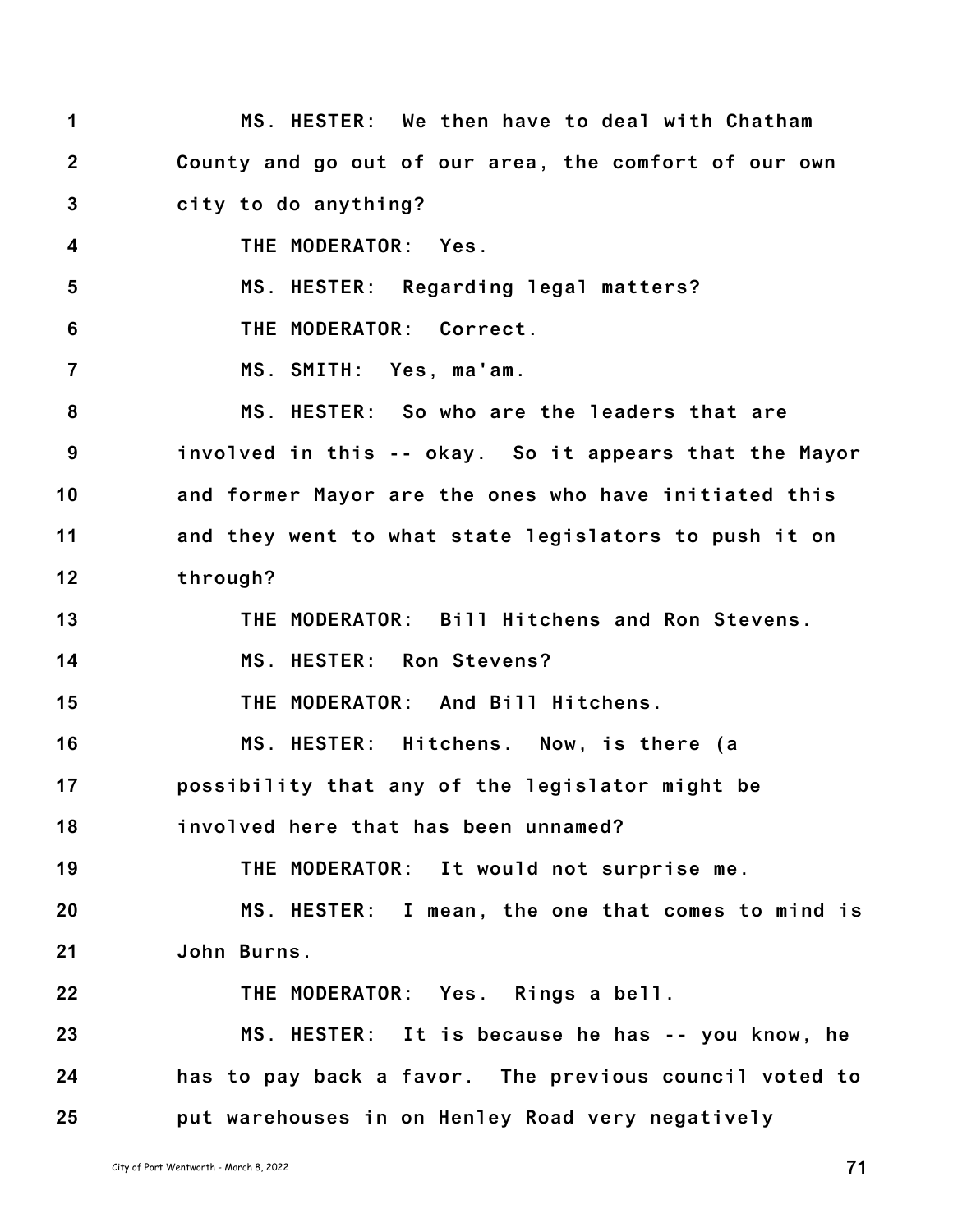1 MS. HESTER: We then have to deal with Chatham
2 County and go out of our area, the comfort of our own
3 city to do anything?
4 THE MODERATOR: Yes.
5 MS. HESTER: Regarding legal matters?
6 THE MODERATOR: Correct.
7 MS. SMITH: Yes, ma'am.
8 MS. HESTER: So who are the leaders that are
9 involved in this -- okay. So it appears that the Mayor
10 and former Mayor are the ones who have initiated this
11 and they went to what state legislators to push it on
12 through?
13 THE MODERATOR: Bill Hitchens and Ron Stevens.
14 MS. HESTER: Ron Stevens?
15 THE MODERATOR: And Bill Hitchens.
16 MS. HESTER: Hitchens. Now, is there (a
17 possibility that any of the legislator might be
18 involved here that has been unnamed?
19 THE MODERATOR: It would not surprise me.
20 MS. HESTER: I mean, the one that comes to mind is
21 John Burns.
22 THE MODERATOR: Yes. Rings a bell.
23 MS. HESTER: It is because he has -- you know, he
24 has to pay back a favor. The previous council voted to
25 put warehouses in on Henley Road very negatively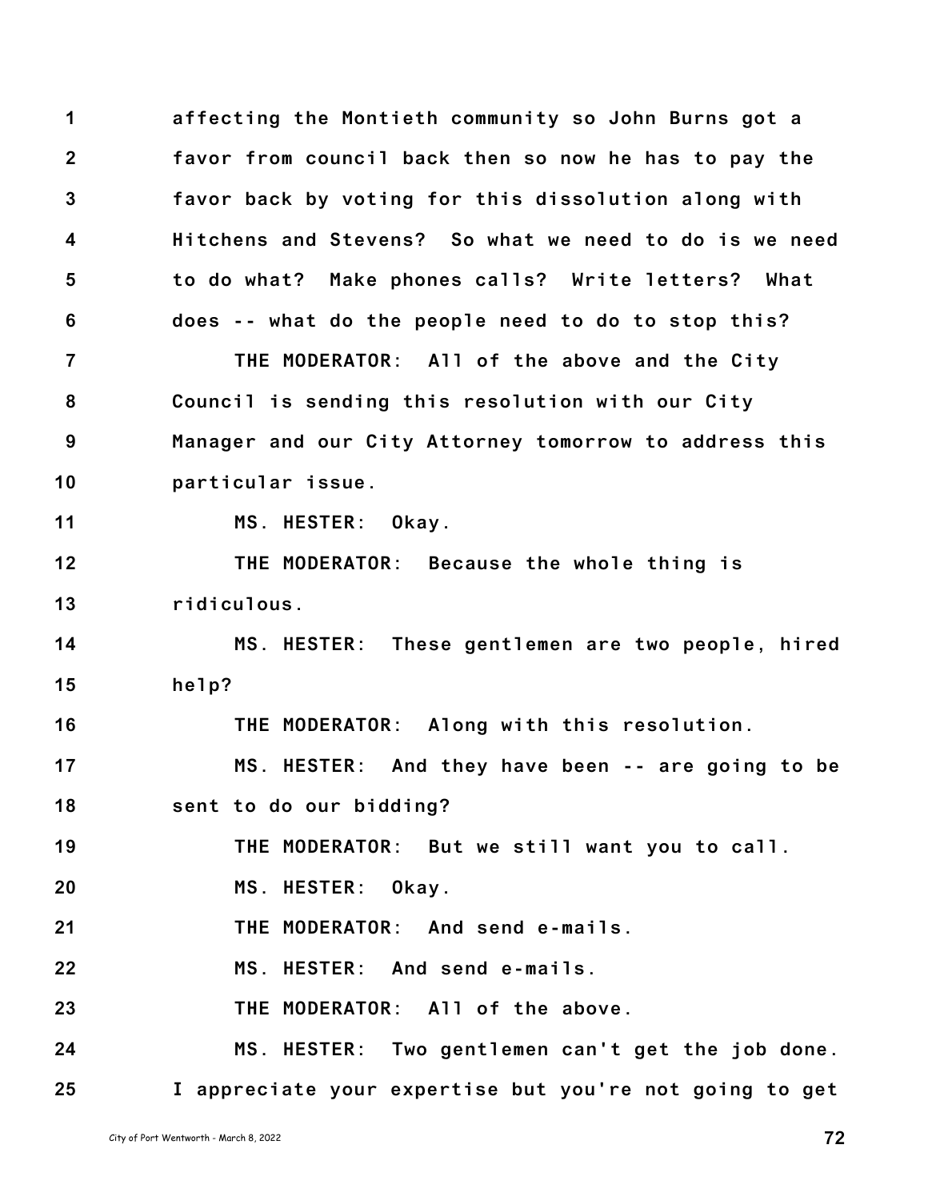affecting the Montieth community so John Burns got a favor from council back then so now he has to pay the favor back by voting for this dissolution along with Hitchens and Stevens? So what we need to do is we need to do what? Make phones calls? Write letters? What does -- what do the people need to do to stop this?

THE MODERATOR: All of the above and the City Council is sending this resolution with our City Manager and our City Attorney tomorrow to address this particular issue.

MS. HESTER: Okay.

THE MODERATOR: Because the whole thing is ridiculous.

MS. HESTER: These gentlemen are two people, hired help?

THE MODERATOR: Along with this resolution.

MS. HESTER: And they have been -- are going to be sent to do our bidding?

THE MODERATOR: But we still want you to call.

MS. HESTER: Okay.

THE MODERATOR: And send e-mails.

MS. HESTER: And send e-mails.

THE MODERATOR: All of the above.

MS. HESTER: Two gentlemen can't get the job done. I appreciate your expertise but you're not going to get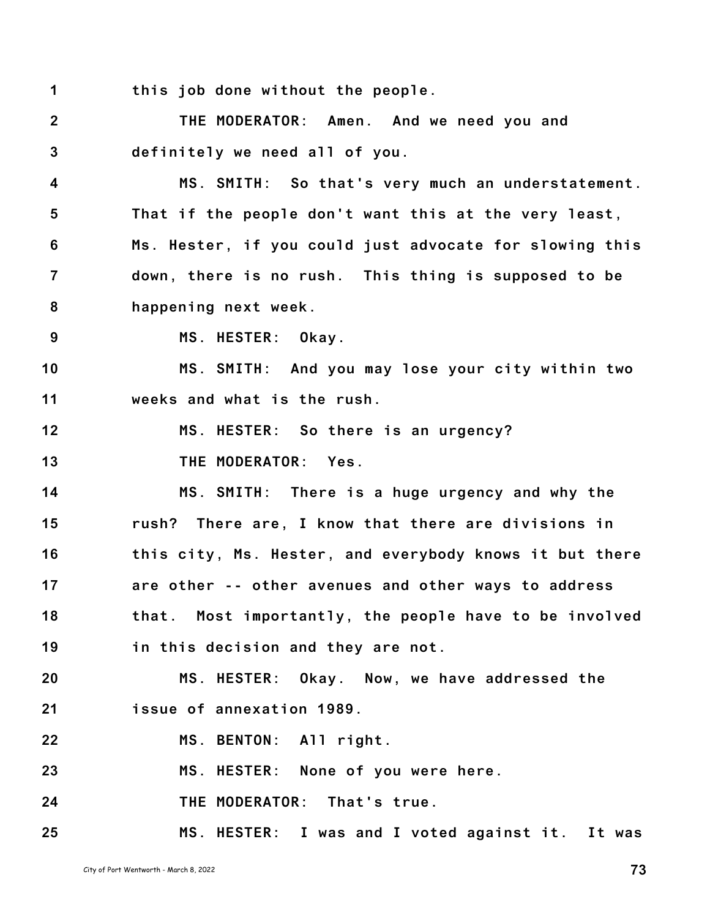this job done without the people.

THE MODERATOR: Amen. And we need you and definitely we need all of you.

MS. SMITH: So that's very much an understatement. That if the people don't want this at the very least, Ms. Hester, if you could just advocate for slowing this down, there is no rush. This thing is supposed to be happening next week.

MS. HESTER: Okay.

MS. SMITH: And you may lose your city within two weeks and what is the rush.

MS. HESTER: So there is an urgency?

THE MODERATOR: Yes.

MS. SMITH: There is a huge urgency and why the rush? There are, I know that there are divisions in this city, Ms. Hester, and everybody knows it but there are other -- other avenues and other ways to address that. Most importantly, the people have to be involved in this decision and they are not.

MS. HESTER: Okay. Now, we have addressed the issue of annexation 1989.

MS. BENTON: All right.

MS. HESTER: None of you were here.

THE MODERATOR: That's true.

MS. HESTER: I was and I voted against it. It was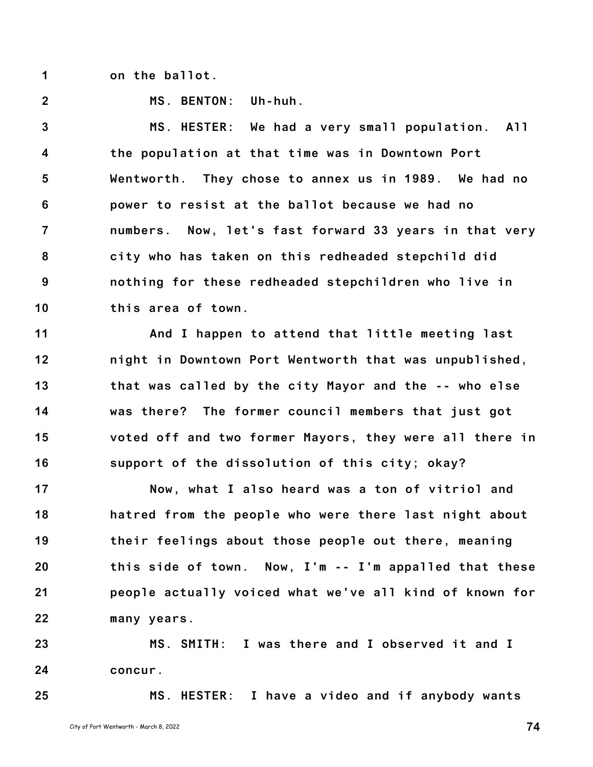on the ballot.

MS. BENTON: Uh-huh.

MS. HESTER: We had a very small population. All the population at that time was in Downtown Port Wentworth. They chose to annex us in 1989. We had no power to resist at the ballot because we had no numbers. Now, let's fast forward 33 years in that very city who has taken on this redheaded stepchild did nothing for these redheaded stepchildren who live in this area of town.

And I happen to attend that little meeting last night in Downtown Port Wentworth that was unpublished, that was called by the city Mayor and the -- who else was there? The former council members that just got voted off and two former Mayors, they were all there in support of the dissolution of this city; okay?

Now, what I also heard was a ton of vitriol and hatred from the people who were there last night about their feelings about those people out there, meaning this side of town. Now, I'm -- I'm appalled that these people actually voiced what we've all kind of known for many years.

MS. SMITH: I was there and I observed it and I concur.

MS. HESTER: I have a video and if anybody wants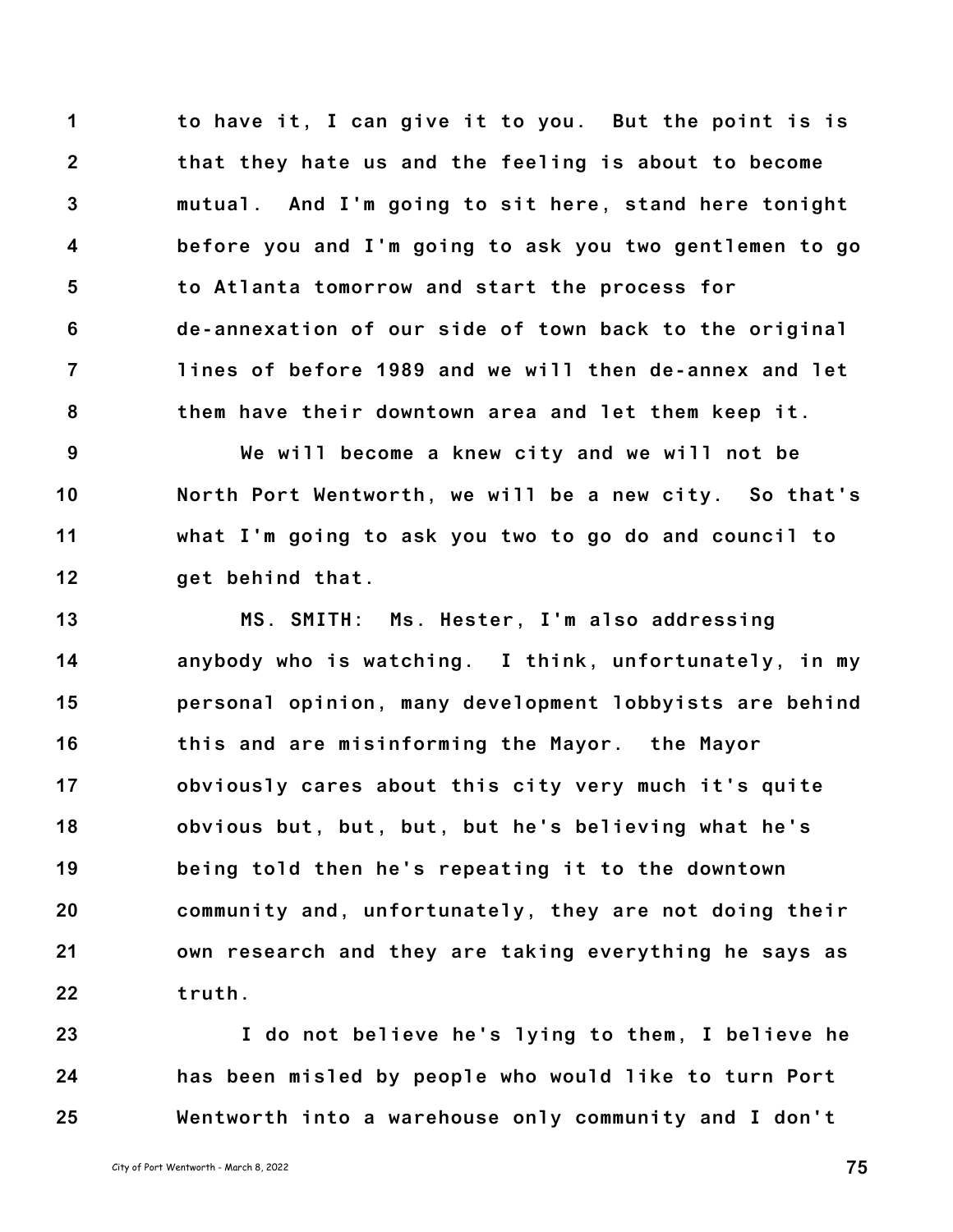to have it, I can give it to you. But the point is is that they hate us and the feeling is about to become mutual. And I'm going to sit here, stand here tonight before you and I'm going to ask you two gentlemen to go to Atlanta tomorrow and start the process for de-annexation of our side of town back to the original lines of before 1989 and we will then de-annex and let them have their downtown area and let them keep it.

We will become a knew city and we will not be North Port Wentworth, we will be a new city. So that's what I'm going to ask you two to go do and council to get behind that.

MS. SMITH: Ms. Hester, I'm also addressing anybody who is watching. I think, unfortunately, in my personal opinion, many development lobbyists are behind this and are misinforming the Mayor. the Mayor obviously cares about this city very much it's quite obvious but, but, but, but he's believing what he's being told then he's repeating it to the downtown community and, unfortunately, they are not doing their own research and they are taking everything he says as truth.

I do not believe he's lying to them, I believe he has been misled by people who would like to turn Port Wentworth into a warehouse only community and I don't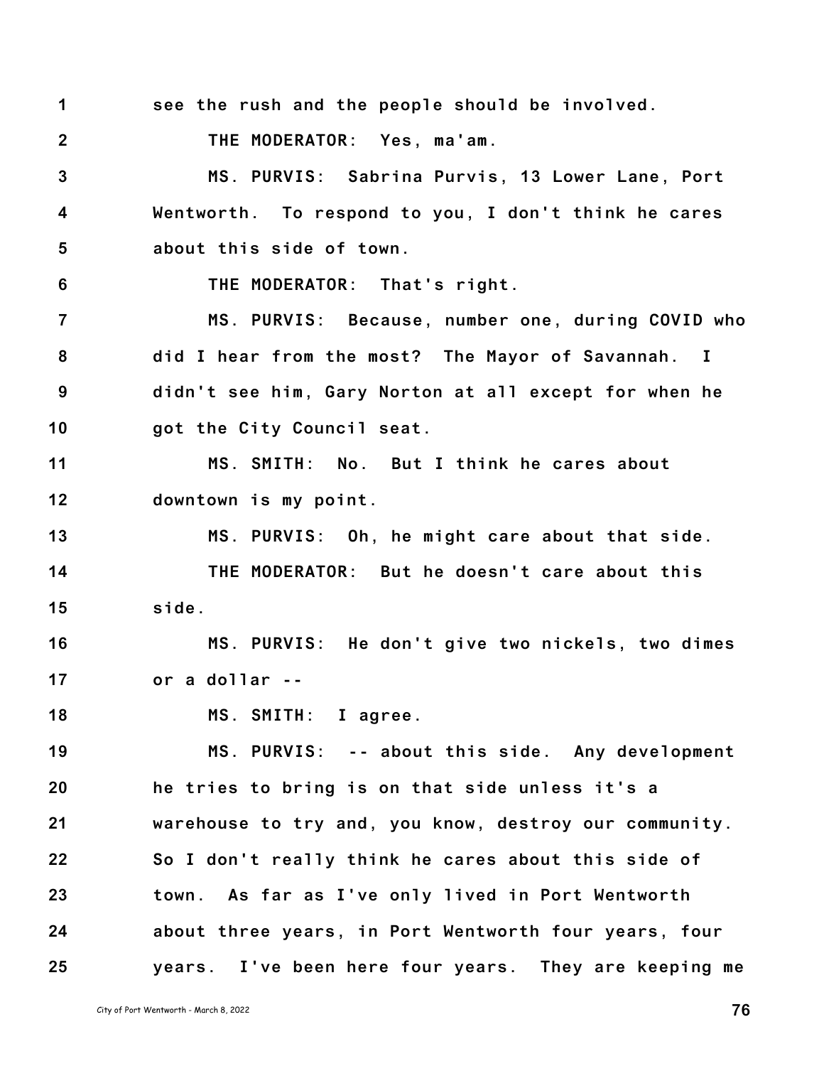see the rush and the people should be involved.

THE MODERATOR: Yes, ma'am.

MS. PURVIS: Sabrina Purvis, 13 Lower Lane, Port Wentworth. To respond to you, I don't think he cares about this side of town.

THE MODERATOR: That's right.

MS. PURVIS: Because, number one, during COVID who did I hear from the most? The Mayor of Savannah. I didn't see him, Gary Norton at all except for when he got the City Council seat.

MS. SMITH: No. But I think he cares about downtown is my point.

MS. PURVIS: Oh, he might care about that side.

THE MODERATOR: But he doesn't care about this side.

MS. PURVIS: He don't give two nickels, two dimes or a dollar --

MS. SMITH: I agree.

MS. PURVIS: -- about this side. Any development he tries to bring is on that side unless it's a warehouse to try and, you know, destroy our community. So I don't really think he cares about this side of town. As far as I've only lived in Port Wentworth about three years, in Port Wentworth four years, four years. I've been here four years. They are keeping me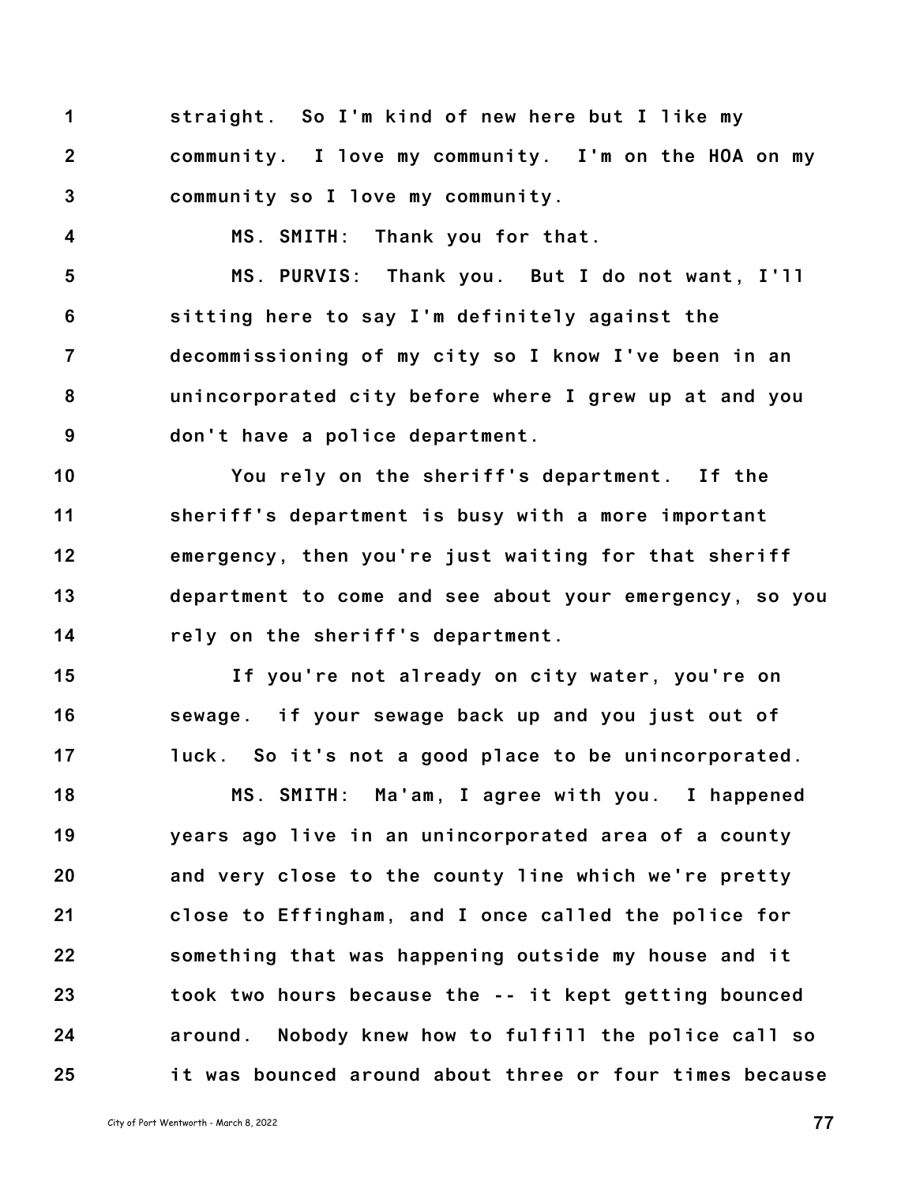1 straight. So I'm kind of new here but I like my
2 community. I love my community. I'm on the HOA on my
3 community so I love my community.
4 MS. SMITH: Thank you for that.
5 MS. PURVIS: Thank you. But I do not want, I'll
6 sitting here to say I'm definitely against the
7 decommissioning of my city so I know I've been in an
8 unincorporated city before where I grew up at and you
9 don't have a police department.
10 You rely on the sheriff's department. If the
11 sheriff's department is busy with a more important
12 emergency, then you're just waiting for that sheriff
13 department to come and see about your emergency, so you
14 rely on the sheriff's department.
15 If you're not already on city water, you're on
16 sewage. if your sewage back up and you just out of
17 luck. So it's not a good place to be unincorporated.
18 MS. SMITH: Ma'am, I agree with you. I happened
19 years ago live in an unincorporated area of a county
20 and very close to the county line which we're pretty
21 close to Effingham, and I once called the police for
22 something that was happening outside my house and it
23 took two hours because the -- it kept getting bounced
24 around. Nobody knew how to fulfill the police call so
25 it was bounced around about three or four times because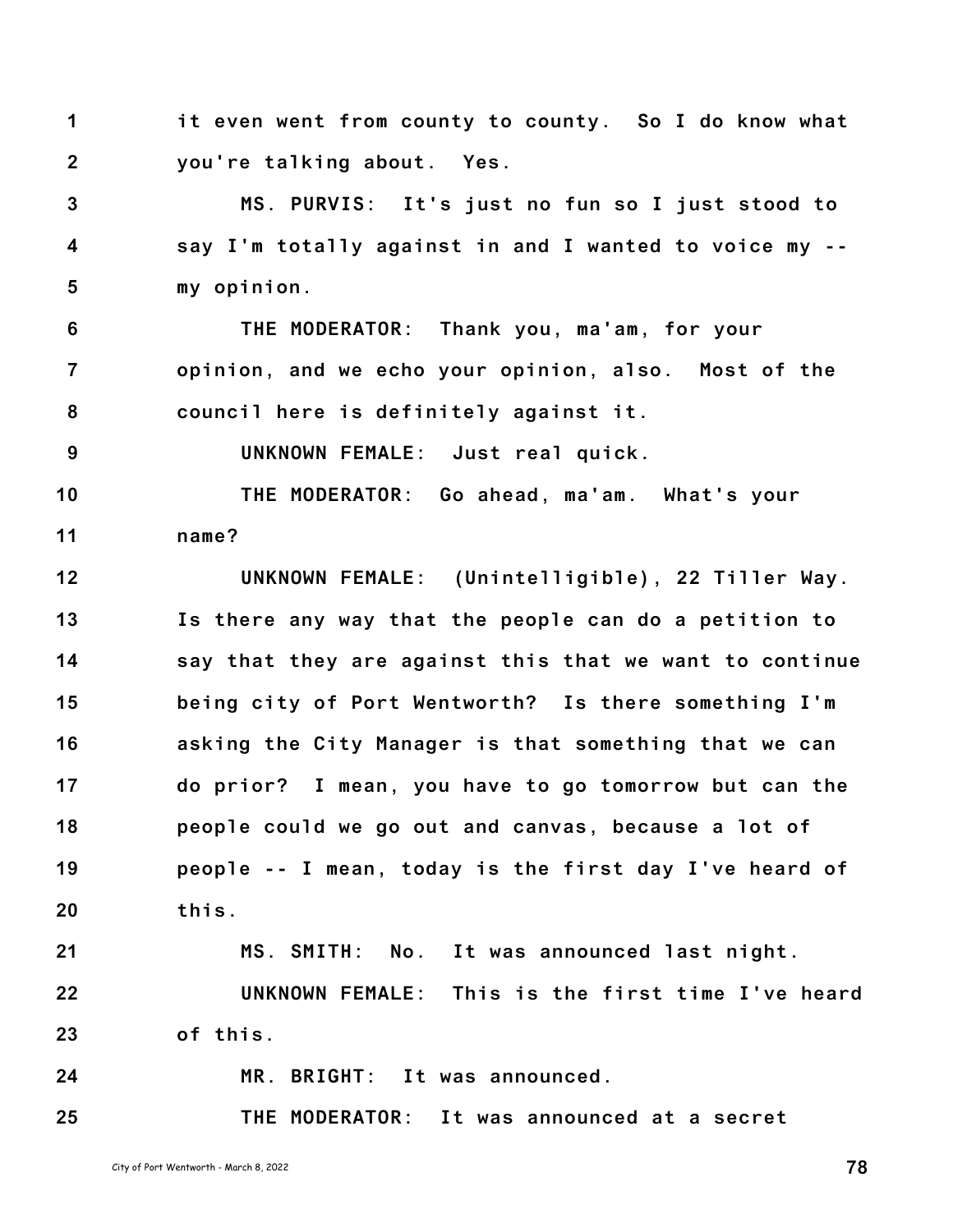1 it even went from county to county. So I do know what
2 you're talking about. Yes.

3 MS. PURVIS: It's just no fun so I just stood to
4 say I'm totally against in and I wanted to voice my --
5 my opinion.

6 THE MODERATOR: Thank you, ma'am, for your
7 opinion, and we echo your opinion, also. Most of the
8 council here is definitely against it.

9 UNKNOWN FEMALE: Just real quick.

10 THE MODERATOR: Go ahead, ma'am. What's your
11 name?

12 UNKNOWN FEMALE: (Unintelligible), 22 Tiller Way.
13 Is there any way that the people can do a petition to
14 say that they are against this that we want to continue
15 being city of Port Wentworth? Is there something I'm
16 asking the City Manager is that something that we can
17 do prior? I mean, you have to go tomorrow but can the
18 people could we go out and canvas, because a lot of
19 people -- I mean, today is the first day I've heard of
20 this.

21 MS. SMITH: No. It was announced last night.

22 UNKNOWN FEMALE: This is the first time I've heard
23 of this.

24 MR. BRIGHT: It was announced.

25 THE MODERATOR: It was announced at a secret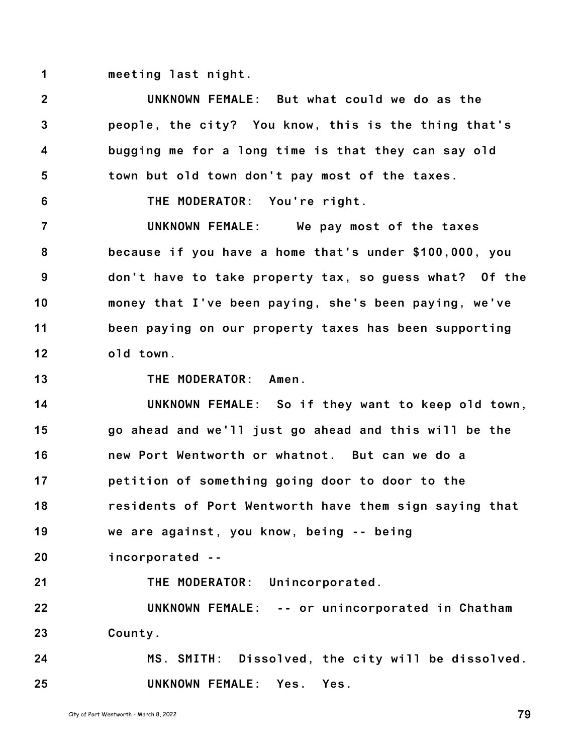meeting last night.

UNKNOWN FEMALE: But what could we do as the people, the city? You know, this is the thing that's bugging me for a long time is that they can say old town but old town don't pay most of the taxes.

THE MODERATOR: You're right.

UNKNOWN FEMALE: We pay most of the taxes because if you have a home that's under $100,000, you don't have to take property tax, so guess what? Of the money that I've been paying, she's been paying, we've been paying on our property taxes has been supporting old town.

THE MODERATOR: Amen.

UNKNOWN FEMALE: So if they want to keep old town, go ahead and we'll just go ahead and this will be the new Port Wentworth or whatnot. But can we do a petition of something going door to door to the residents of Port Wentworth have them sign saying that we are against, you know, being -- being incorporated --

THE MODERATOR: Unincorporated.

UNKNOWN FEMALE: -- or unincorporated in Chatham County.

MS. SMITH: Dissolved, the city will be dissolved.

UNKNOWN FEMALE: Yes. Yes.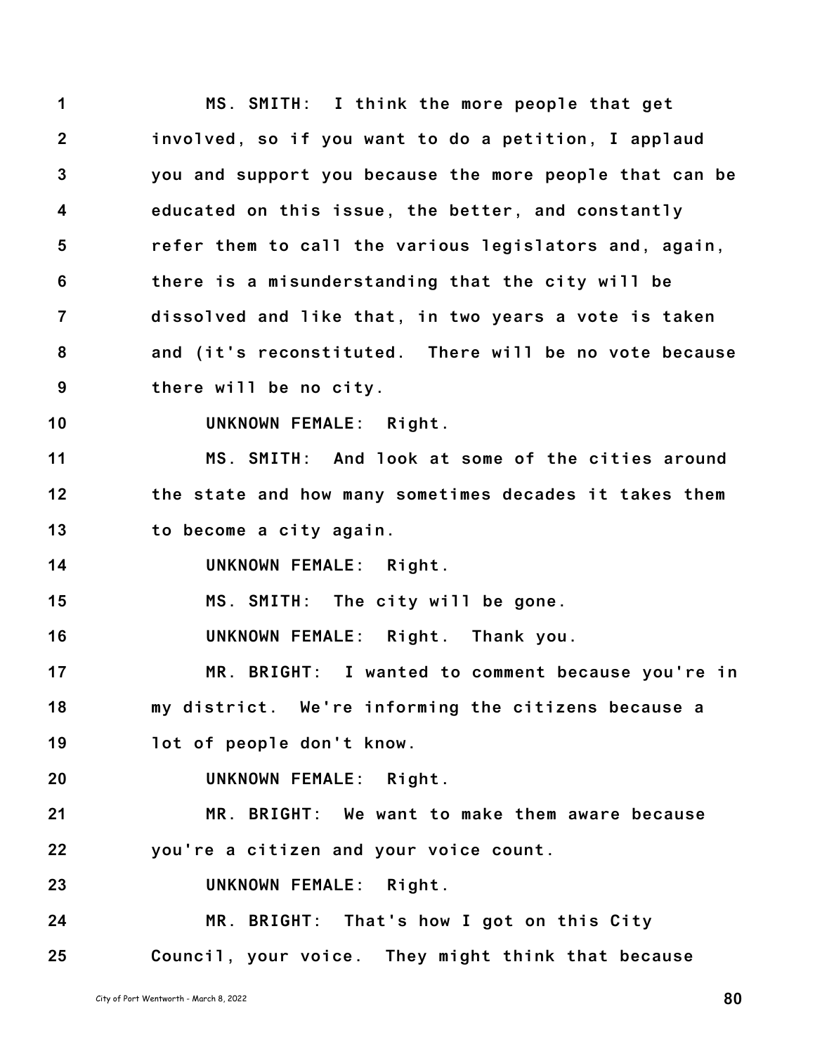MS. SMITH: I think the more people that get involved, so if you want to do a petition, I applaud you and support you because the more people that can be educated on this issue, the better, and constantly refer them to call the various legislators and, again, there is a misunderstanding that the city will be dissolved and like that, in two years a vote is taken and (it's reconstituted. There will be no vote because there will be no city.

UNKNOWN FEMALE: Right.

MS. SMITH: And look at some of the cities around the state and how many sometimes decades it takes them to become a city again.

UNKNOWN FEMALE: Right.

MS. SMITH: The city will be gone.

UNKNOWN FEMALE: Right. Thank you.

MR. BRIGHT: I wanted to comment because you're in my district. We're informing the citizens because a lot of people don't know.

UNKNOWN FEMALE: Right.

MR. BRIGHT: We want to make them aware because you're a citizen and your voice count.

UNKNOWN FEMALE: Right.

MR. BRIGHT: That's how I got on this City Council, your voice. They might think that because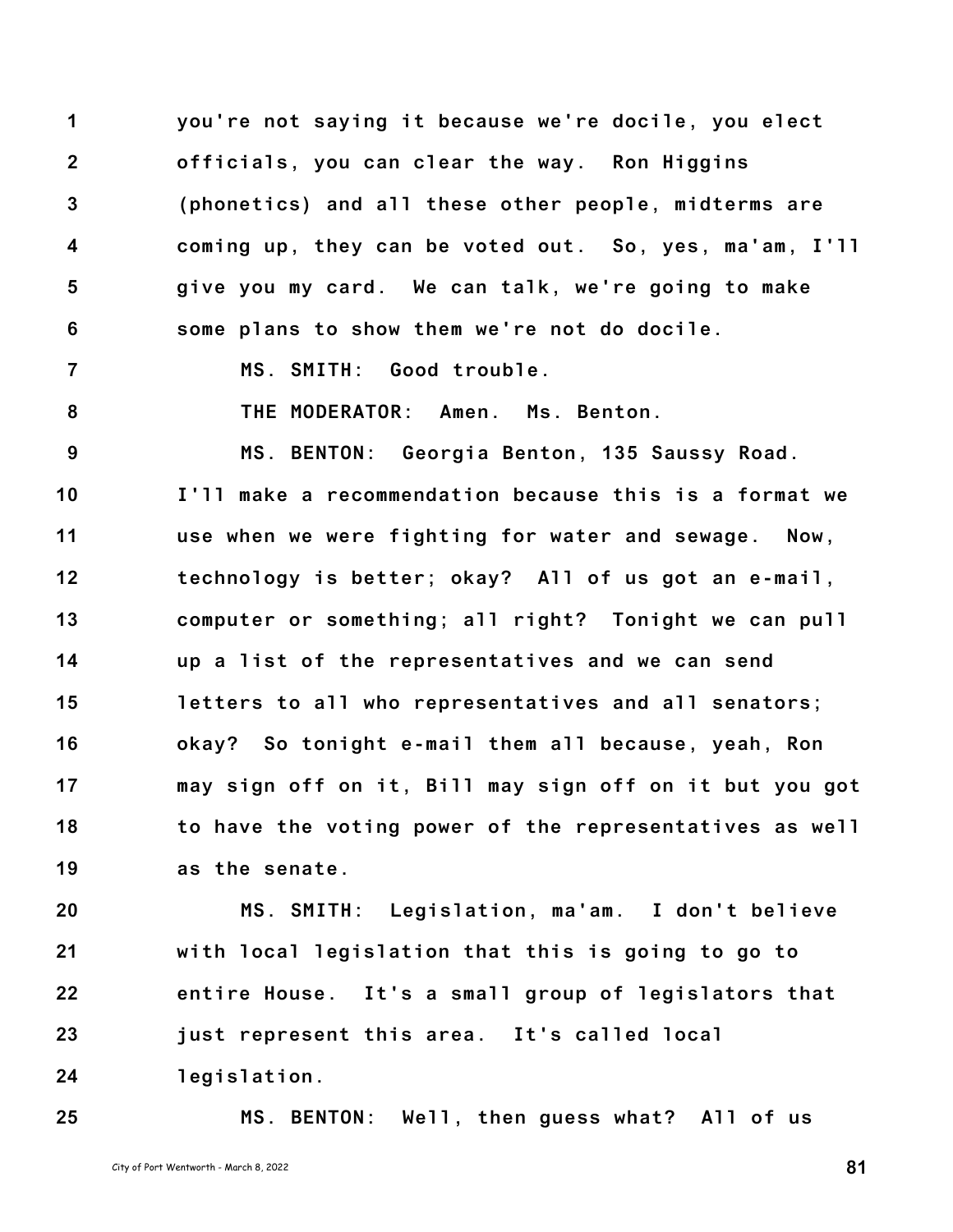you're not saying it because we're docile, you elect officials, you can clear the way. Ron Higgins (phonetics) and all these other people, midterms are coming up, they can be voted out. So, yes, ma'am, I'll give you my card. We can talk, we're going to make some plans to show them we're not do docile.

MS. SMITH: Good trouble.

THE MODERATOR: Amen. Ms. Benton.

MS. BENTON: Georgia Benton, 135 Saussy Road. I'll make a recommendation because this is a format we use when we were fighting for water and sewage. Now, technology is better; okay? All of us got an e-mail, computer or something; all right? Tonight we can pull up a list of the representatives and we can send letters to all who representatives and all senators; okay? So tonight e-mail them all because, yeah, Ron may sign off on it, Bill may sign off on it but you got to have the voting power of the representatives as well as the senate.

MS. SMITH: Legislation, ma'am. I don't believe with local legislation that this is going to go to entire House. It's a small group of legislators that just represent this area. It's called local legislation.

MS. BENTON: Well, then guess what? All of us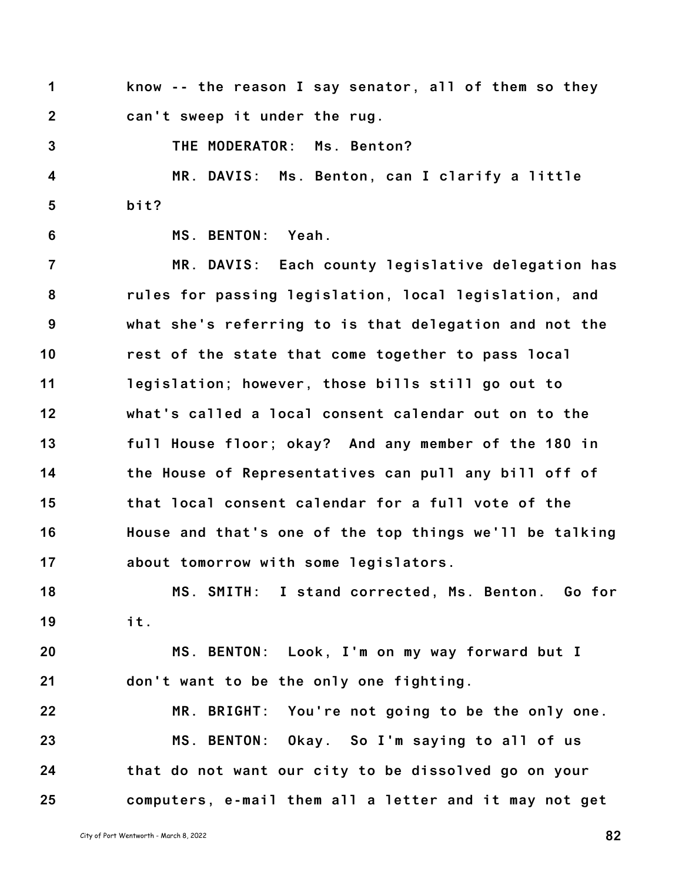know -- the reason I say senator, all of them so they can't sweep it under the rug.

THE MODERATOR: Ms. Benton?

MR. DAVIS: Ms. Benton, can I clarify a little bit?

MS. BENTON: Yeah.

MR. DAVIS: Each county legislative delegation has rules for passing legislation, local legislation, and what she's referring to is that delegation and not the rest of the state that come together to pass local legislation; however, those bills still go out to what's called a local consent calendar out on to the full House floor; okay? And any member of the 180 in the House of Representatives can pull any bill off of that local consent calendar for a full vote of the House and that's one of the top things we'll be talking about tomorrow with some legislators.

MS. SMITH: I stand corrected, Ms. Benton. Go for it.

MS. BENTON: Look, I'm on my way forward but I don't want to be the only one fighting.

MR. BRIGHT: You're not going to be the only one.

MS. BENTON: Okay. So I'm saying to all of us that do not want our city to be dissolved go on your computers, e-mail them all a letter and it may not get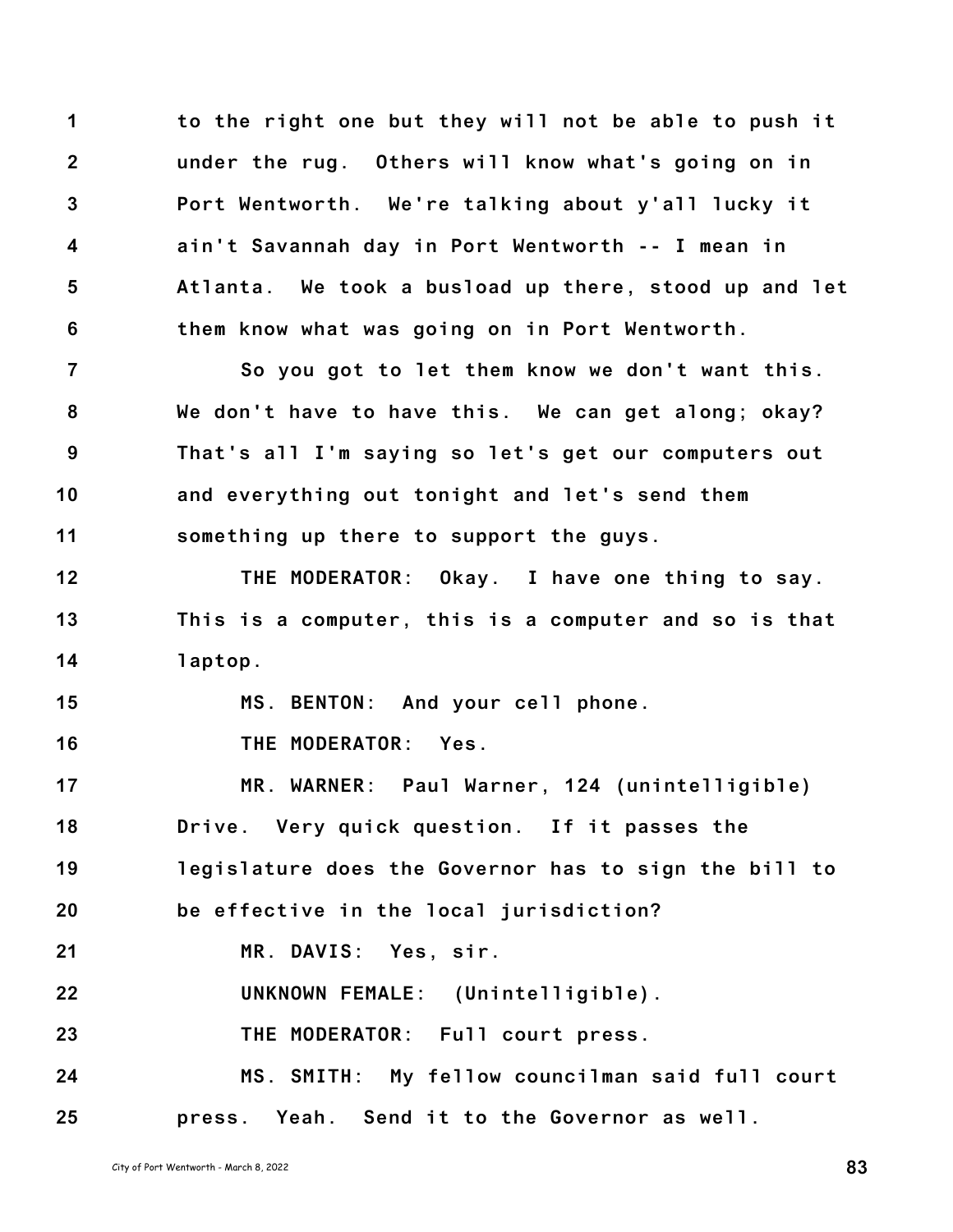to the right one but they will not be able to push it under the rug. Others will know what's going on in Port Wentworth. We're talking about y'all lucky it ain't Savannah day in Port Wentworth -- I mean in Atlanta. We took a busload up there, stood up and let them know what was going on in Port Wentworth.

So you got to let them know we don't want this. We don't have to have this. We can get along; okay? That's all I'm saying so let's get our computers out and everything out tonight and let's send them something up there to support the guys.

THE MODERATOR: Okay. I have one thing to say. This is a computer, this is a computer and so is that laptop.

MS. BENTON: And your cell phone.

THE MODERATOR: Yes.

MR. WARNER: Paul Warner, 124 (unintelligible) Drive. Very quick question. If it passes the legislature does the Governor has to sign the bill to be effective in the local jurisdiction?

MR. DAVIS: Yes, sir.

UNKNOWN FEMALE: (Unintelligible).

THE MODERATOR: Full court press.

MS. SMITH: My fellow councilman said full court press. Yeah. Send it to the Governor as well.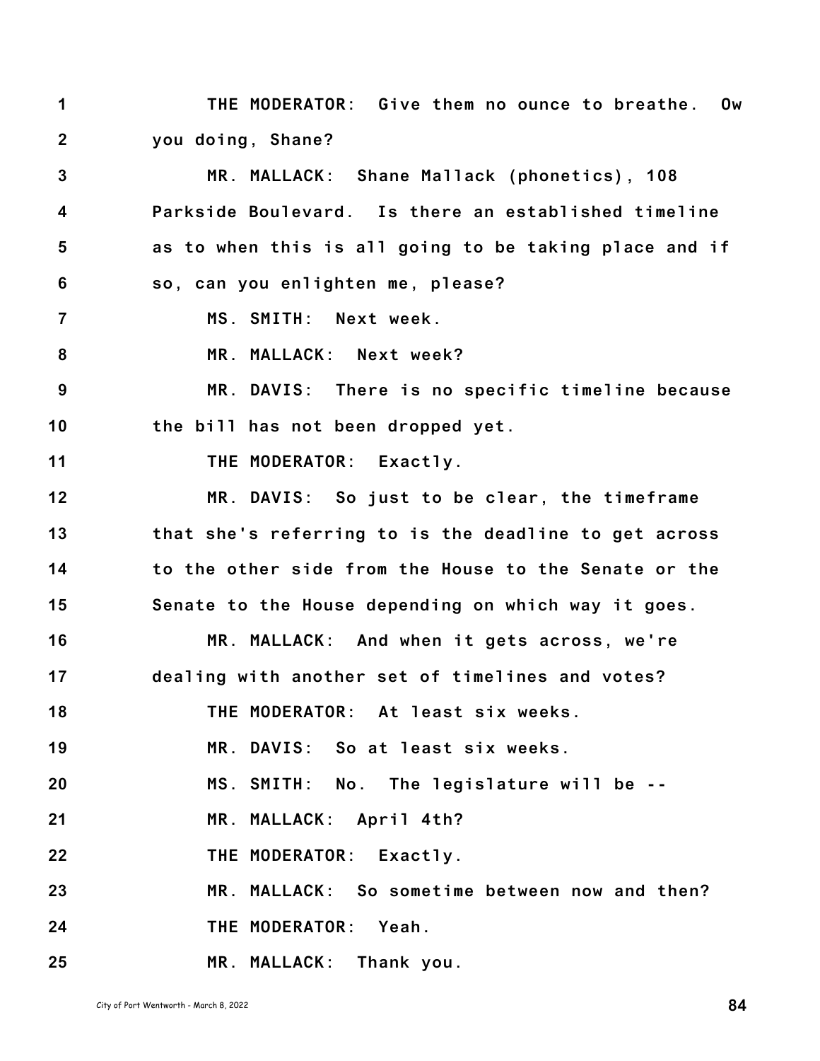THE MODERATOR: Give them no ounce to breathe. Ow you doing, Shane?

MR. MALLACK: Shane Mallack (phonetics), 108 Parkside Boulevard. Is there an established timeline as to when this is all going to be taking place and if so, can you enlighten me, please?

MS. SMITH: Next week.

MR. MALLACK: Next week?

MR. DAVIS: There is no specific timeline because the bill has not been dropped yet.

THE MODERATOR: Exactly.

MR. DAVIS: So just to be clear, the timeframe that she's referring to is the deadline to get across to the other side from the House to the Senate or the Senate to the House depending on which way it goes.

MR. MALLACK: And when it gets across, we're dealing with another set of timelines and votes?

THE MODERATOR: At least six weeks.

MR. DAVIS: So at least six weeks.

MS. SMITH: No. The legislature will be --

MR. MALLACK: April 4th?

THE MODERATOR: Exactly.

MR. MALLACK: So sometime between now and then?

THE MODERATOR: Yeah.

MR. MALLACK: Thank you.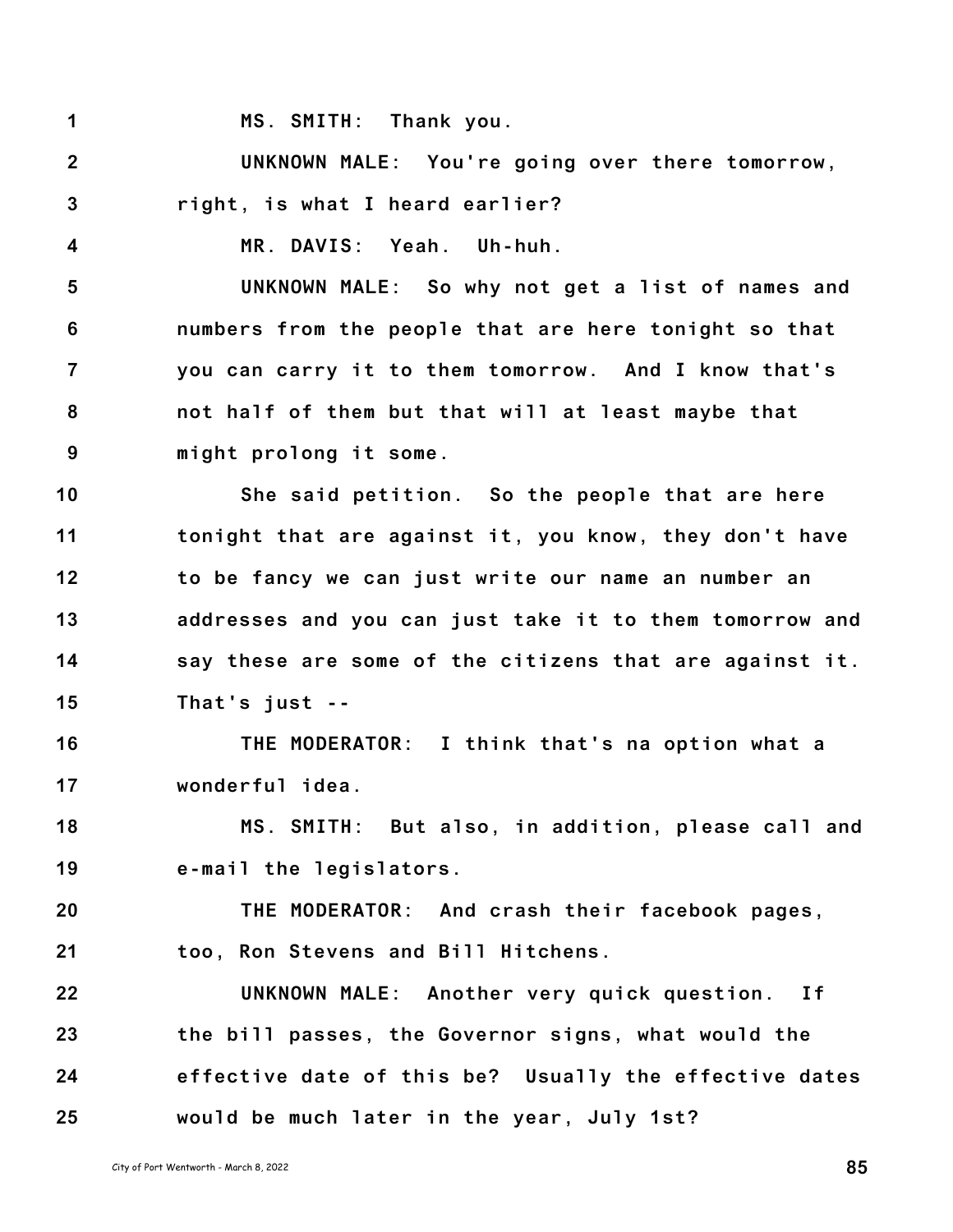1 MS. SMITH: Thank you.

2 UNKNOWN MALE: You're going over there tomorrow,
3 right, is what I heard earlier?

4 MR. DAVIS: Yeah. Uh-huh.

5 UNKNOWN MALE: So why not get a list of names and
6 numbers from the people that are here tonight so that
7 you can carry it to them tomorrow. And I know that's
8 not half of them but that will at least maybe that
9 might prolong it some.

10 She said petition. So the people that are here
11 tonight that are against it, you know, they don't have
12 to be fancy we can just write our name an number an
13 addresses and you can just take it to them tomorrow and
14 say these are some of the citizens that are against it.
15 That's just --

16 THE MODERATOR: I think that's na option what a
17 wonderful idea.

18 MS. SMITH: But also, in addition, please call and
19 e-mail the legislators.

20 THE MODERATOR: And crash their facebook pages,
21 too, Ron Stevens and Bill Hitchens.

22 UNKNOWN MALE: Another very quick question. If
23 the bill passes, the Governor signs, what would the
24 effective date of this be? Usually the effective dates
25 would be much later in the year, July 1st?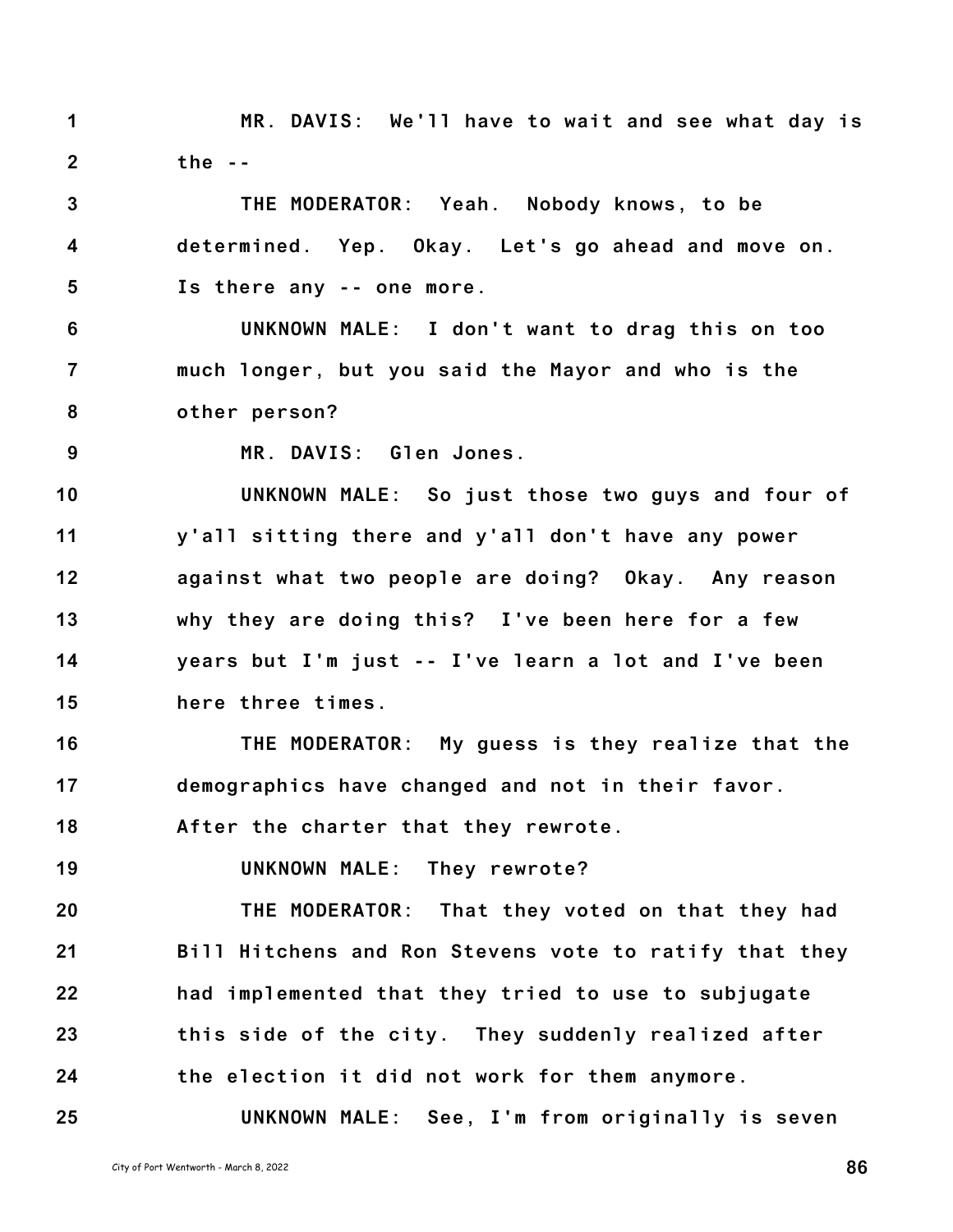1 MR. DAVIS: We'll have to wait and see what day is
2 the --

3 THE MODERATOR: Yeah. Nobody knows, to be
4 determined. Yep. Okay. Let's go ahead and move on.
5 Is there any -- one more.

6 UNKNOWN MALE: I don't want to drag this on too
7 much longer, but you said the Mayor and who is the
8 other person?

9 MR. DAVIS: Glen Jones.

10 UNKNOWN MALE: So just those two guys and four of
11 y'all sitting there and y'all don't have any power
12 against what two people are doing? Okay. Any reason
13 why they are doing this? I've been here for a few
14 years but I'm just -- I've learn a lot and I've been
15 here three times.

16 THE MODERATOR: My guess is they realize that the
17 demographics have changed and not in their favor.
18 After the charter that they rewrote.

19 UNKNOWN MALE: They rewrote?

20 THE MODERATOR: That they voted on that they had
21 Bill Hitchens and Ron Stevens vote to ratify that they
22 had implemented that they tried to use to subjugate
23 this side of the city. They suddenly realized after
24 the election it did not work for them anymore.

25 UNKNOWN MALE: See, I'm from originally is seven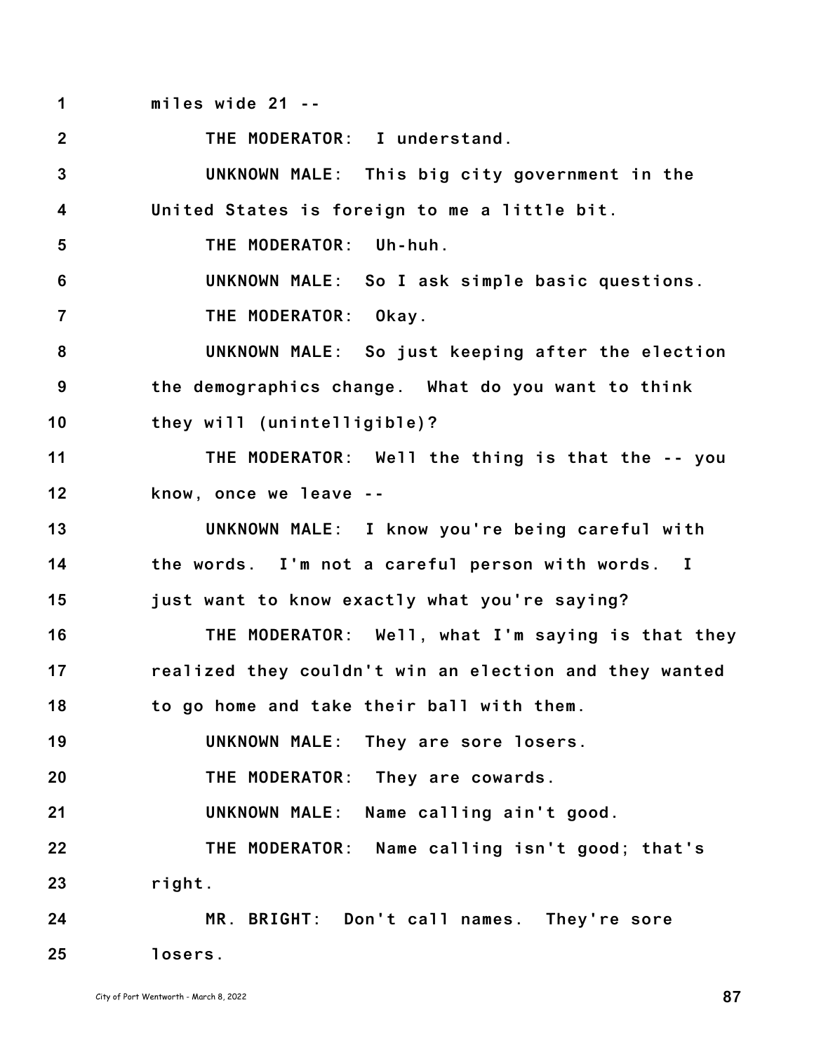miles wide 21 --

THE MODERATOR: I understand.

UNKNOWN MALE: This big city government in the United States is foreign to me a little bit.

THE MODERATOR: Uh-huh.

UNKNOWN MALE: So I ask simple basic questions.

THE MODERATOR: Okay.

UNKNOWN MALE: So just keeping after the election the demographics change. What do you want to think they will (unintelligible)?

THE MODERATOR: Well the thing is that the -- you know, once we leave --

UNKNOWN MALE: I know you're being careful with the words. I'm not a careful person with words. I just want to know exactly what you're saying?

THE MODERATOR: Well, what I'm saying is that they realized they couldn't win an election and they wanted to go home and take their ball with them.

UNKNOWN MALE: They are sore losers.

THE MODERATOR: They are cowards.

UNKNOWN MALE: Name calling ain't good.

THE MODERATOR: Name calling isn't good; that's right.

MR. BRIGHT: Don't call names. They're sore losers.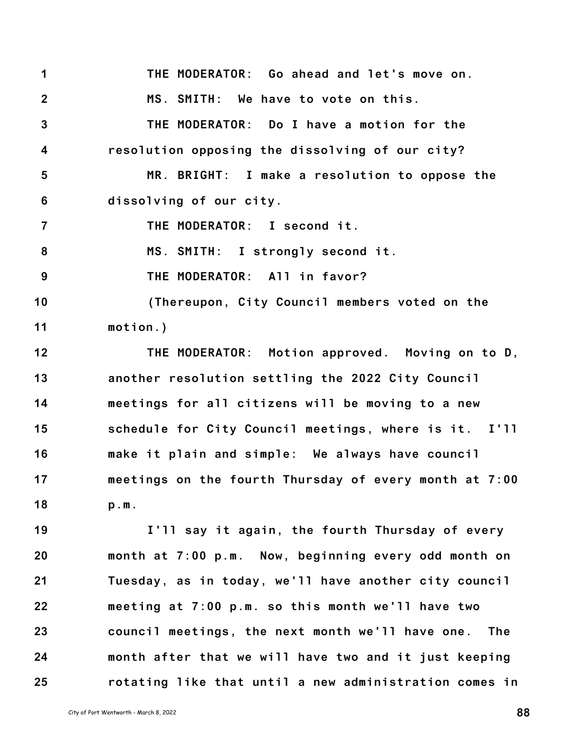THE MODERATOR: Go ahead and let's move on.

MS. SMITH: We have to vote on this.

THE MODERATOR: Do I have a motion for the resolution opposing the dissolving of our city?

MR. BRIGHT: I make a resolution to oppose the dissolving of our city.

THE MODERATOR: I second it.

MS. SMITH: I strongly second it.

THE MODERATOR: All in favor?

(Thereupon, City Council members voted on the motion.)

THE MODERATOR: Motion approved. Moving on to D, another resolution settling the 2022 City Council meetings for all citizens will be moving to a new schedule for City Council meetings, where is it. I'll make it plain and simple: We always have council meetings on the fourth Thursday of every month at 7:00 p.m.

I'll say it again, the fourth Thursday of every month at 7:00 p.m. Now, beginning every odd month on Tuesday, as in today, we'll have another city council meeting at 7:00 p.m. so this month we'll have two council meetings, the next month we'll have one. The month after that we will have two and it just keeping rotating like that until a new administration comes in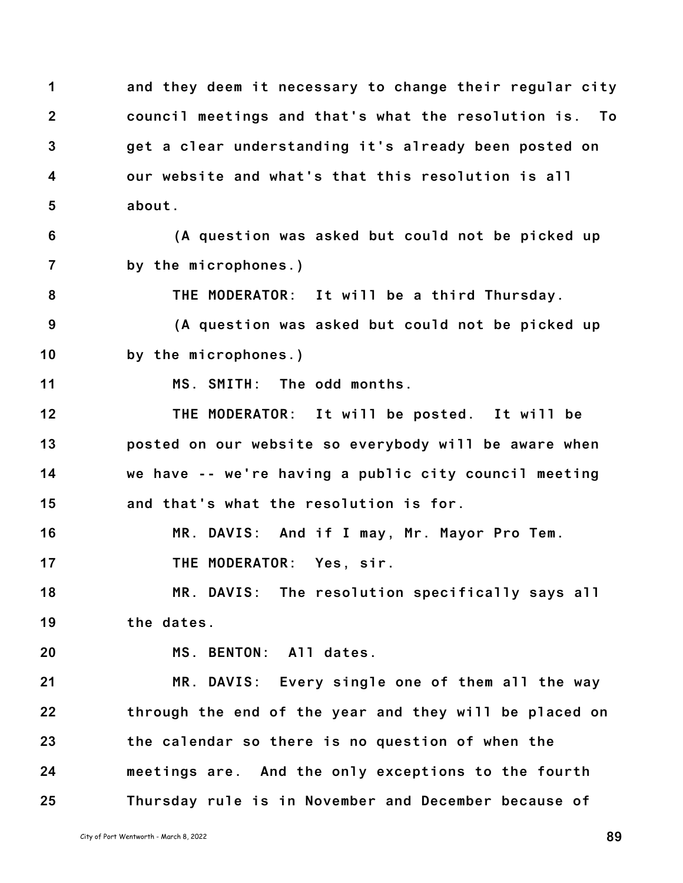and they deem it necessary to change their regular city council meetings and that's what the resolution is. To get a clear understanding it's already been posted on our website and what's that this resolution is all about.

(A question was asked but could not be picked up by the microphones.)

THE MODERATOR: It will be a third Thursday.

(A question was asked but could not be picked up by the microphones.)

MS. SMITH: The odd months.

THE MODERATOR: It will be posted. It will be posted on our website so everybody will be aware when we have -- we're having a public city council meeting and that's what the resolution is for.

MR. DAVIS: And if I may, Mr. Mayor Pro Tem.

THE MODERATOR: Yes, sir.

MR. DAVIS: The resolution specifically says all the dates.

MS. BENTON: All dates.

MR. DAVIS: Every single one of them all the way through the end of the year and they will be placed on the calendar so there is no question of when the meetings are. And the only exceptions to the fourth Thursday rule is in November and December because of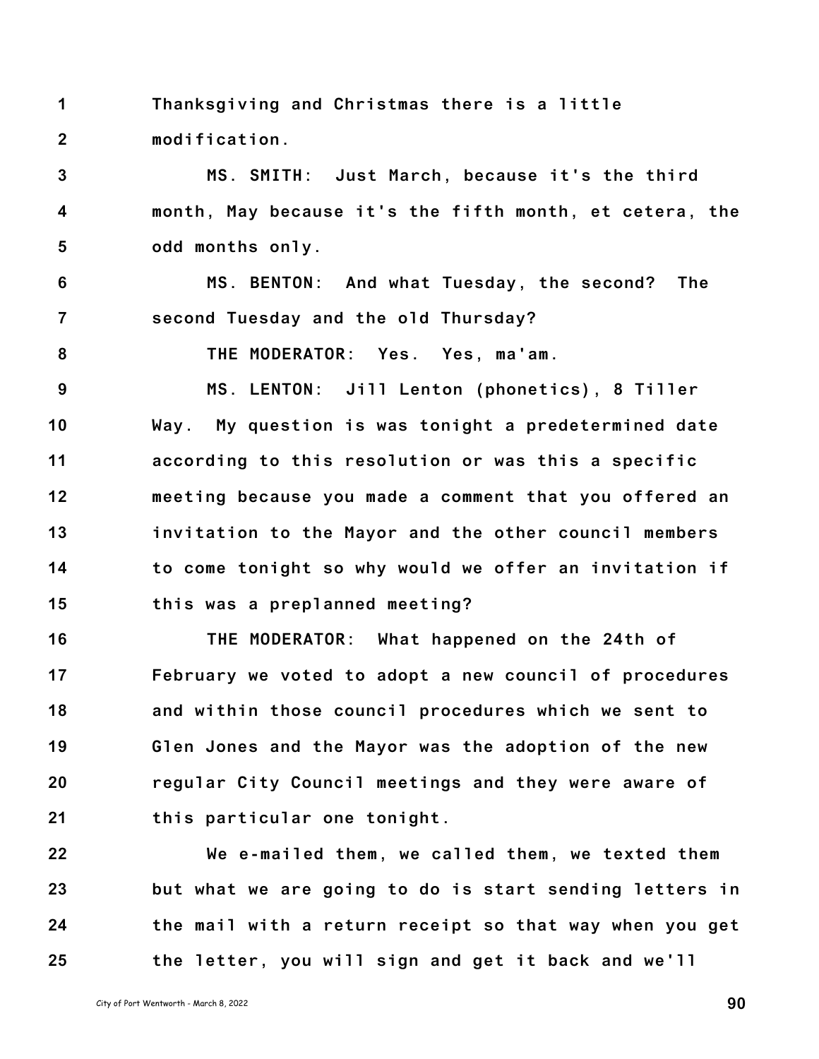Thanksgiving and Christmas there is a little modification.

MS. SMITH: Just March, because it's the third month, May because it's the fifth month, et cetera, the odd months only.

MS. BENTON: And what Tuesday, the second? The second Tuesday and the old Thursday?

THE MODERATOR: Yes. Yes, ma'am.

MS. LENTON: Jill Lenton (phonetics), 8 Tiller Way. My question is was tonight a predetermined date according to this resolution or was this a specific meeting because you made a comment that you offered an invitation to the Mayor and the other council members to come tonight so why would we offer an invitation if this was a preplanned meeting?

THE MODERATOR: What happened on the 24th of February we voted to adopt a new council of procedures and within those council procedures which we sent to Glen Jones and the Mayor was the adoption of the new regular City Council meetings and they were aware of this particular one tonight.

We e-mailed them, we called them, we texted them but what we are going to do is start sending letters in the mail with a return receipt so that way when you get the letter, you will sign and get it back and we'll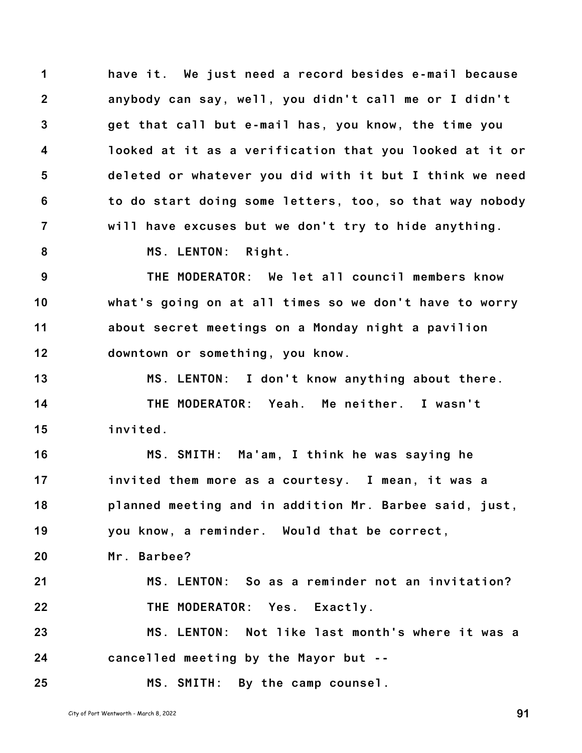have it. We just need a record besides e-mail because anybody can say, well, you didn't call me or I didn't get that call but e-mail has, you know, the time you looked at it as a verification that you looked at it or deleted or whatever you did with it but I think we need to do start doing some letters, too, so that way nobody will have excuses but we don't try to hide anything.

MS. LENTON: Right.

THE MODERATOR: We let all council members know what's going on at all times so we don't have to worry about secret meetings on a Monday night a pavilion downtown or something, you know.

MS. LENTON: I don't know anything about there.

THE MODERATOR: Yeah. Me neither. I wasn't invited.

MS. SMITH: Ma'am, I think he was saying he invited them more as a courtesy. I mean, it was a planned meeting and in addition Mr. Barbee said, just, you know, a reminder. Would that be correct, Mr. Barbee?

MS. LENTON: So as a reminder not an invitation?

THE MODERATOR: Yes. Exactly.

MS. LENTON: Not like last month's where it was a cancelled meeting by the Mayor but --

MS. SMITH: By the camp counsel.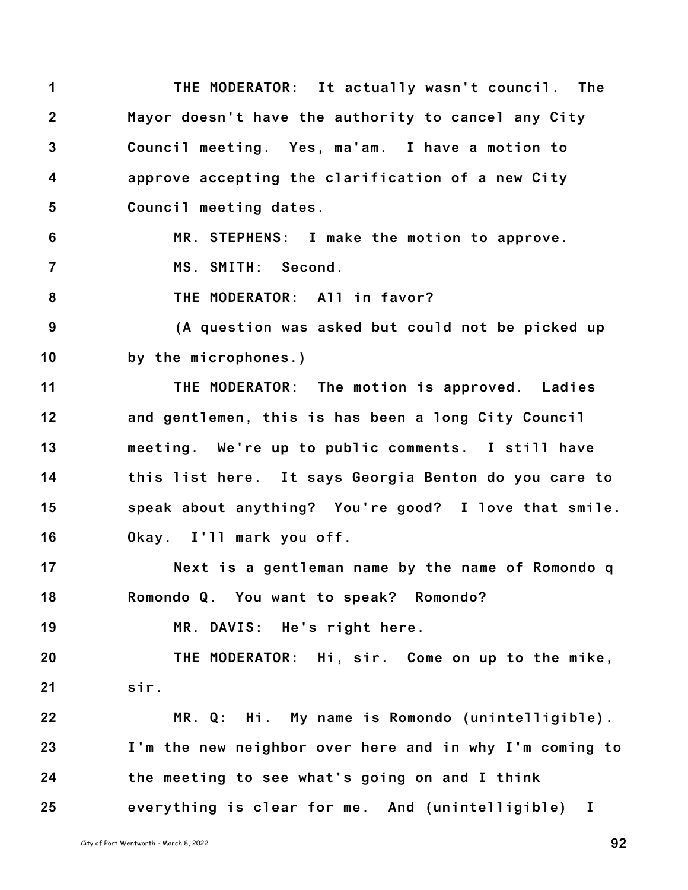THE MODERATOR: It actually wasn't council. The Mayor doesn't have the authority to cancel any City Council meeting. Yes, ma'am. I have a motion to approve accepting the clarification of a new City Council meeting dates.

MR. STEPHENS: I make the motion to approve.

MS. SMITH: Second.

THE MODERATOR: All in favor?

(A question was asked but could not be picked up by the microphones.)

THE MODERATOR: The motion is approved. Ladies and gentlemen, this is has been a long City Council meeting. We're up to public comments. I still have this list here. It says Georgia Benton do you care to speak about anything? You're good? I love that smile. Okay. I'll mark you off.

Next is a gentleman name by the name of Romondo q Romondo Q. You want to speak? Romondo?

MR. DAVIS: He's right here.

THE MODERATOR: Hi, sir. Come on up to the mike, sir.

MR. Q: Hi. My name is Romondo (unintelligible). I'm the new neighbor over here and in why I'm coming to the meeting to see what's going on and I think everything is clear for me. And (unintelligible) I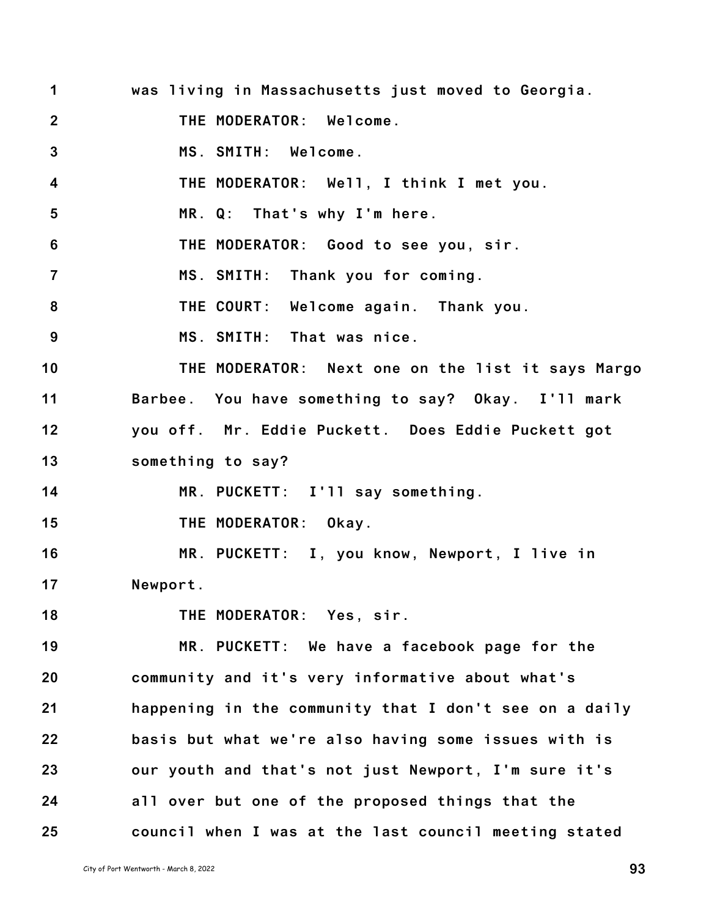was living in Massachusetts just moved to Georgia.

THE MODERATOR: Welcome.

MS. SMITH: Welcome.

THE MODERATOR: Well, I think I met you.

MR. Q: That's why I'm here.

THE MODERATOR: Good to see you, sir.

MS. SMITH: Thank you for coming.

THE COURT: Welcome again. Thank you.

MS. SMITH: That was nice.

THE MODERATOR: Next one on the list it says Margo Barbee. You have something to say? Okay. I'll mark you off. Mr. Eddie Puckett. Does Eddie Puckett got something to say?

MR. PUCKETT: I'll say something.

THE MODERATOR: Okay.

MR. PUCKETT: I, you know, Newport, I live in Newport.

THE MODERATOR: Yes, sir.

MR. PUCKETT: We have a facebook page for the community and it's very informative about what's happening in the community that I don't see on a daily basis but what we're also having some issues with is our youth and that's not just Newport, I'm sure it's all over but one of the proposed things that the council when I was at the last council meeting stated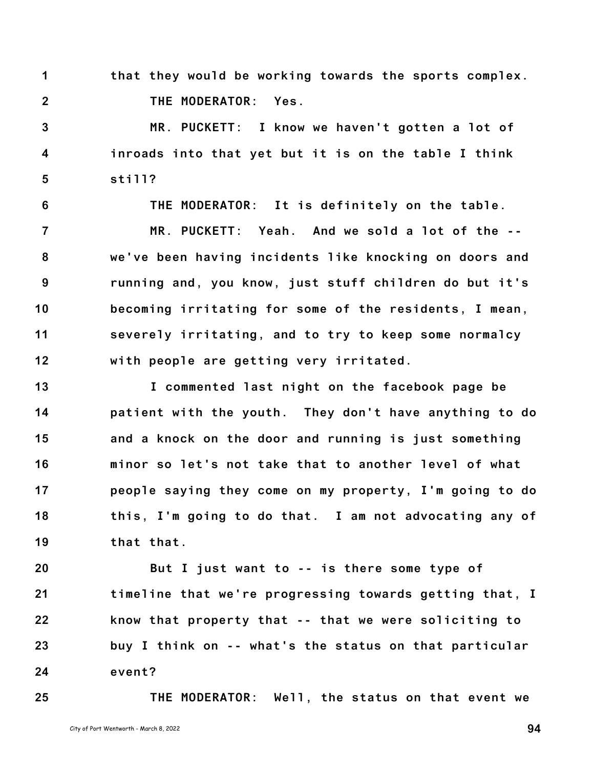that they would be working towards the sports complex.

THE MODERATOR: Yes.

MR. PUCKETT: I know we haven't gotten a lot of inroads into that yet but it is on the table I think still?

THE MODERATOR: It is definitely on the table.

MR. PUCKETT: Yeah. And we sold a lot of the -- we've been having incidents like knocking on doors and running and, you know, just stuff children do but it's becoming irritating for some of the residents, I mean, severely irritating, and to try to keep some normalcy with people are getting very irritated.

I commented last night on the facebook page be patient with the youth. They don't have anything to do and a knock on the door and running is just something minor so let's not take that to another level of what people saying they come on my property, I'm going to do this, I'm going to do that. I am not advocating any of that that.

But I just want to -- is there some type of timeline that we're progressing towards getting that, I know that property that -- that we were soliciting to buy I think on -- what's the status on that particular event?

THE MODERATOR: Well, the status on that event we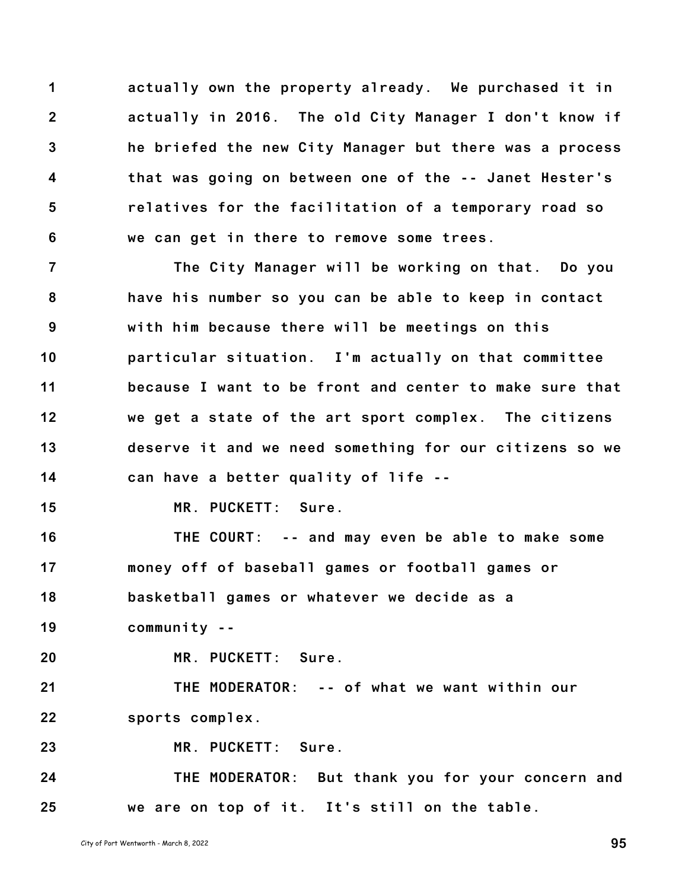actually own the property already. We purchased it in actually in 2016. The old City Manager I don't know if he briefed the new City Manager but there was a process that was going on between one of the -- Janet Hester's relatives for the facilitation of a temporary road so we can get in there to remove some trees.

The City Manager will be working on that. Do you have his number so you can be able to keep in contact with him because there will be meetings on this particular situation. I'm actually on that committee because I want to be front and center to make sure that we get a state of the art sport complex. The citizens deserve it and we need something for our citizens so we can have a better quality of life --

MR. PUCKETT: Sure.

THE COURT: -- and may even be able to make some money off of baseball games or football games or basketball games or whatever we decide as a community --

MR. PUCKETT: Sure.

THE MODERATOR: -- of what we want within our sports complex.

MR. PUCKETT: Sure.

THE MODERATOR: But thank you for your concern and we are on top of it. It's still on the table.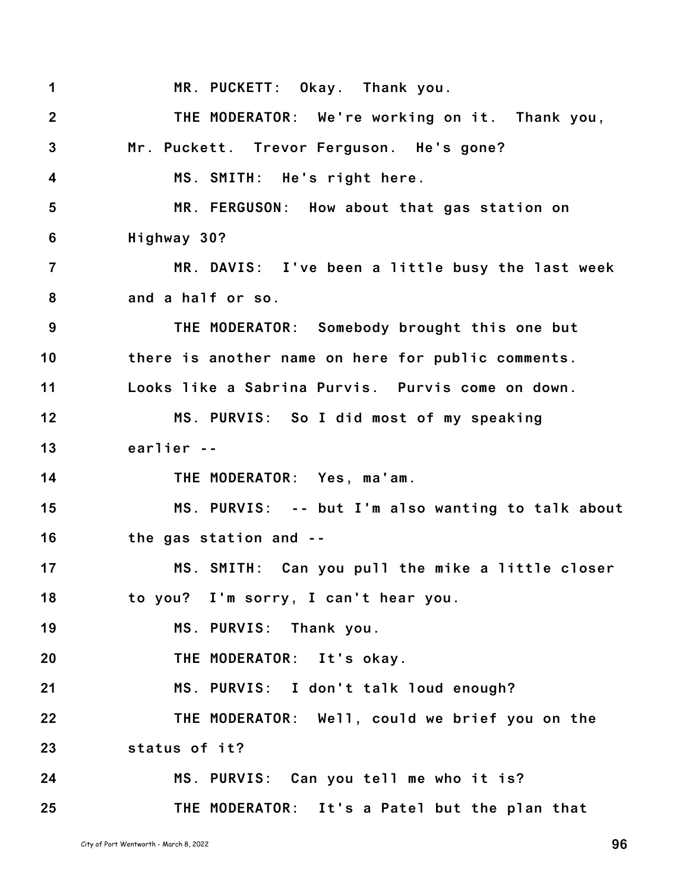MR. PUCKETT: Okay. Thank you.

THE MODERATOR: We're working on it. Thank you, Mr. Puckett. Trevor Ferguson. He's gone?

MS. SMITH: He's right here.

MR. FERGUSON: How about that gas station on Highway 30?

MR. DAVIS: I've been a little busy the last week and a half or so.

THE MODERATOR: Somebody brought this one but there is another name on here for public comments. Looks like a Sabrina Purvis. Purvis come on down.

MS. PURVIS: So I did most of my speaking earlier --

THE MODERATOR: Yes, ma'am.

MS. PURVIS: -- but I'm also wanting to talk about the gas station and --

MS. SMITH: Can you pull the mike a little closer to you? I'm sorry, I can't hear you.

MS. PURVIS: Thank you.

THE MODERATOR: It's okay.

MS. PURVIS: I don't talk loud enough?

THE MODERATOR: Well, could we brief you on the status of it?

MS. PURVIS: Can you tell me who it is?

THE MODERATOR: It's a Patel but the plan that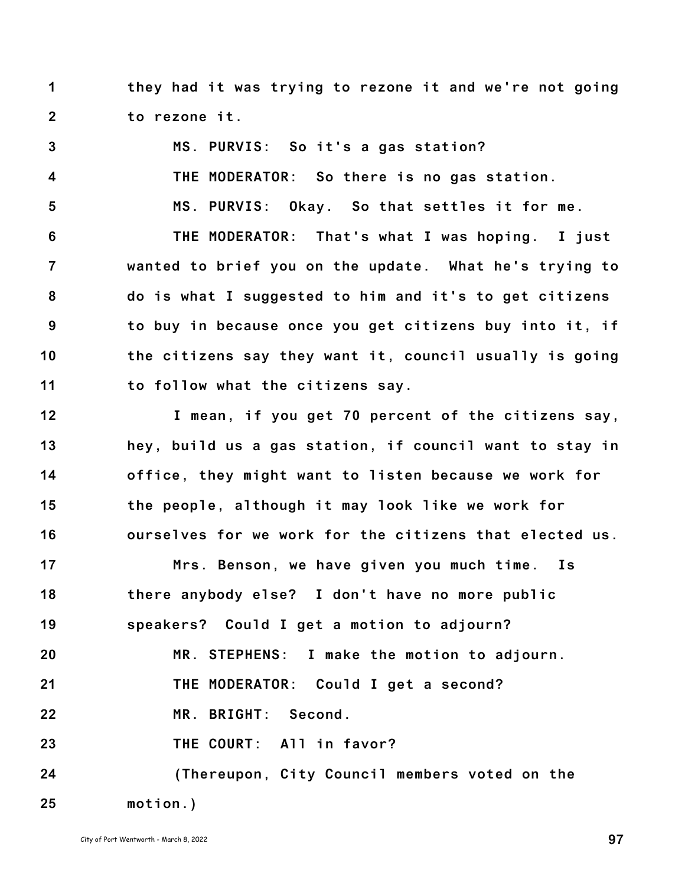1 they had it was trying to rezone it and we're not going
2 to rezone it.

3 MS. PURVIS: So it's a gas station?

4 THE MODERATOR: So there is no gas station.

5 MS. PURVIS: Okay. So that settles it for me.

6 THE MODERATOR: That's what I was hoping. I just
7 wanted to brief you on the update. What he's trying to
8 do is what I suggested to him and it's to get citizens
9 to buy in because once you get citizens buy into it, if
10 the citizens say they want it, council usually is going
11 to follow what the citizens say.

12 I mean, if you get 70 percent of the citizens say,
13 hey, build us a gas station, if council want to stay in
14 office, they might want to listen because we work for
15 the people, although it may look like we work for
16 ourselves for we work for the citizens that elected us.

17 Mrs. Benson, we have given you much time. Is
18 there anybody else? I don't have no more public
19 speakers? Could I get a motion to adjourn?

20 MR. STEPHENS: I make the motion to adjourn.

21 THE MODERATOR: Could I get a second?

22 MR. BRIGHT: Second.

23 THE COURT: All in favor?

24 (Thereupon, City Council members voted on the
25 motion.)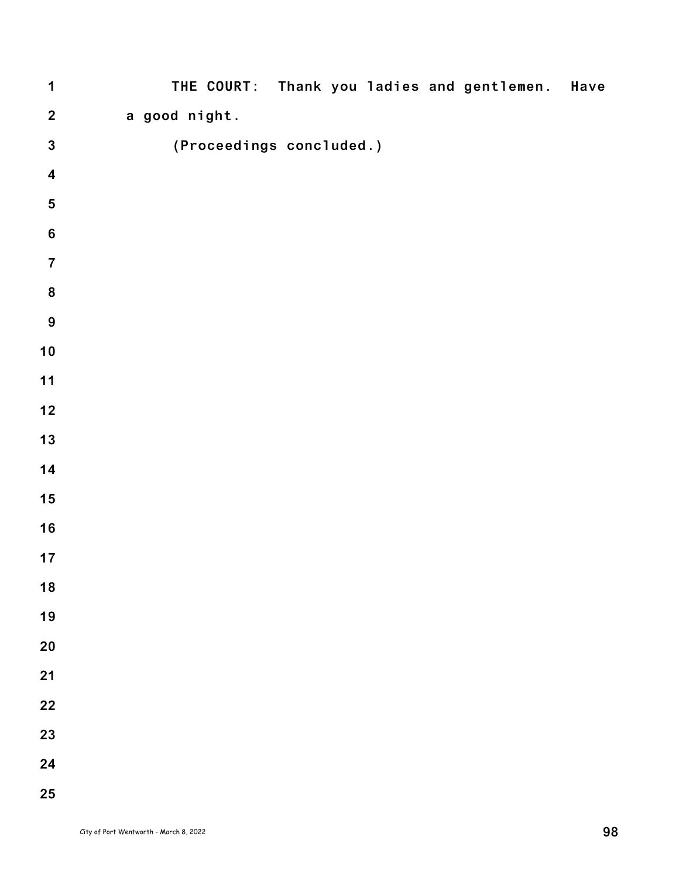THE COURT: Thank you ladies and gentlemen. Have a good night.

(Proceedings concluded.)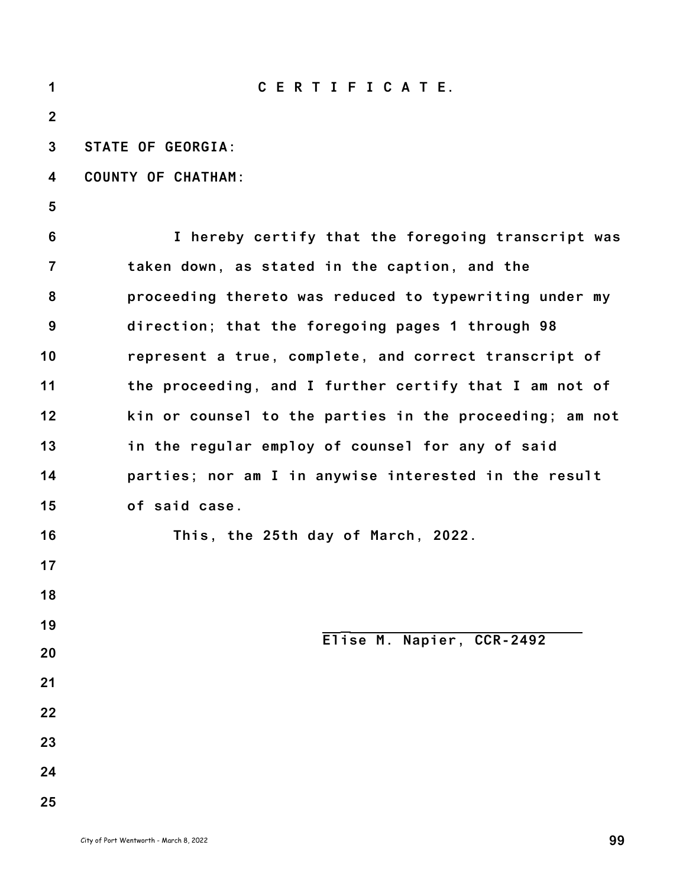# C E R T I F I C A T E.

STATE OF GEORGIA:

COUNTY OF CHATHAM:

I hereby certify that the foregoing transcript was taken down, as stated in the caption, and the proceeding thereto was reduced to typewriting under my direction; that the foregoing pages 1 through 98 represent a true, complete, and correct transcript of the proceeding, and I further certify that I am not of kin or counsel to the parties in the proceeding; am not in the regular employ of counsel for any of said parties; nor am I in anywise interested in the result of said case.

This, the 25th day of March, 2022.

\_\_\_\_\_\_\_\_\_\_\_\_\_\_\_\_\_\_\_\_\_\_\_\_\_\_\_\_\_\_

Elise M. Napier, CCR-2492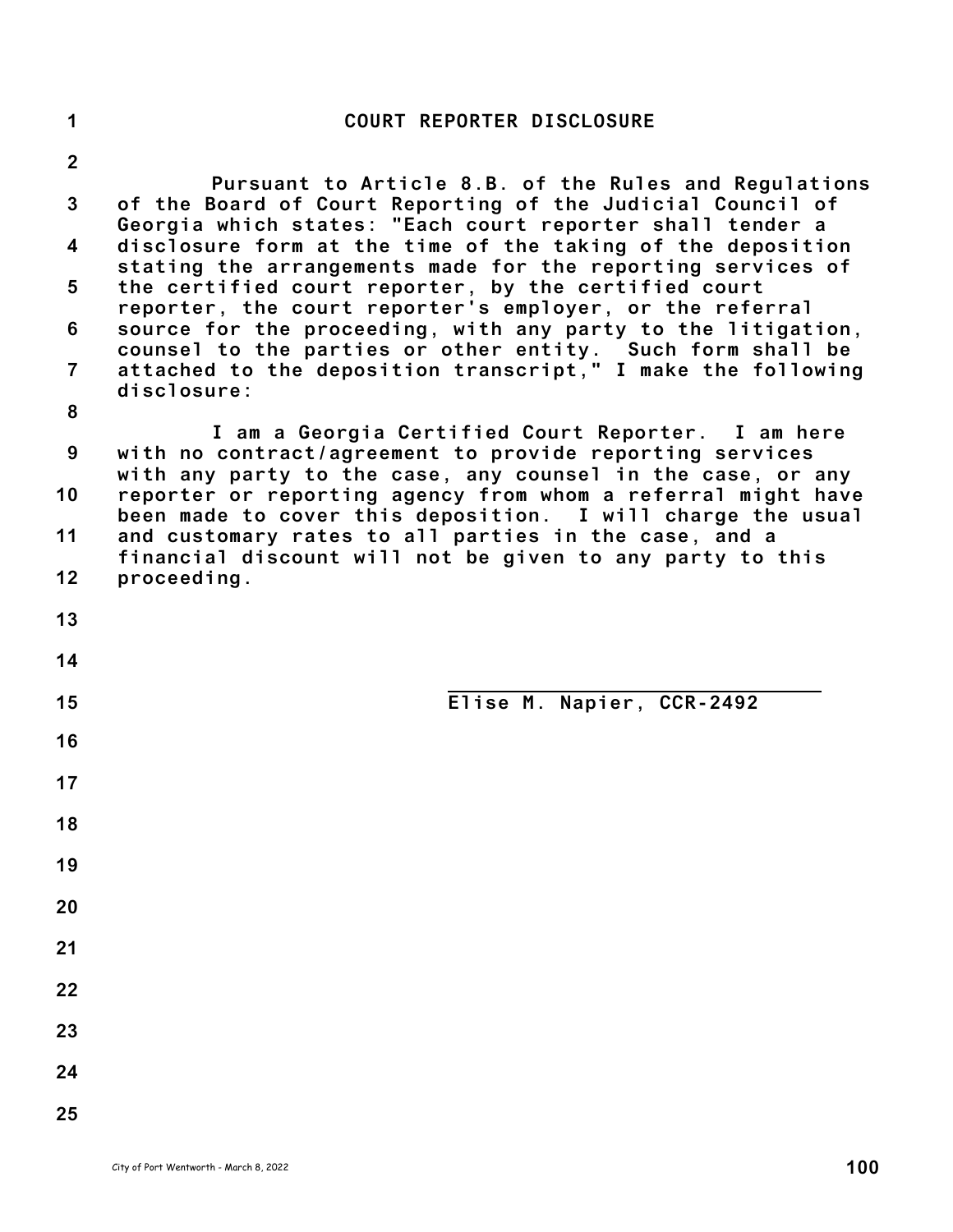# COURT REPORTER DISCLOSURE

Pursuant to Article 8.B. of the Rules and Regulations of the Board of Court Reporting of the Judicial Council of Georgia which states: "Each court reporter shall tender a disclosure form at the time of the taking of the deposition stating the arrangements made for the reporting services of the certified court reporter, by the certified court reporter, the court reporter's employer, or the referral source for the proceeding, with any party to the litigation, counsel to the parties or other entity. Such form shall be attached to the deposition transcript," I make the following disclosure:

I am a Georgia Certified Court Reporter. I am here with no contract/agreement to provide reporting services with any party to the case, any counsel in the case, or any reporter or reporting agency from whom a referral might have been made to cover this deposition. I will charge the usual and customary rates to all parties in the case, and a financial discount will not be given to any party to this proceeding.

______________________________
Elise M. Napier, CCR-2492